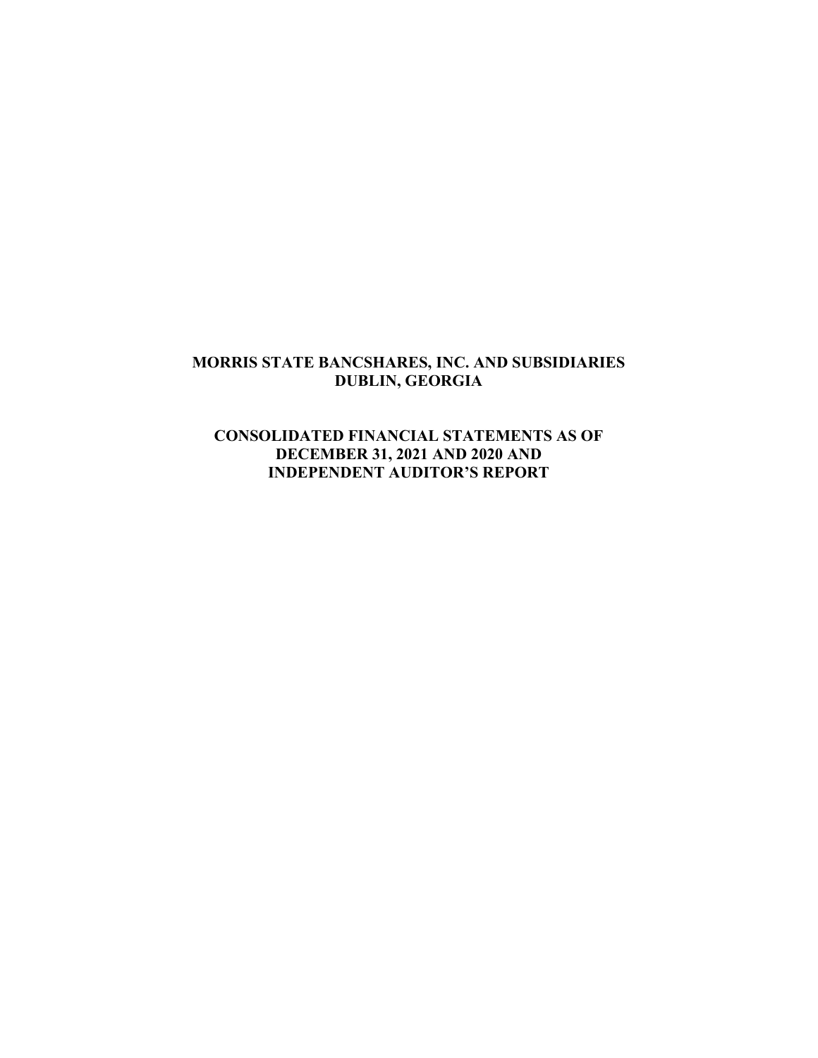# MORRIS STATE BANCSHARES, INC. AND SUBSIDIARIES
## DUBLIN, GEORGIA

## CONSOLIDATED FINANCIAL STATEMENTS AS OF DECEMBER 31, 2021 AND 2020 AND INDEPENDENT AUDITOR'S REPORT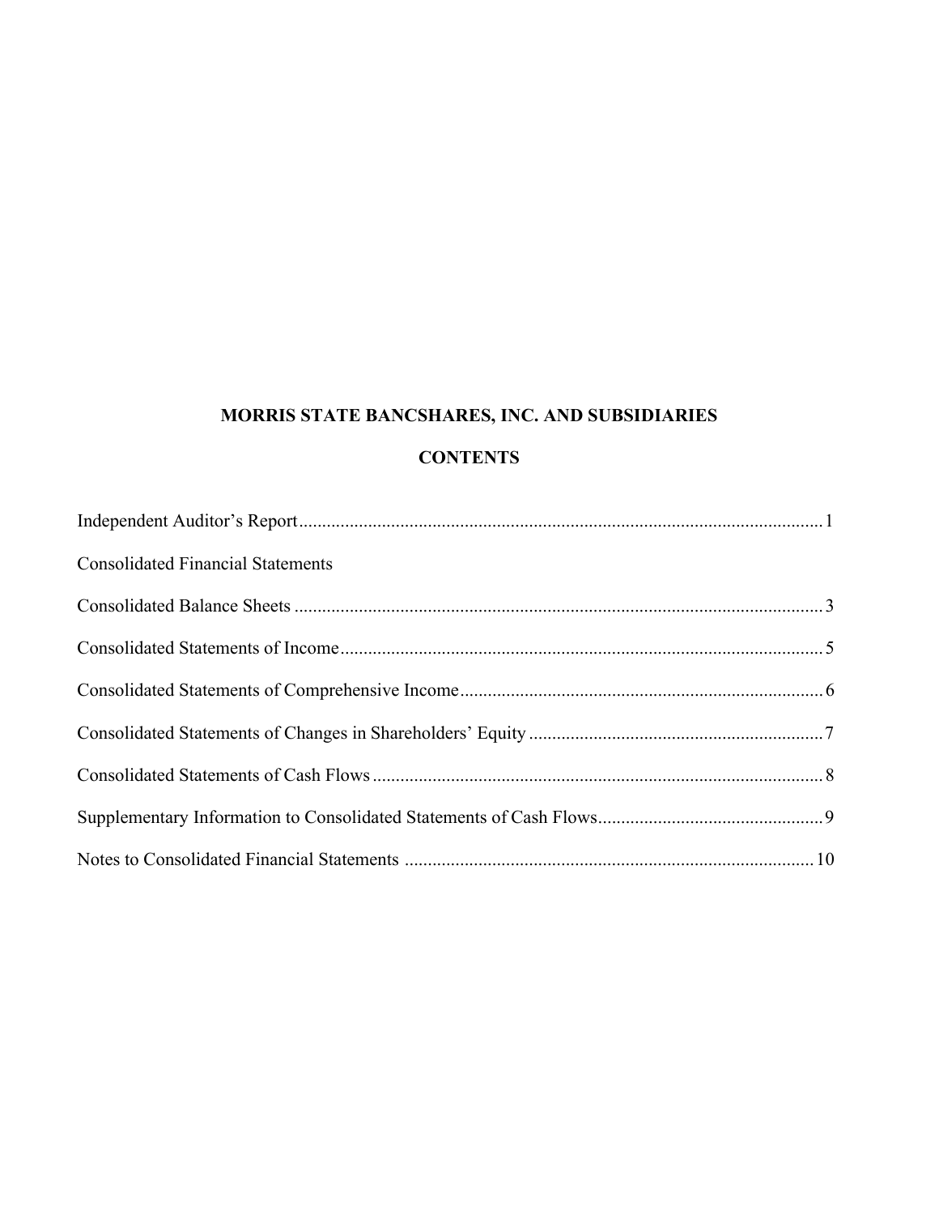# MORRIS STATE BANCSHARES, INC. AND SUBSIDIARIES

## CONTENTS

| | |
|---|---|
| Independent Auditor's Report | 1 |
| Consolidated Financial Statements | |
| Consolidated Balance Sheets | 3 |
| Consolidated Statements of Income | 5 |
| Consolidated Statements of Comprehensive Income | 6 |
| Consolidated Statements of Changes in Shareholders' Equity | 7 |
| Consolidated Statements of Cash Flows | 8 |
| Supplementary Information to Consolidated Statements of Cash Flows | 9 |
| Notes to Consolidated Financial Statements | 10 |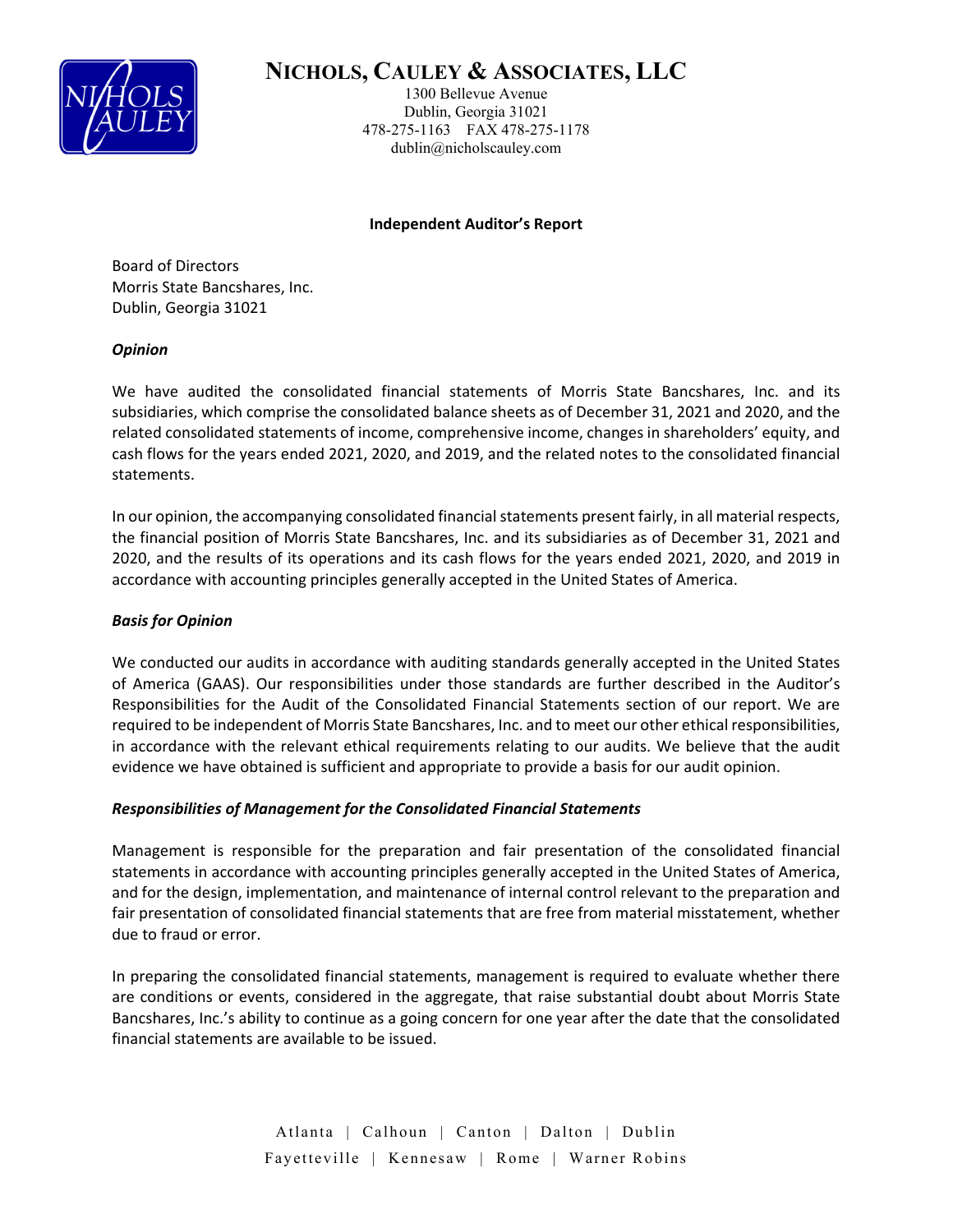# NICHOLS, CAULEY & ASSOCIATES, LLC

1300 Bellevue Avenue
Dublin, Georgia 31021
478-275-1163 FAX 478-275-1178
dublin@nicholscauley.com

## Independent Auditor's Report

Board of Directors
Morris State Bancshares, Inc.
Dublin, Georgia 31021

***Opinion***

We have audited the consolidated financial statements of Morris State Bancshares, Inc. and its subsidiaries, which comprise the consolidated balance sheets as of December 31, 2021 and 2020, and the related consolidated statements of income, comprehensive income, changes in shareholders' equity, and cash flows for the years ended 2021, 2020, and 2019, and the related notes to the consolidated financial statements.

In our opinion, the accompanying consolidated financial statements present fairly, in all material respects, the financial position of Morris State Bancshares, Inc. and its subsidiaries as of December 31, 2021 and 2020, and the results of its operations and its cash flows for the years ended 2021, 2020, and 2019 in accordance with accounting principles generally accepted in the United States of America.

***Basis for Opinion***

We conducted our audits in accordance with auditing standards generally accepted in the United States of America (GAAS). Our responsibilities under those standards are further described in the Auditor's Responsibilities for the Audit of the Consolidated Financial Statements section of our report. We are required to be independent of Morris State Bancshares, Inc. and to meet our other ethical responsibilities, in accordance with the relevant ethical requirements relating to our audits. We believe that the audit evidence we have obtained is sufficient and appropriate to provide a basis for our audit opinion.

***Responsibilities of Management for the Consolidated Financial Statements***

Management is responsible for the preparation and fair presentation of the consolidated financial statements in accordance with accounting principles generally accepted in the United States of America, and for the design, implementation, and maintenance of internal control relevant to the preparation and fair presentation of consolidated financial statements that are free from material misstatement, whether due to fraud or error.

In preparing the consolidated financial statements, management is required to evaluate whether there are conditions or events, considered in the aggregate, that raise substantial doubt about Morris State Bancshares, Inc.'s ability to continue as a going concern for one year after the date that the consolidated financial statements are available to be issued.

Atlanta | Calhoun | Canton | Dalton | Dublin
Fayetteville | Kennesaw | Rome | Warner Robins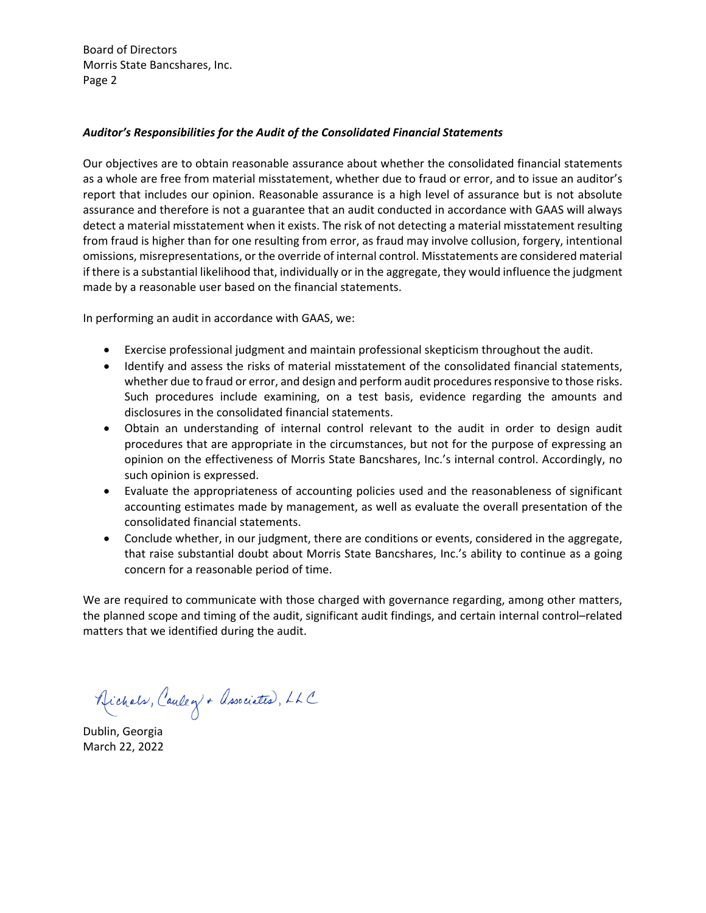Board of Directors
Morris State Bancshares, Inc.
Page 2

***Auditor's Responsibilities for the Audit of the Consolidated Financial Statements***

Our objectives are to obtain reasonable assurance about whether the consolidated financial statements as a whole are free from material misstatement, whether due to fraud or error, and to issue an auditor's report that includes our opinion. Reasonable assurance is a high level of assurance but is not absolute assurance and therefore is not a guarantee that an audit conducted in accordance with GAAS will always detect a material misstatement when it exists. The risk of not detecting a material misstatement resulting from fraud is higher than for one resulting from error, as fraud may involve collusion, forgery, intentional omissions, misrepresentations, or the override of internal control. Misstatements are considered material if there is a substantial likelihood that, individually or in the aggregate, they would influence the judgment made by a reasonable user based on the financial statements.

In performing an audit in accordance with GAAS, we:

- Exercise professional judgment and maintain professional skepticism throughout the audit.
- Identify and assess the risks of material misstatement of the consolidated financial statements, whether due to fraud or error, and design and perform audit procedures responsive to those risks. Such procedures include examining, on a test basis, evidence regarding the amounts and disclosures in the consolidated financial statements.
- Obtain an understanding of internal control relevant to the audit in order to design audit procedures that are appropriate in the circumstances, but not for the purpose of expressing an opinion on the effectiveness of Morris State Bancshares, Inc.'s internal control. Accordingly, no such opinion is expressed.
- Evaluate the appropriateness of accounting policies used and the reasonableness of significant accounting estimates made by management, as well as evaluate the overall presentation of the consolidated financial statements.
- Conclude whether, in our judgment, there are conditions or events, considered in the aggregate, that raise substantial doubt about Morris State Bancshares, Inc.'s ability to continue as a going concern for a reasonable period of time.

We are required to communicate with those charged with governance regarding, among other matters, the planned scope and timing of the audit, significant audit findings, and certain internal control–related matters that we identified during the audit.

Nichols, Cauley & Associates, LLC

Dublin, Georgia
March 22, 2022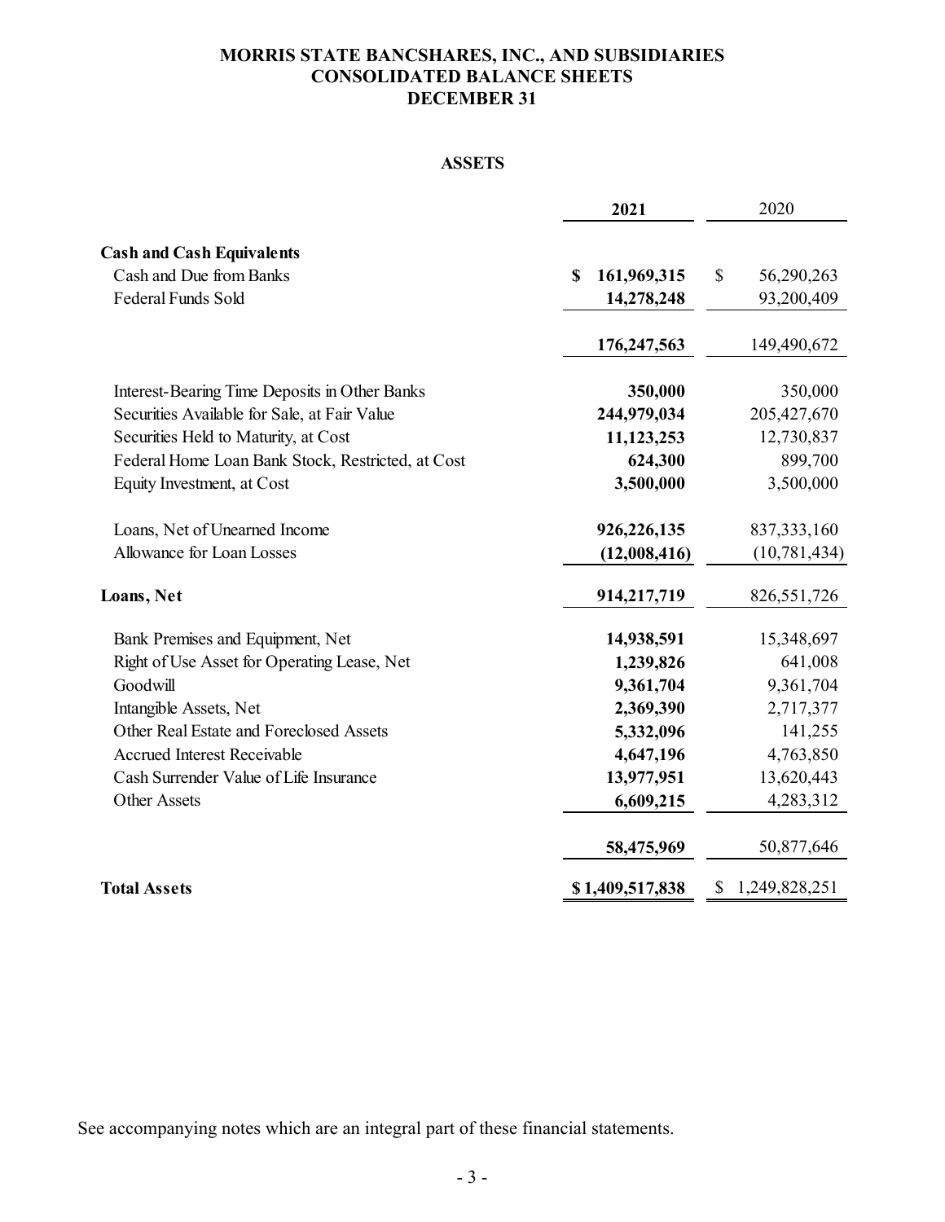# MORRIS STATE BANCSHARES, INC., AND SUBSIDIARIES
## CONSOLIDATED BALANCE SHEETS
## DECEMBER 31

### ASSETS

| | 2021 | 2020 |
|---|---|---|
| **Cash and Cash Equivalents** | | |
| Cash and Due from Banks | **$ 161,969,315** | $ 56,290,263 |
| Federal Funds Sold | **14,278,248** | 93,200,409 |
| | **176,247,563** | 149,490,672 |
| Interest-Bearing Time Deposits in Other Banks | **350,000** | 350,000 |
| Securities Available for Sale, at Fair Value | **244,979,034** | 205,427,670 |
| Securities Held to Maturity, at Cost | **11,123,253** | 12,730,837 |
| Federal Home Loan Bank Stock, Restricted, at Cost | **624,300** | 899,700 |
| Equity Investment, at Cost | **3,500,000** | 3,500,000 |
| Loans, Net of Unearned Income | **926,226,135** | 837,333,160 |
| Allowance for Loan Losses | **(12,008,416)** | (10,781,434) |
| **Loans, Net** | **914,217,719** | 826,551,726 |
| Bank Premises and Equipment, Net | **14,938,591** | 15,348,697 |
| Right of Use Asset for Operating Lease, Net | **1,239,826** | 641,008 |
| Goodwill | **9,361,704** | 9,361,704 |
| Intangible Assets, Net | **2,369,390** | 2,717,377 |
| Other Real Estate and Foreclosed Assets | **5,332,096** | 141,255 |
| Accrued Interest Receivable | **4,647,196** | 4,763,850 |
| Cash Surrender Value of Life Insurance | **13,977,951** | 13,620,443 |
| Other Assets | **6,609,215** | 4,283,312 |
| | **58,475,969** | 50,877,646 |
| **Total Assets** | **$ 1,409,517,838** | $ 1,249,828,251 |

See accompanying notes which are an integral part of these financial statements.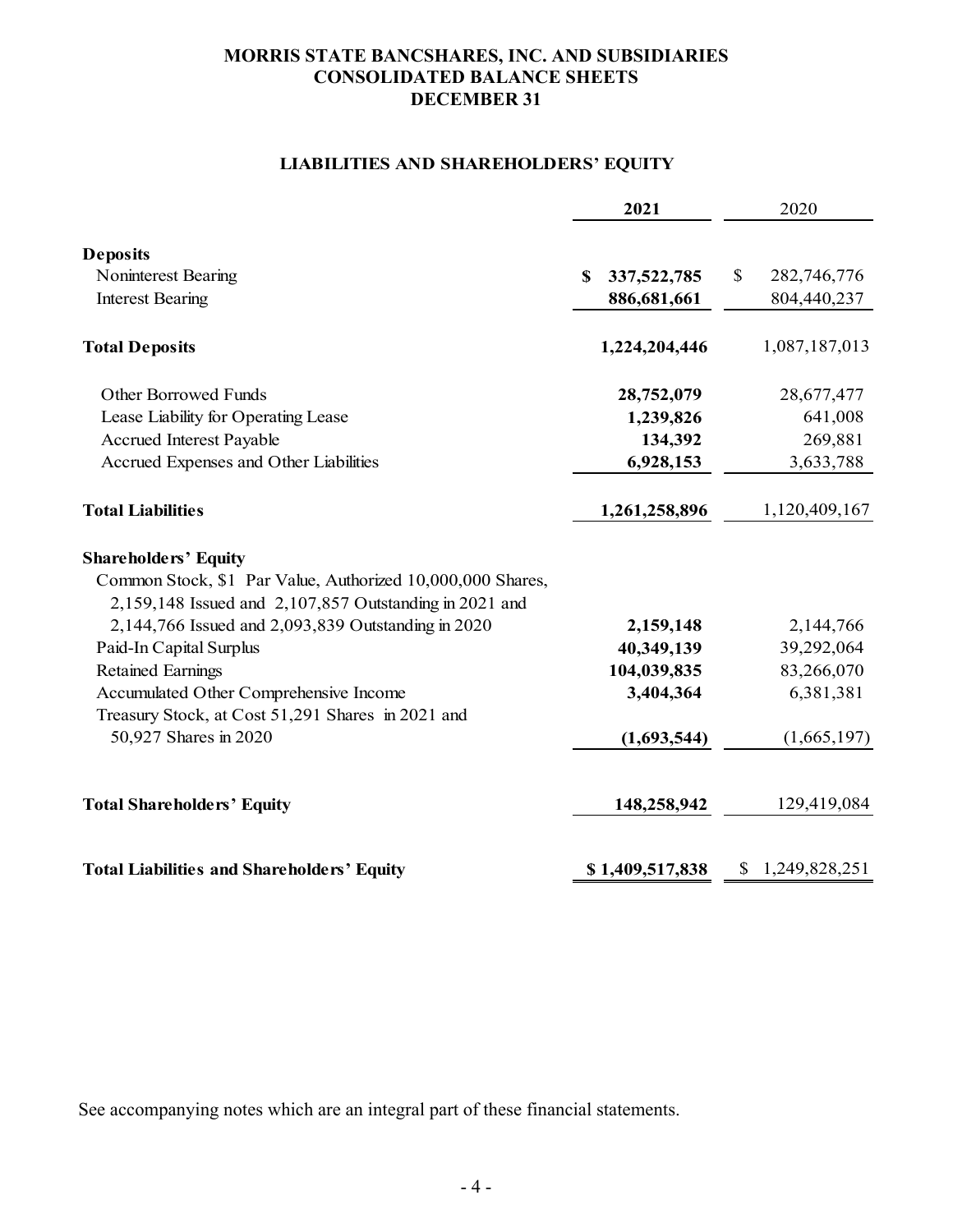# MORRIS STATE BANCSHARES, INC. AND SUBSIDIARIES
## CONSOLIDATED BALANCE SHEETS
## DECEMBER 31

### LIABILITIES AND SHAREHOLDERS' EQUITY

| | 2021 | 2020 |
|---|---|---|
| **Deposits** | | |
| Noninterest Bearing | **$ 337,522,785** | $ 282,746,776 |
| Interest Bearing | **886,681,661** | 804,440,237 |
| **Total Deposits** | **1,224,204,446** | 1,087,187,013 |
| Other Borrowed Funds | **28,752,079** | 28,677,477 |
| Lease Liability for Operating Lease | **1,239,826** | 641,008 |
| Accrued Interest Payable | **134,392** | 269,881 |
| Accrued Expenses and Other Liabilities | **6,928,153** | 3,633,788 |
| **Total Liabilities** | **1,261,258,896** | 1,120,409,167 |
| **Shareholders' Equity** | | |
| Common Stock, $1 Par Value, Authorized 10,000,000 Shares, 2,159,148 Issued and 2,107,857 Outstanding in 2021 and 2,144,766 Issued and 2,093,839 Outstanding in 2020 | **2,159,148** | 2,144,766 |
| Paid-In Capital Surplus | **40,349,139** | 39,292,064 |
| Retained Earnings | **104,039,835** | 83,266,070 |
| Accumulated Other Comprehensive Income | **3,404,364** | 6,381,381 |
| Treasury Stock, at Cost 51,291 Shares in 2021 and 50,927 Shares in 2020 | **(1,693,544)** | (1,665,197) |
| **Total Shareholders' Equity** | **148,258,942** | 129,419,084 |
| **Total Liabilities and Shareholders' Equity** | **$ 1,409,517,838** | $ 1,249,828,251 |

See accompanying notes which are an integral part of these financial statements.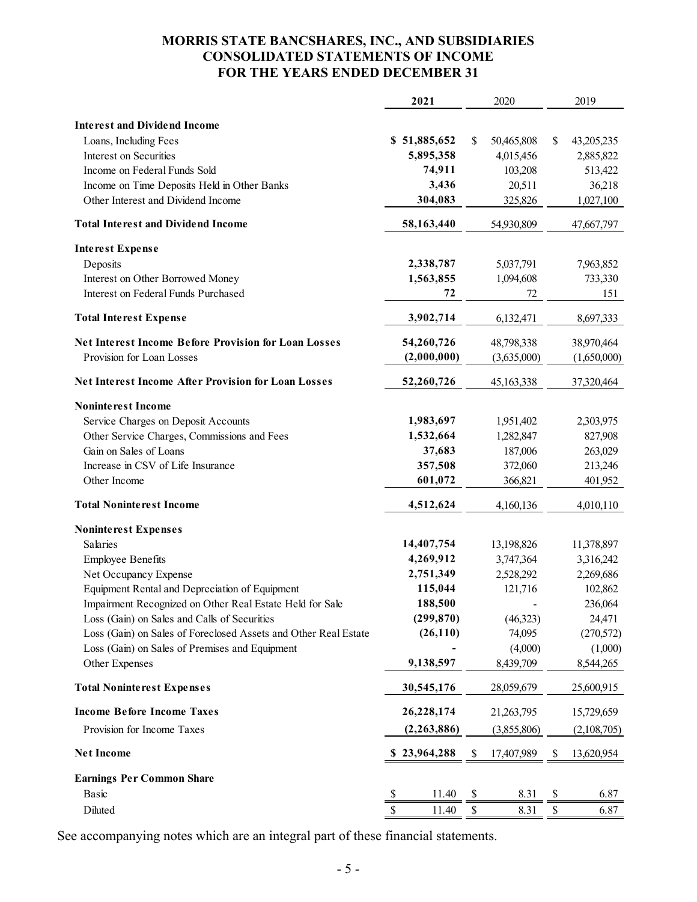# MORRIS STATE BANCSHARES, INC., AND SUBSIDIARIES
## CONSOLIDATED STATEMENTS OF INCOME
## FOR THE YEARS ENDED DECEMBER 31

| | **2021** | 2020 | 2019 |
|---|---|---|---|
| **Interest and Dividend Income** | | | |
| Loans, Including Fees | **$ 51,885,652** | $ 50,465,808 | $ 43,205,235 |
| Interest on Securities | **5,895,358** | 4,015,456 | 2,885,822 |
| Income on Federal Funds Sold | **74,911** | 103,208 | 513,422 |
| Income on Time Deposits Held in Other Banks | **3,436** | 20,511 | 36,218 |
| Other Interest and Dividend Income | **304,083** | 325,826 | 1,027,100 |
| **Total Interest and Dividend Income** | **58,163,440** | 54,930,809 | 47,667,797 |
| **Interest Expense** | | | |
| Deposits | **2,338,787** | 5,037,791 | 7,963,852 |
| Interest on Other Borrowed Money | **1,563,855** | 1,094,608 | 733,330 |
| Interest on Federal Funds Purchased | **72** | 72 | 151 |
| **Total Interest Expense** | **3,902,714** | 6,132,471 | 8,697,333 |
| **Net Interest Income Before Provision for Loan Losses** | **54,260,726** | 48,798,338 | 38,970,464 |
| Provision for Loan Losses | **(2,000,000)** | (3,635,000) | (1,650,000) |
| **Net Interest Income After Provision for Loan Losses** | **52,260,726** | 45,163,338 | 37,320,464 |
| **Noninterest Income** | | | |
| Service Charges on Deposit Accounts | **1,983,697** | 1,951,402 | 2,303,975 |
| Other Service Charges, Commissions and Fees | **1,532,664** | 1,282,847 | 827,908 |
| Gain on Sales of Loans | **37,683** | 187,006 | 263,029 |
| Increase in CSV of Life Insurance | **357,508** | 372,060 | 213,246 |
| Other Income | **601,072** | 366,821 | 401,952 |
| **Total Noninterest Income** | **4,512,624** | 4,160,136 | 4,010,110 |
| **Noninterest Expenses** | | | |
| Salaries | **14,407,754** | 13,198,826 | 11,378,897 |
| Employee Benefits | **4,269,912** | 3,747,364 | 3,316,242 |
| Net Occupancy Expense | **2,751,349** | 2,528,292 | 2,269,686 |
| Equipment Rental and Depreciation of Equipment | **115,044** | 121,716 | 102,862 |
| Impairment Recognized on Other Real Estate Held for Sale | **188,500** | - | 236,064 |
| Loss (Gain) on Sales and Calls of Securities | **(299,870)** | (46,323) | 24,471 |
| Loss (Gain) on Sales of Foreclosed Assets and Other Real Estate | **(26,110)** | 74,095 | (270,572) |
| Loss (Gain) on Sales of Premises and Equipment | **-** | (4,000) | (1,000) |
| Other Expenses | **9,138,597** | 8,439,709 | 8,544,265 |
| **Total Noninterest Expenses** | **30,545,176** | 28,059,679 | 25,600,915 |
| **Income Before Income Taxes** | **26,228,174** | 21,263,795 | 15,729,659 |
| Provision for Income Taxes | **(2,263,886)** | (3,855,806) | (2,108,705) |
| **Net Income** | **$ 23,964,288** | $ 17,407,989 | $ 13,620,954 |
| **Earnings Per Common Share** | | | |
| Basic | $ 11.40 | $ 8.31 | $ 6.87 |
| Diluted | $ 11.40 | $ 8.31 | $ 6.87 |

See accompanying notes which are an integral part of these financial statements.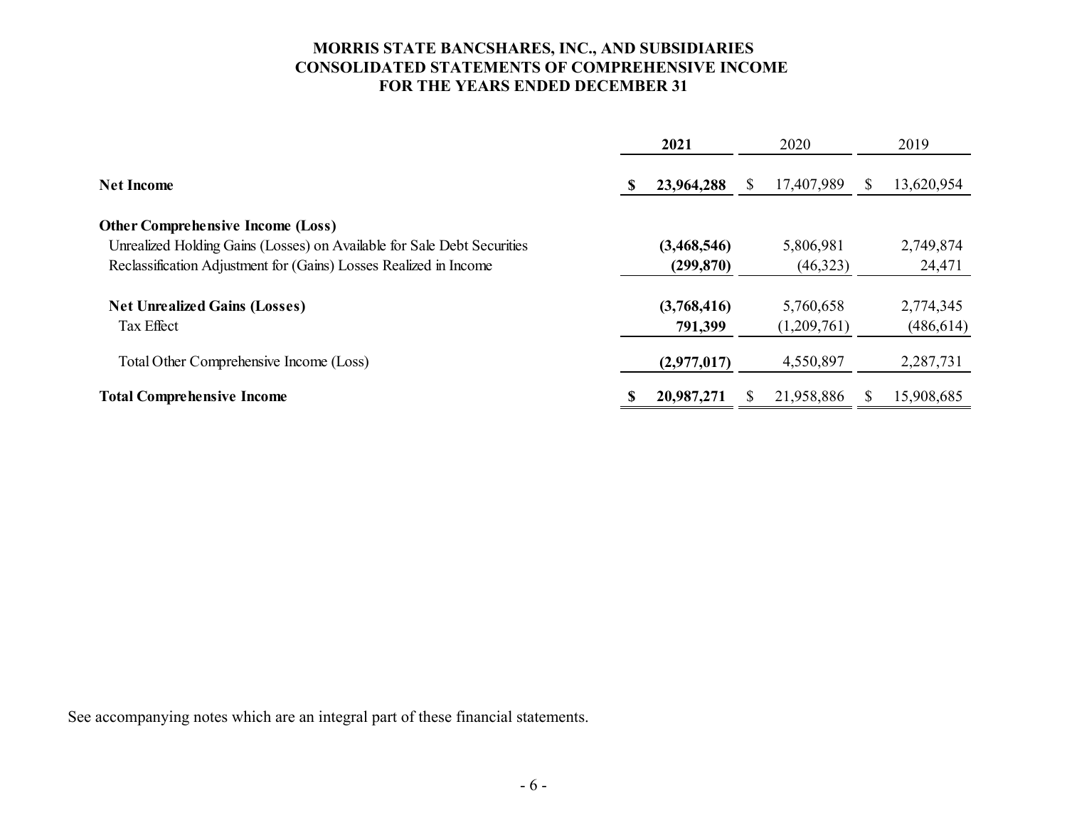**MORRIS STATE BANCSHARES, INC., AND SUBSIDIARIES**
**CONSOLIDATED STATEMENTS OF COMPREHENSIVE INCOME**
**FOR THE YEARS ENDED DECEMBER 31**

| | **2021** | 2020 | 2019 |
|---|---|---|---|
| **Net Income** | **$ 23,964,288** | $ 17,407,989 | $ 13,620,954 |
| **Other Comprehensive Income (Loss)** | | | |
| Unrealized Holding Gains (Losses) on Available for Sale Debt Securities | **(3,468,546)** | 5,806,981 | 2,749,874 |
| Reclassification Adjustment for (Gains) Losses Realized in Income | **(299,870)** | (46,323) | 24,471 |
| **Net Unrealized Gains (Losses)** | **(3,768,416)** | 5,760,658 | 2,774,345 |
| Tax Effect | **791,399** | (1,209,761) | (486,614) |
| Total Other Comprehensive Income (Loss) | **(2,977,017)** | 4,550,897 | 2,287,731 |
| **Total Comprehensive Income** | **$ 20,987,271** | $ 21,958,886 | $ 15,908,685 |

See accompanying notes which are an integral part of these financial statements.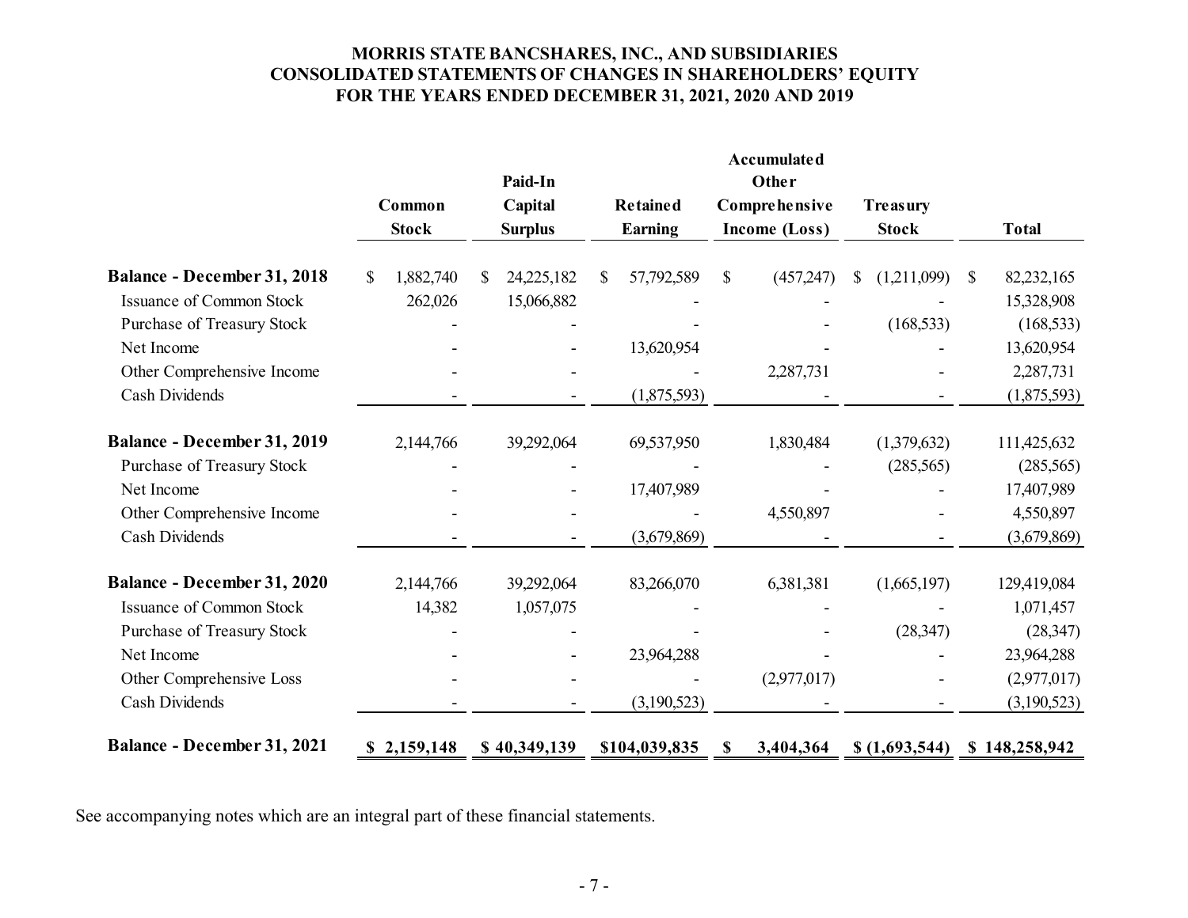# MORRIS STATE BANCSHARES, INC., AND SUBSIDIARIES
## CONSOLIDATED STATEMENTS OF CHANGES IN SHAREHOLDERS' EQUITY
### FOR THE YEARS ENDED DECEMBER 31, 2021, 2020 AND 2019

| | Common Stock | Paid-In Capital Surplus | Retained Earning | Accumulated Other Comprehensive Income (Loss) | Treasury Stock | Total |
|---|---|---|---|---|---|---|
| **Balance - December 31, 2018** | $ 1,882,740 | $ 24,225,182 | $ 57,792,589 | $ (457,247) | $ (1,211,099) | $ 82,232,165 |
| Issuance of Common Stock | 262,026 | 15,066,882 | - | - | - | 15,328,908 |
| Purchase of Treasury Stock | - | - | - | - | (168,533) | (168,533) |
| Net Income | - | - | 13,620,954 | - | - | 13,620,954 |
| Other Comprehensive Income | - | - | - | 2,287,731 | - | 2,287,731 |
| Cash Dividends | - | - | (1,875,593) | - | - | (1,875,593) |
| **Balance - December 31, 2019** | 2,144,766 | 39,292,064 | 69,537,950 | 1,830,484 | (1,379,632) | 111,425,632 |
| Purchase of Treasury Stock | - | - | - | - | (285,565) | (285,565) |
| Net Income | - | - | 17,407,989 | - | - | 17,407,989 |
| Other Comprehensive Income | - | - | - | 4,550,897 | - | 4,550,897 |
| Cash Dividends | - | - | (3,679,869) | - | - | (3,679,869) |
| **Balance - December 31, 2020** | 2,144,766 | 39,292,064 | 83,266,070 | 6,381,381 | (1,665,197) | 129,419,084 |
| Issuance of Common Stock | 14,382 | 1,057,075 | - | - | - | 1,071,457 |
| Purchase of Treasury Stock | - | - | - | - | (28,347) | (28,347) |
| Net Income | - | - | 23,964,288 | - | - | 23,964,288 |
| Other Comprehensive Loss | - | - | - | (2,977,017) | - | (2,977,017) |
| Cash Dividends | - | - | (3,190,523) | - | - | (3,190,523) |
| **Balance - December 31, 2021** | **$ 2,159,148** | **$ 40,349,139** | **$104,039,835** | **$ 3,404,364** | **$ (1,693,544)** | **$ 148,258,942** |

See accompanying notes which are an integral part of these financial statements.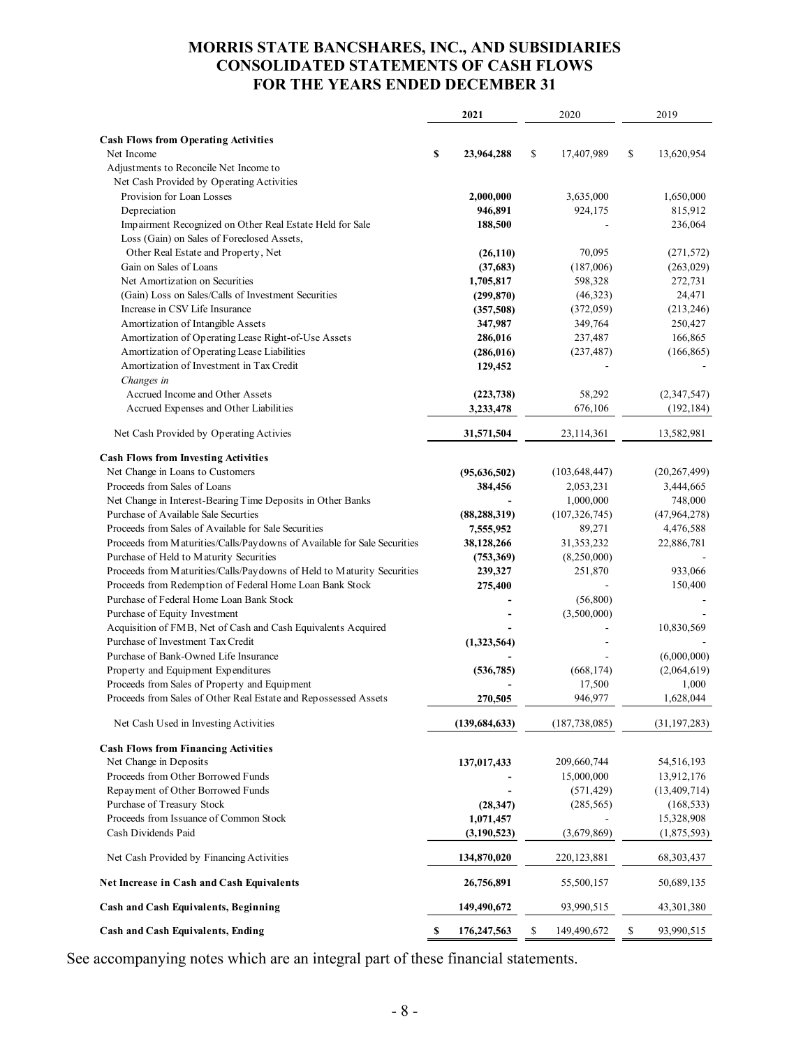# MORRIS STATE BANCSHARES, INC., AND SUBSIDIARIES
# CONSOLIDATED STATEMENTS OF CASH FLOWS
# FOR THE YEARS ENDED DECEMBER 31

| | 2021 | 2020 | 2019 |
|---|---|---|---|
| **Cash Flows from Operating Activities** | | | |
| Net Income | $ 23,964,288 | $ 17,407,989 | $ 13,620,954 |
| Adjustments to Reconcile Net Income to | | | |
| Net Cash Provided by Operating Activities | | | |
| Provision for Loan Losses | 2,000,000 | 3,635,000 | 1,650,000 |
| Depreciation | 946,891 | 924,175 | 815,912 |
| Impairment Recognized on Other Real Estate Held for Sale | 188,500 | - | 236,064 |
| Loss (Gain) on Sales of Foreclosed Assets, | | | |
| Other Real Estate and Property, Net | (26,110) | 70,095 | (271,572) |
| Gain on Sales of Loans | (37,683) | (187,006) | (263,029) |
| Net Amortization on Securities | 1,705,817 | 598,328 | 272,731 |
| (Gain) Loss on Sales/Calls of Investment Securities | (299,870) | (46,323) | 24,471 |
| Increase in CSV Life Insurance | (357,508) | (372,059) | (213,246) |
| Amortization of Intangible Assets | 347,987 | 349,764 | 250,427 |
| Amortization of Operating Lease Right-of-Use Assets | 286,016 | 237,487 | 166,865 |
| Amortization of Operating Lease Liabilities | (286,016) | (237,487) | (166,865) |
| Amortization of Investment in Tax Credit | 129,452 | - | - |
| *Changes in* | | | |
| Accrued Income and Other Assets | (223,738) | 58,292 | (2,347,547) |
| Accrued Expenses and Other Liabilities | 3,233,478 | 676,106 | (192,184) |
| Net Cash Provided by Operating Activies | 31,571,504 | 23,114,361 | 13,582,981 |
| **Cash Flows from Investing Activities** | | | |
| Net Change in Loans to Customers | (95,636,502) | (103,648,447) | (20,267,499) |
| Proceeds from Sales of Loans | 384,456 | 2,053,231 | 3,444,665 |
| Net Change in Interest-Bearing Time Deposits in Other Banks | - | 1,000,000 | 748,000 |
| Purchase of Available Sale Securities | (88,288,319) | (107,326,745) | (47,964,278) |
| Proceeds from Sales of Available for Sale Securities | 7,555,952 | 89,271 | 4,476,588 |
| Proceeds from Maturities/Calls/Paydowns of Available for Sale Securities | 38,128,266 | 31,353,232 | 22,886,781 |
| Purchase of Held to Maturity Securities | (753,369) | (8,250,000) | - |
| Proceeds from Maturities/Calls/Paydowns of Held to Maturity Securities | 239,327 | 251,870 | 933,066 |
| Proceeds from Redemption of Federal Home Loan Bank Stock | 275,400 | - | 150,400 |
| Purchase of Federal Home Loan Bank Stock | - | (56,800) | - |
| Purchase of Equity Investment | - | (3,500,000) | - |
| Acquisition of FMB, Net of Cash and Cash Equivalents Acquired | - | - | 10,830,569 |
| Purchase of Investment Tax Credit | (1,323,564) | - | - |
| Purchase of Bank-Owned Life Insurance | - | - | (6,000,000) |
| Property and Equipment Expenditures | (536,785) | (668,174) | (2,064,619) |
| Proceeds from Sales of Property and Equipment | - | 17,500 | 1,000 |
| Proceeds from Sales of Other Real Estate and Repossessed Assets | 270,505 | 946,977 | 1,628,044 |
| Net Cash Used in Investing Activities | (139,684,633) | (187,738,085) | (31,197,283) |
| **Cash Flows from Financing Activities** | | | |
| Net Change in Deposits | 137,017,433 | 209,660,744 | 54,516,193 |
| Proceeds from Other Borrowed Funds | - | 15,000,000 | 13,912,176 |
| Repayment of Other Borrowed Funds | - | (571,429) | (13,409,714) |
| Purchase of Treasury Stock | (28,347) | (285,565) | (168,533) |
| Proceeds from Issuance of Common Stock | 1,071,457 | - | 15,328,908 |
| Cash Dividends Paid | (3,190,523) | (3,679,869) | (1,875,593) |
| Net Cash Provided by Financing Activities | 134,870,020 | 220,123,881 | 68,303,437 |
| **Net Increase in Cash and Cash Equivalents** | 26,756,891 | 55,500,157 | 50,689,135 |
| **Cash and Cash Equivalents, Beginning** | 149,490,672 | 93,990,515 | 43,301,380 |
| **Cash and Cash Equivalents, Ending** | $ 176,247,563 | $ 149,490,672 | $ 93,990,515 |

See accompanying notes which are an integral part of these financial statements.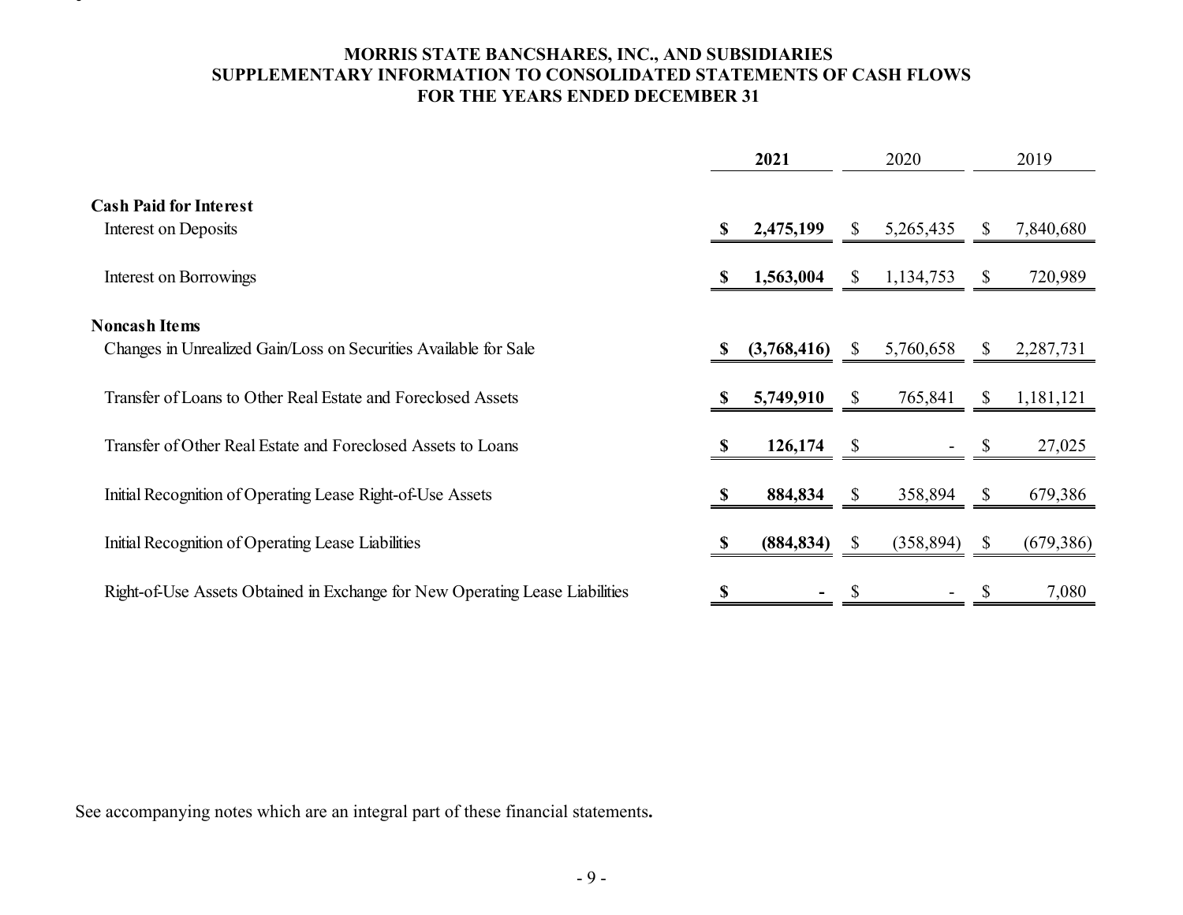# MORRIS STATE BANCSHARES, INC., AND SUBSIDIARIES
## SUPPLEMENTARY INFORMATION TO CONSOLIDATED STATEMENTS OF CASH FLOWS
### FOR THE YEARS ENDED DECEMBER 31

| | **2021** | 2020 | 2019 |
|---|---|---|---|
| **Cash Paid for Interest** | | | |
| Interest on Deposits | **$ 2,475,199** | $ 5,265,435 | $ 7,840,680 |
| Interest on Borrowings | **$ 1,563,004** | $ 1,134,753 | $ 720,989 |
| **Noncash Items** | | | |
| Changes in Unrealized Gain/Loss on Securities Available for Sale | **$ (3,768,416)** | $ 5,760,658 | $ 2,287,731 |
| Transfer of Loans to Other Real Estate and Foreclosed Assets | **$ 5,749,910** | $ 765,841 | $ 1,181,121 |
| Transfer of Other Real Estate and Foreclosed Assets to Loans | **$ 126,174** | $ - | $ 27,025 |
| Initial Recognition of Operating Lease Right-of-Use Assets | **$ 884,834** | $ 358,894 | $ 679,386 |
| Initial Recognition of Operating Lease Liabilities | **$ (884,834)** | $ (358,894) | $ (679,386) |
| Right-of-Use Assets Obtained in Exchange for New Operating Lease Liabilities | **$ -** | $ - | $ 7,080 |

See accompanying notes which are an integral part of these financial statements**.**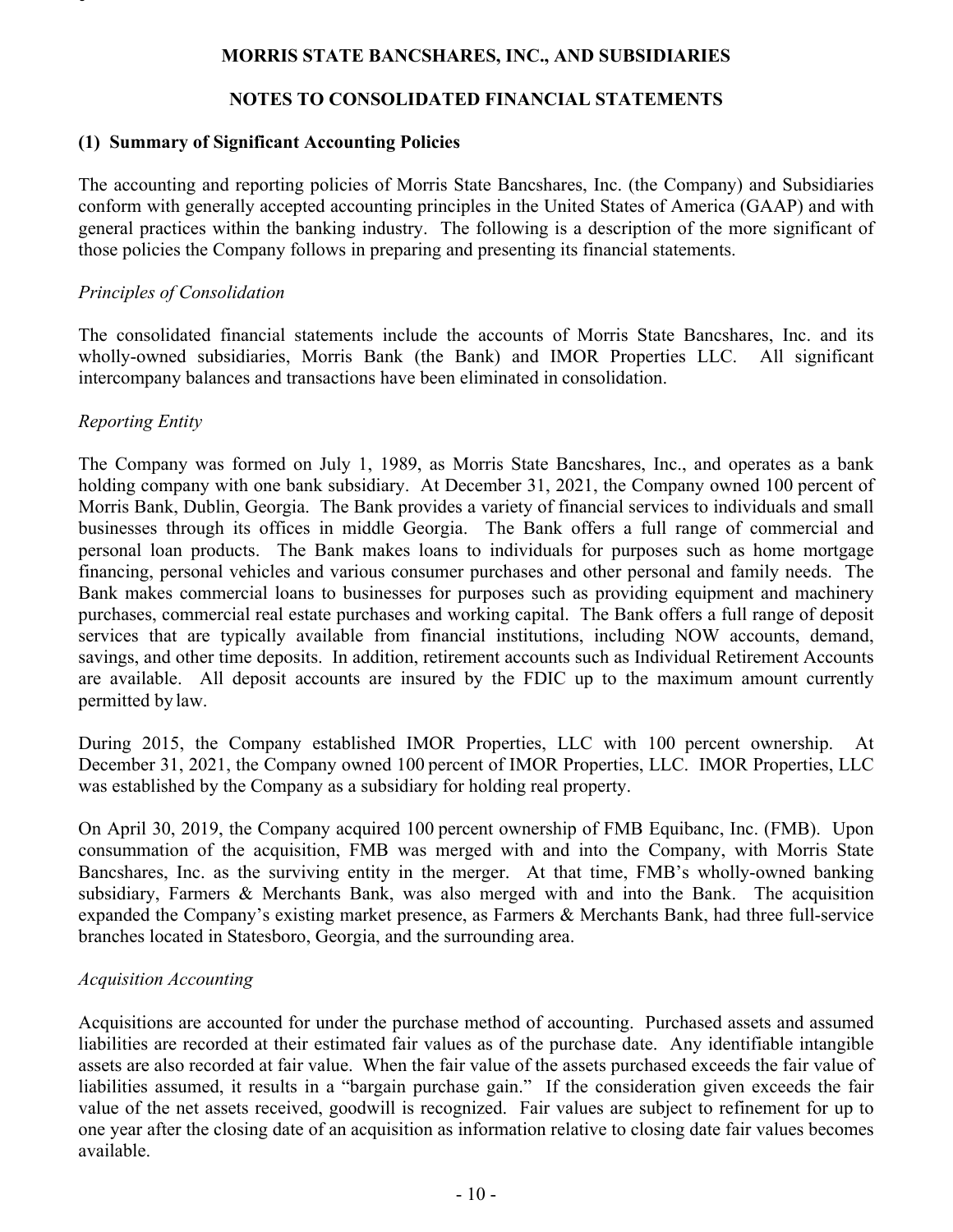# MORRIS STATE BANCSHARES, INC., AND SUBSIDIARIES

## NOTES TO CONSOLIDATED FINANCIAL STATEMENTS

### (1) Summary of Significant Accounting Policies

The accounting and reporting policies of Morris State Bancshares, Inc. (the Company) and Subsidiaries conform with generally accepted accounting principles in the United States of America (GAAP) and with general practices within the banking industry. The following is a description of the more significant of those policies the Company follows in preparing and presenting its financial statements.

*Principles of Consolidation*

The consolidated financial statements include the accounts of Morris State Bancshares, Inc. and its wholly-owned subsidiaries, Morris Bank (the Bank) and IMOR Properties LLC. All significant intercompany balances and transactions have been eliminated in consolidation.

*Reporting Entity*

The Company was formed on July 1, 1989, as Morris State Bancshares, Inc., and operates as a bank holding company with one bank subsidiary. At December 31, 2021, the Company owned 100 percent of Morris Bank, Dublin, Georgia. The Bank provides a variety of financial services to individuals and small businesses through its offices in middle Georgia. The Bank offers a full range of commercial and personal loan products. The Bank makes loans to individuals for purposes such as home mortgage financing, personal vehicles and various consumer purchases and other personal and family needs. The Bank makes commercial loans to businesses for purposes such as providing equipment and machinery purchases, commercial real estate purchases and working capital. The Bank offers a full range of deposit services that are typically available from financial institutions, including NOW accounts, demand, savings, and other time deposits. In addition, retirement accounts such as Individual Retirement Accounts are available. All deposit accounts are insured by the FDIC up to the maximum amount currently permitted by law.

During 2015, the Company established IMOR Properties, LLC with 100 percent ownership. At December 31, 2021, the Company owned 100 percent of IMOR Properties, LLC. IMOR Properties, LLC was established by the Company as a subsidiary for holding real property.

On April 30, 2019, the Company acquired 100 percent ownership of FMB Equibanc, Inc. (FMB). Upon consummation of the acquisition, FMB was merged with and into the Company, with Morris State Bancshares, Inc. as the surviving entity in the merger. At that time, FMB's wholly-owned banking subsidiary, Farmers & Merchants Bank, was also merged with and into the Bank. The acquisition expanded the Company's existing market presence, as Farmers & Merchants Bank, had three full-service branches located in Statesboro, Georgia, and the surrounding area.

*Acquisition Accounting*

Acquisitions are accounted for under the purchase method of accounting. Purchased assets and assumed liabilities are recorded at their estimated fair values as of the purchase date. Any identifiable intangible assets are also recorded at fair value. When the fair value of the assets purchased exceeds the fair value of liabilities assumed, it results in a "bargain purchase gain." If the consideration given exceeds the fair value of the net assets received, goodwill is recognized. Fair values are subject to refinement for up to one year after the closing date of an acquisition as information relative to closing date fair values becomes available.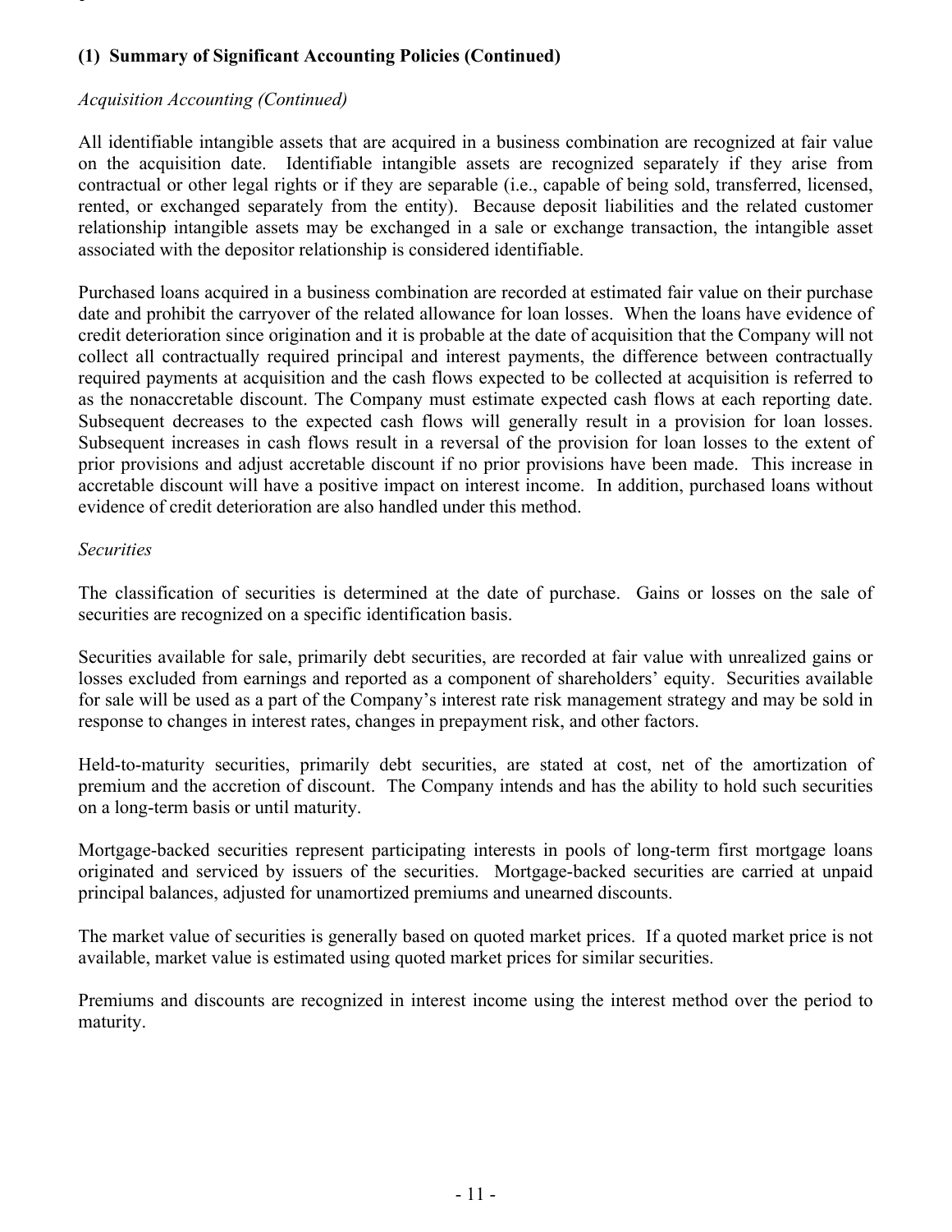### (1) Summary of Significant Accounting Policies (Continued)

*Acquisition Accounting (Continued)*

All identifiable intangible assets that are acquired in a business combination are recognized at fair value on the acquisition date. Identifiable intangible assets are recognized separately if they arise from contractual or other legal rights or if they are separable (i.e., capable of being sold, transferred, licensed, rented, or exchanged separately from the entity). Because deposit liabilities and the related customer relationship intangible assets may be exchanged in a sale or exchange transaction, the intangible asset associated with the depositor relationship is considered identifiable.

Purchased loans acquired in a business combination are recorded at estimated fair value on their purchase date and prohibit the carryover of the related allowance for loan losses. When the loans have evidence of credit deterioration since origination and it is probable at the date of acquisition that the Company will not collect all contractually required principal and interest payments, the difference between contractually required payments at acquisition and the cash flows expected to be collected at acquisition is referred to as the nonaccretable discount. The Company must estimate expected cash flows at each reporting date. Subsequent decreases to the expected cash flows will generally result in a provision for loan losses. Subsequent increases in cash flows result in a reversal of the provision for loan losses to the extent of prior provisions and adjust accretable discount if no prior provisions have been made. This increase in accretable discount will have a positive impact on interest income. In addition, purchased loans without evidence of credit deterioration are also handled under this method.

*Securities*

The classification of securities is determined at the date of purchase. Gains or losses on the sale of securities are recognized on a specific identification basis.

Securities available for sale, primarily debt securities, are recorded at fair value with unrealized gains or losses excluded from earnings and reported as a component of shareholders' equity. Securities available for sale will be used as a part of the Company's interest rate risk management strategy and may be sold in response to changes in interest rates, changes in prepayment risk, and other factors.

Held-to-maturity securities, primarily debt securities, are stated at cost, net of the amortization of premium and the accretion of discount. The Company intends and has the ability to hold such securities on a long-term basis or until maturity.

Mortgage-backed securities represent participating interests in pools of long-term first mortgage loans originated and serviced by issuers of the securities. Mortgage-backed securities are carried at unpaid principal balances, adjusted for unamortized premiums and unearned discounts.

The market value of securities is generally based on quoted market prices. If a quoted market price is not available, market value is estimated using quoted market prices for similar securities.

Premiums and discounts are recognized in interest income using the interest method over the period to maturity.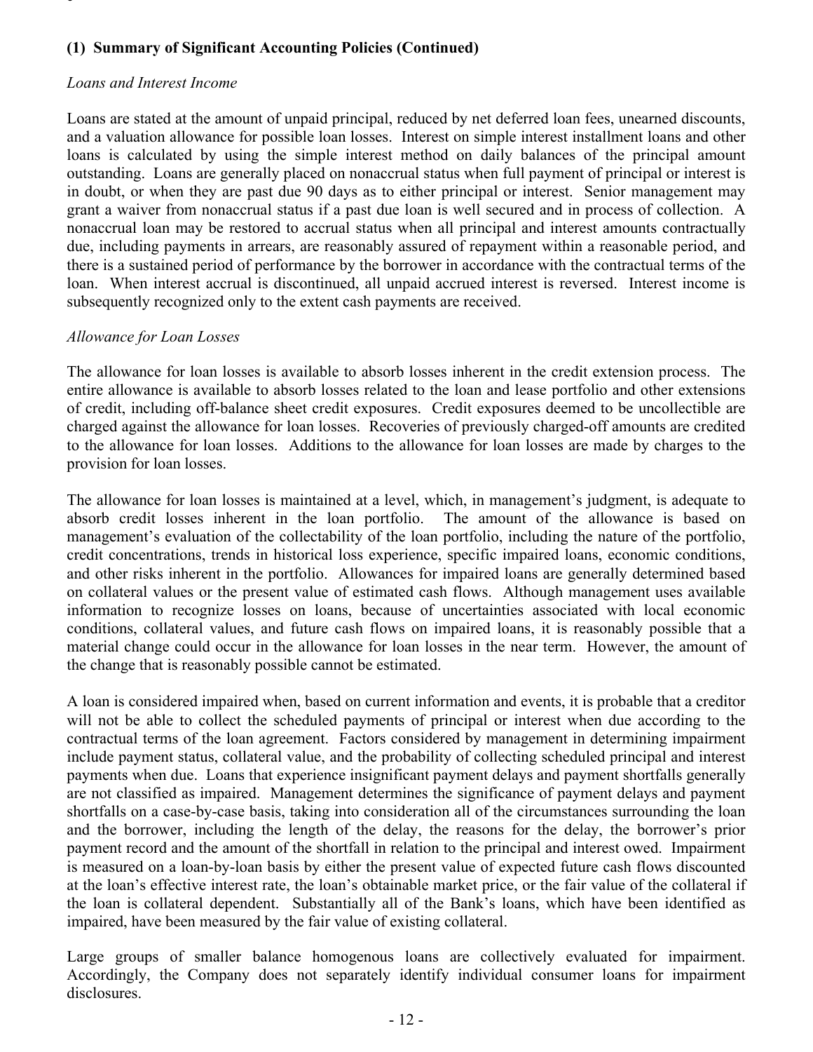**(1) Summary of Significant Accounting Policies (Continued)**

*Loans and Interest Income*

Loans are stated at the amount of unpaid principal, reduced by net deferred loan fees, unearned discounts, and a valuation allowance for possible loan losses. Interest on simple interest installment loans and other loans is calculated by using the simple interest method on daily balances of the principal amount outstanding. Loans are generally placed on nonaccrual status when full payment of principal or interest is in doubt, or when they are past due 90 days as to either principal or interest. Senior management may grant a waiver from nonaccrual status if a past due loan is well secured and in process of collection. A nonaccrual loan may be restored to accrual status when all principal and interest amounts contractually due, including payments in arrears, are reasonably assured of repayment within a reasonable period, and there is a sustained period of performance by the borrower in accordance with the contractual terms of the loan. When interest accrual is discontinued, all unpaid accrued interest is reversed. Interest income is subsequently recognized only to the extent cash payments are received.

*Allowance for Loan Losses*

The allowance for loan losses is available to absorb losses inherent in the credit extension process. The entire allowance is available to absorb losses related to the loan and lease portfolio and other extensions of credit, including off-balance sheet credit exposures. Credit exposures deemed to be uncollectible are charged against the allowance for loan losses. Recoveries of previously charged-off amounts are credited to the allowance for loan losses. Additions to the allowance for loan losses are made by charges to the provision for loan losses.

The allowance for loan losses is maintained at a level, which, in management's judgment, is adequate to absorb credit losses inherent in the loan portfolio. The amount of the allowance is based on management's evaluation of the collectability of the loan portfolio, including the nature of the portfolio, credit concentrations, trends in historical loss experience, specific impaired loans, economic conditions, and other risks inherent in the portfolio. Allowances for impaired loans are generally determined based on collateral values or the present value of estimated cash flows. Although management uses available information to recognize losses on loans, because of uncertainties associated with local economic conditions, collateral values, and future cash flows on impaired loans, it is reasonably possible that a material change could occur in the allowance for loan losses in the near term. However, the amount of the change that is reasonably possible cannot be estimated.

A loan is considered impaired when, based on current information and events, it is probable that a creditor will not be able to collect the scheduled payments of principal or interest when due according to the contractual terms of the loan agreement. Factors considered by management in determining impairment include payment status, collateral value, and the probability of collecting scheduled principal and interest payments when due. Loans that experience insignificant payment delays and payment shortfalls generally are not classified as impaired. Management determines the significance of payment delays and payment shortfalls on a case-by-case basis, taking into consideration all of the circumstances surrounding the loan and the borrower, including the length of the delay, the reasons for the delay, the borrower's prior payment record and the amount of the shortfall in relation to the principal and interest owed. Impairment is measured on a loan-by-loan basis by either the present value of expected future cash flows discounted at the loan's effective interest rate, the loan's obtainable market price, or the fair value of the collateral if the loan is collateral dependent. Substantially all of the Bank's loans, which have been identified as impaired, have been measured by the fair value of existing collateral.

Large groups of smaller balance homogenous loans are collectively evaluated for impairment. Accordingly, the Company does not separately identify individual consumer loans for impairment disclosures.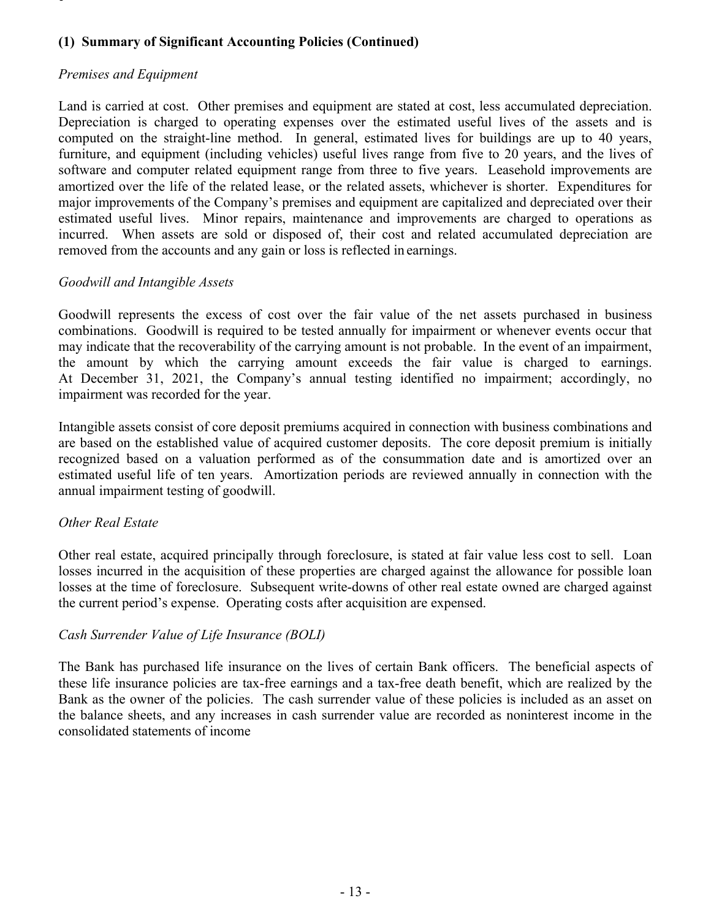## (1) Summary of Significant Accounting Policies (Continued)

*Premises and Equipment*

Land is carried at cost. Other premises and equipment are stated at cost, less accumulated depreciation. Depreciation is charged to operating expenses over the estimated useful lives of the assets and is computed on the straight-line method. In general, estimated lives for buildings are up to 40 years, furniture, and equipment (including vehicles) useful lives range from five to 20 years, and the lives of software and computer related equipment range from three to five years. Leasehold improvements are amortized over the life of the related lease, or the related assets, whichever is shorter. Expenditures for major improvements of the Company's premises and equipment are capitalized and depreciated over their estimated useful lives. Minor repairs, maintenance and improvements are charged to operations as incurred. When assets are sold or disposed of, their cost and related accumulated depreciation are removed from the accounts and any gain or loss is reflected in earnings.

*Goodwill and Intangible Assets*

Goodwill represents the excess of cost over the fair value of the net assets purchased in business combinations. Goodwill is required to be tested annually for impairment or whenever events occur that may indicate that the recoverability of the carrying amount is not probable. In the event of an impairment, the amount by which the carrying amount exceeds the fair value is charged to earnings. At December 31, 2021, the Company's annual testing identified no impairment; accordingly, no impairment was recorded for the year.

Intangible assets consist of core deposit premiums acquired in connection with business combinations and are based on the established value of acquired customer deposits. The core deposit premium is initially recognized based on a valuation performed as of the consummation date and is amortized over an estimated useful life of ten years. Amortization periods are reviewed annually in connection with the annual impairment testing of goodwill.

*Other Real Estate*

Other real estate, acquired principally through foreclosure, is stated at fair value less cost to sell. Loan losses incurred in the acquisition of these properties are charged against the allowance for possible loan losses at the time of foreclosure. Subsequent write-downs of other real estate owned are charged against the current period's expense. Operating costs after acquisition are expensed.

*Cash Surrender Value of Life Insurance (BOLI)*

The Bank has purchased life insurance on the lives of certain Bank officers. The beneficial aspects of these life insurance policies are tax-free earnings and a tax-free death benefit, which are realized by the Bank as the owner of the policies. The cash surrender value of these policies is included as an asset on the balance sheets, and any increases in cash surrender value are recorded as noninterest income in the consolidated statements of income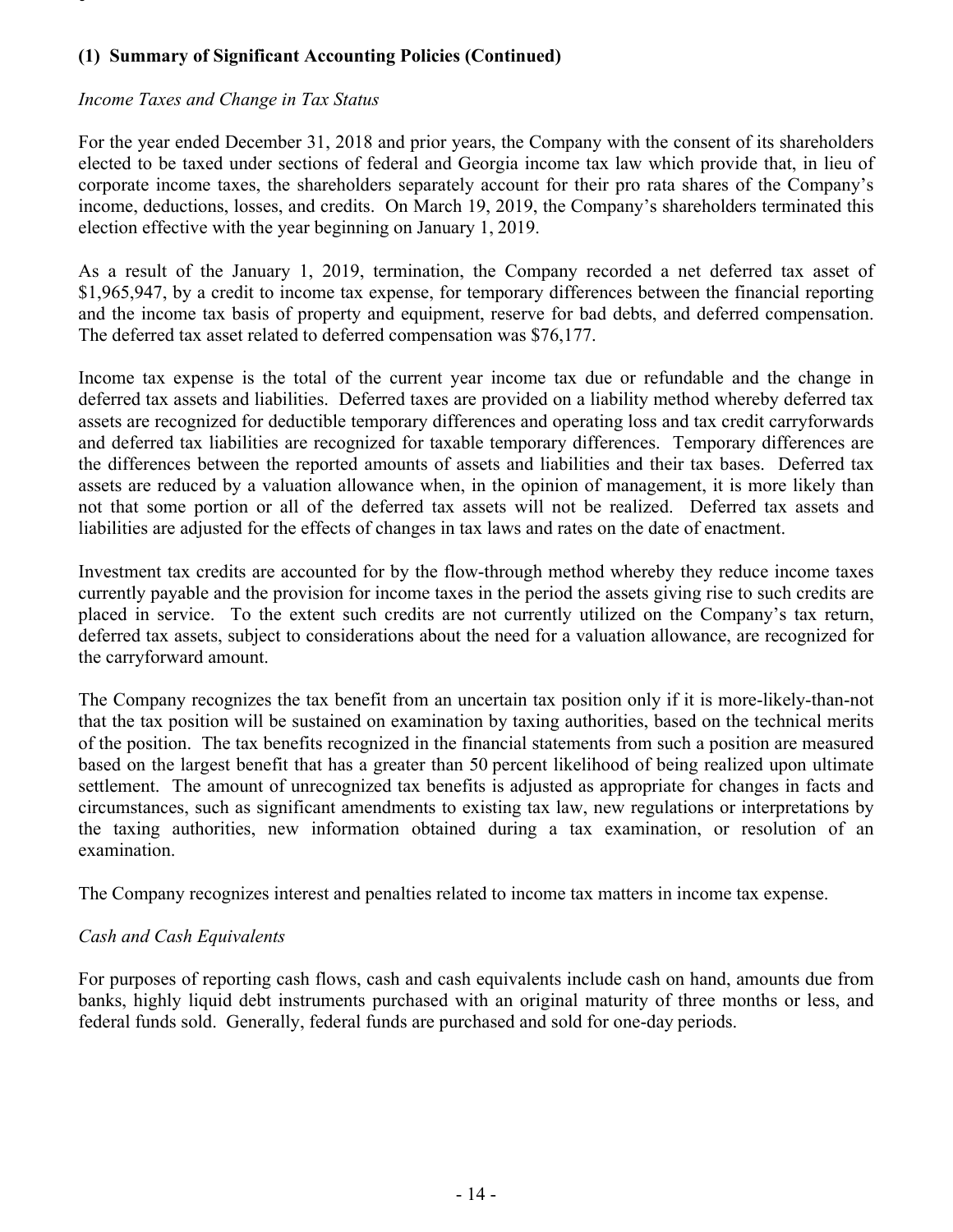## (1) Summary of Significant Accounting Policies (Continued)

*Income Taxes and Change in Tax Status*

For the year ended December 31, 2018 and prior years, the Company with the consent of its shareholders elected to be taxed under sections of federal and Georgia income tax law which provide that, in lieu of corporate income taxes, the shareholders separately account for their pro rata shares of the Company's income, deductions, losses, and credits. On March 19, 2019, the Company's shareholders terminated this election effective with the year beginning on January 1, 2019.

As a result of the January 1, 2019, termination, the Company recorded a net deferred tax asset of $1,965,947, by a credit to income tax expense, for temporary differences between the financial reporting and the income tax basis of property and equipment, reserve for bad debts, and deferred compensation. The deferred tax asset related to deferred compensation was $76,177.

Income tax expense is the total of the current year income tax due or refundable and the change in deferred tax assets and liabilities. Deferred taxes are provided on a liability method whereby deferred tax assets are recognized for deductible temporary differences and operating loss and tax credit carryforwards and deferred tax liabilities are recognized for taxable temporary differences. Temporary differences are the differences between the reported amounts of assets and liabilities and their tax bases. Deferred tax assets are reduced by a valuation allowance when, in the opinion of management, it is more likely than not that some portion or all of the deferred tax assets will not be realized. Deferred tax assets and liabilities are adjusted for the effects of changes in tax laws and rates on the date of enactment.

Investment tax credits are accounted for by the flow-through method whereby they reduce income taxes currently payable and the provision for income taxes in the period the assets giving rise to such credits are placed in service. To the extent such credits are not currently utilized on the Company's tax return, deferred tax assets, subject to considerations about the need for a valuation allowance, are recognized for the carryforward amount.

The Company recognizes the tax benefit from an uncertain tax position only if it is more-likely-than-not that the tax position will be sustained on examination by taxing authorities, based on the technical merits of the position. The tax benefits recognized in the financial statements from such a position are measured based on the largest benefit that has a greater than 50 percent likelihood of being realized upon ultimate settlement. The amount of unrecognized tax benefits is adjusted as appropriate for changes in facts and circumstances, such as significant amendments to existing tax law, new regulations or interpretations by the taxing authorities, new information obtained during a tax examination, or resolution of an examination.

The Company recognizes interest and penalties related to income tax matters in income tax expense.

*Cash and Cash Equivalents*

For purposes of reporting cash flows, cash and cash equivalents include cash on hand, amounts due from banks, highly liquid debt instruments purchased with an original maturity of three months or less, and federal funds sold. Generally, federal funds are purchased and sold for one-day periods.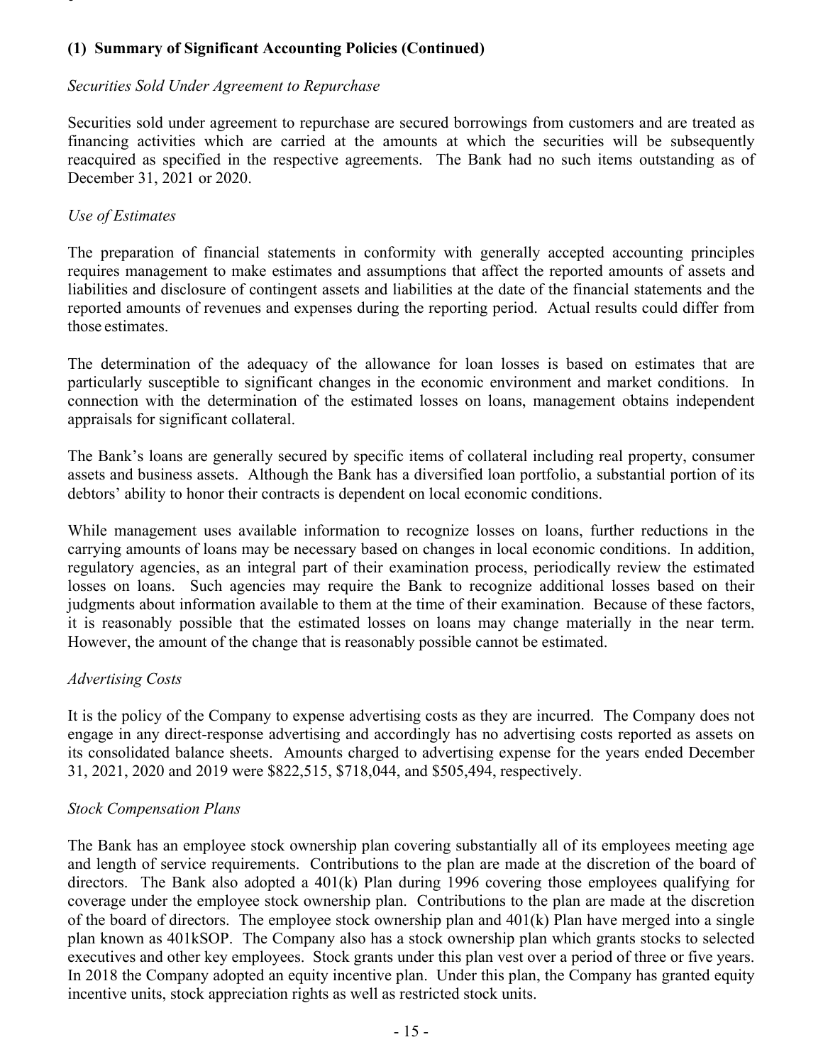## (1) Summary of Significant Accounting Policies (Continued)

*Securities Sold Under Agreement to Repurchase*

Securities sold under agreement to repurchase are secured borrowings from customers and are treated as financing activities which are carried at the amounts at which the securities will be subsequently reacquired as specified in the respective agreements. The Bank had no such items outstanding as of December 31, 2021 or 2020.

*Use of Estimates*

The preparation of financial statements in conformity with generally accepted accounting principles requires management to make estimates and assumptions that affect the reported amounts of assets and liabilities and disclosure of contingent assets and liabilities at the date of the financial statements and the reported amounts of revenues and expenses during the reporting period. Actual results could differ from those estimates.

The determination of the adequacy of the allowance for loan losses is based on estimates that are particularly susceptible to significant changes in the economic environment and market conditions. In connection with the determination of the estimated losses on loans, management obtains independent appraisals for significant collateral.

The Bank's loans are generally secured by specific items of collateral including real property, consumer assets and business assets. Although the Bank has a diversified loan portfolio, a substantial portion of its debtors' ability to honor their contracts is dependent on local economic conditions.

While management uses available information to recognize losses on loans, further reductions in the carrying amounts of loans may be necessary based on changes in local economic conditions. In addition, regulatory agencies, as an integral part of their examination process, periodically review the estimated losses on loans. Such agencies may require the Bank to recognize additional losses based on their judgments about information available to them at the time of their examination. Because of these factors, it is reasonably possible that the estimated losses on loans may change materially in the near term. However, the amount of the change that is reasonably possible cannot be estimated.

*Advertising Costs*

It is the policy of the Company to expense advertising costs as they are incurred. The Company does not engage in any direct-response advertising and accordingly has no advertising costs reported as assets on its consolidated balance sheets. Amounts charged to advertising expense for the years ended December 31, 2021, 2020 and 2019 were $822,515, $718,044, and $505,494, respectively.

*Stock Compensation Plans*

The Bank has an employee stock ownership plan covering substantially all of its employees meeting age and length of service requirements. Contributions to the plan are made at the discretion of the board of directors. The Bank also adopted a 401(k) Plan during 1996 covering those employees qualifying for coverage under the employee stock ownership plan. Contributions to the plan are made at the discretion of the board of directors. The employee stock ownership plan and 401(k) Plan have merged into a single plan known as 401kSOP. The Company also has a stock ownership plan which grants stocks to selected executives and other key employees. Stock grants under this plan vest over a period of three or five years. In 2018 the Company adopted an equity incentive plan. Under this plan, the Company has granted equity incentive units, stock appreciation rights as well as restricted stock units.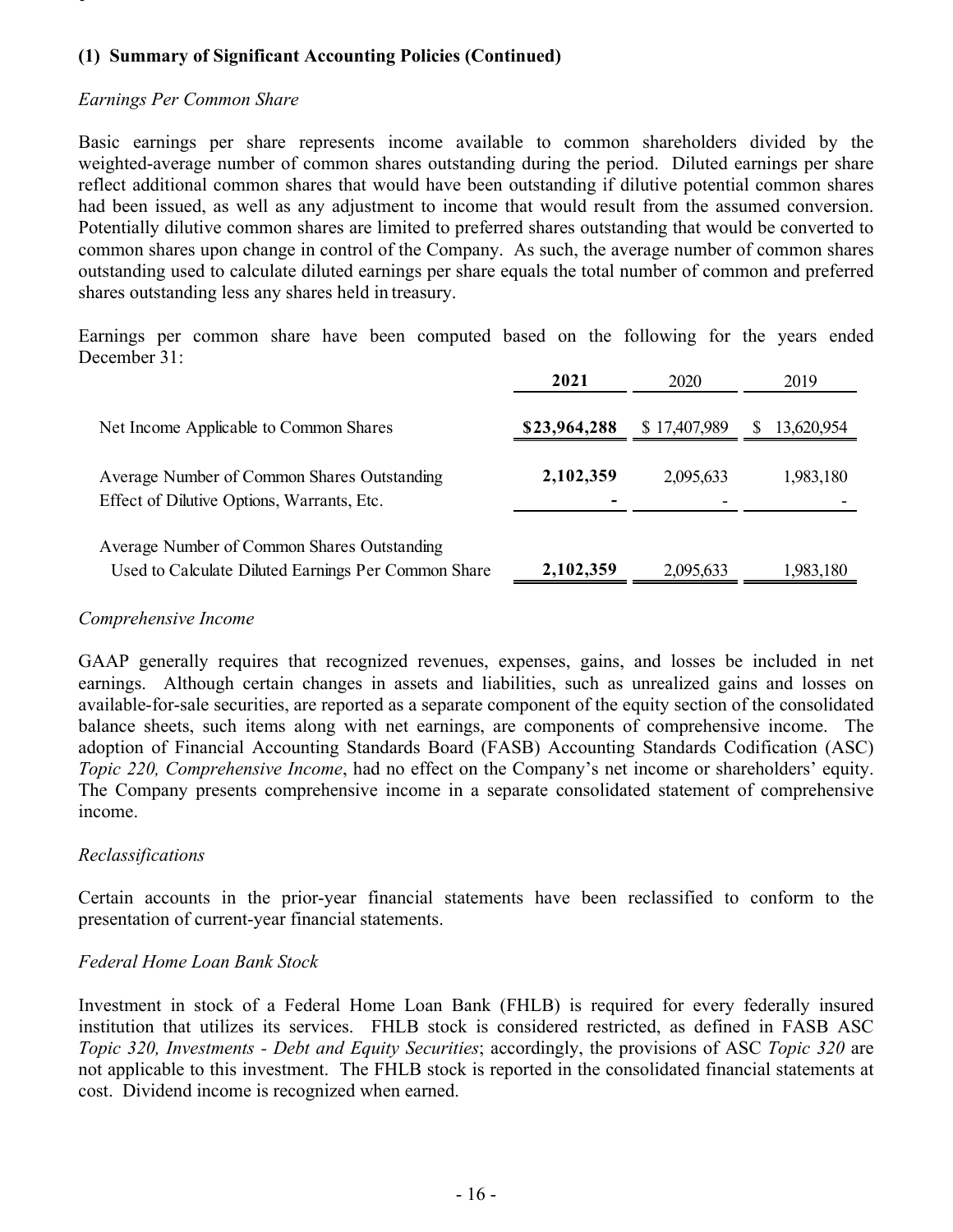### (1) Summary of Significant Accounting Policies (Continued)

*Earnings Per Common Share*

Basic earnings per share represents income available to common shareholders divided by the weighted-average number of common shares outstanding during the period. Diluted earnings per share reflect additional common shares that would have been outstanding if dilutive potential common shares had been issued, as well as any adjustment to income that would result from the assumed conversion. Potentially dilutive common shares are limited to preferred shares outstanding that would be converted to common shares upon change in control of the Company. As such, the average number of common shares outstanding used to calculate diluted earnings per share equals the total number of common and preferred shares outstanding less any shares held in treasury.

Earnings per common share have been computed based on the following for the years ended December 31:

| | **2021** | 2020 | 2019 |
|---|---|---|---|
| Net Income Applicable to Common Shares | **$23,964,288** | $ 17,407,989 | $ 13,620,954 |
| Average Number of Common Shares Outstanding | **2,102,359** | 2,095,633 | 1,983,180 |
| Effect of Dilutive Options, Warrants, Etc. | **-** | - | - |
| Average Number of Common Shares Outstanding Used to Calculate Diluted Earnings Per Common Share | **2,102,359** | 2,095,633 | 1,983,180 |

*Comprehensive Income*

GAAP generally requires that recognized revenues, expenses, gains, and losses be included in net earnings. Although certain changes in assets and liabilities, such as unrealized gains and losses on available-for-sale securities, are reported as a separate component of the equity section of the consolidated balance sheets, such items along with net earnings, are components of comprehensive income. The adoption of Financial Accounting Standards Board (FASB) Accounting Standards Codification (ASC) *Topic 220, Comprehensive Income*, had no effect on the Company's net income or shareholders' equity. The Company presents comprehensive income in a separate consolidated statement of comprehensive income.

*Reclassifications*

Certain accounts in the prior-year financial statements have been reclassified to conform to the presentation of current-year financial statements.

*Federal Home Loan Bank Stock*

Investment in stock of a Federal Home Loan Bank (FHLB) is required for every federally insured institution that utilizes its services. FHLB stock is considered restricted, as defined in FASB ASC *Topic 320, Investments - Debt and Equity Securities*; accordingly, the provisions of ASC *Topic 320* are not applicable to this investment. The FHLB stock is reported in the consolidated financial statements at cost. Dividend income is recognized when earned.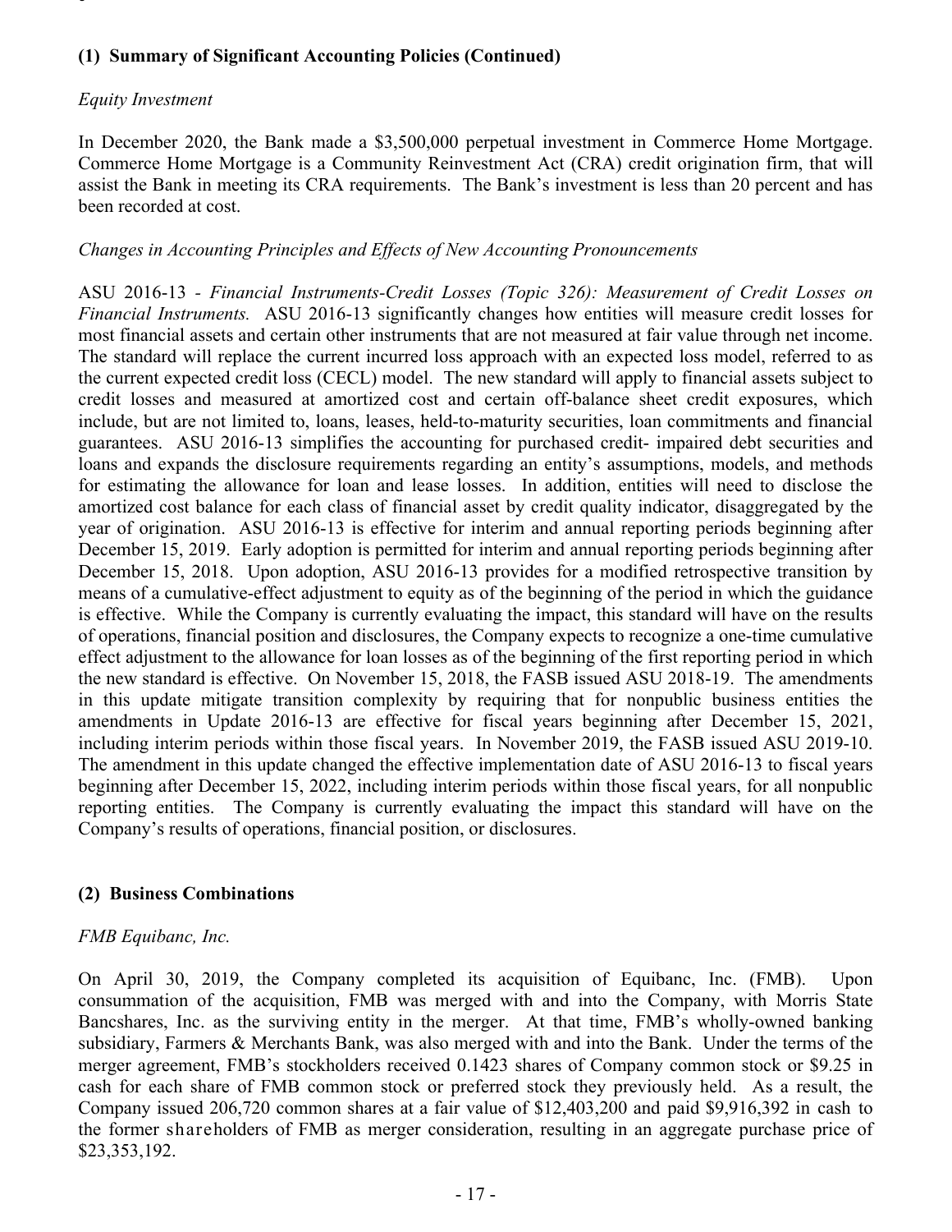**(1) Summary of Significant Accounting Policies (Continued)**

*Equity Investment*

In December 2020, the Bank made a $3,500,000 perpetual investment in Commerce Home Mortgage. Commerce Home Mortgage is a Community Reinvestment Act (CRA) credit origination firm, that will assist the Bank in meeting its CRA requirements. The Bank's investment is less than 20 percent and has been recorded at cost.

*Changes in Accounting Principles and Effects of New Accounting Pronouncements*

ASU 2016-13 - *Financial Instruments-Credit Losses (Topic 326): Measurement of Credit Losses on Financial Instruments.* ASU 2016-13 significantly changes how entities will measure credit losses for most financial assets and certain other instruments that are not measured at fair value through net income. The standard will replace the current incurred loss approach with an expected loss model, referred to as the current expected credit loss (CECL) model. The new standard will apply to financial assets subject to credit losses and measured at amortized cost and certain off-balance sheet credit exposures, which include, but are not limited to, loans, leases, held-to-maturity securities, loan commitments and financial guarantees. ASU 2016-13 simplifies the accounting for purchased credit- impaired debt securities and loans and expands the disclosure requirements regarding an entity's assumptions, models, and methods for estimating the allowance for loan and lease losses. In addition, entities will need to disclose the amortized cost balance for each class of financial asset by credit quality indicator, disaggregated by the year of origination. ASU 2016-13 is effective for interim and annual reporting periods beginning after December 15, 2019. Early adoption is permitted for interim and annual reporting periods beginning after December 15, 2018. Upon adoption, ASU 2016-13 provides for a modified retrospective transition by means of a cumulative-effect adjustment to equity as of the beginning of the period in which the guidance is effective. While the Company is currently evaluating the impact, this standard will have on the results of operations, financial position and disclosures, the Company expects to recognize a one-time cumulative effect adjustment to the allowance for loan losses as of the beginning of the first reporting period in which the new standard is effective. On November 15, 2018, the FASB issued ASU 2018-19. The amendments in this update mitigate transition complexity by requiring that for nonpublic business entities the amendments in Update 2016-13 are effective for fiscal years beginning after December 15, 2021, including interim periods within those fiscal years. In November 2019, the FASB issued ASU 2019-10. The amendment in this update changed the effective implementation date of ASU 2016-13 to fiscal years beginning after December 15, 2022, including interim periods within those fiscal years, for all nonpublic reporting entities. The Company is currently evaluating the impact this standard will have on the Company's results of operations, financial position, or disclosures.

**(2) Business Combinations**

*FMB Equibanc, Inc.*

On April 30, 2019, the Company completed its acquisition of Equibanc, Inc. (FMB). Upon consummation of the acquisition, FMB was merged with and into the Company, with Morris State Bancshares, Inc. as the surviving entity in the merger. At that time, FMB's wholly-owned banking subsidiary, Farmers & Merchants Bank, was also merged with and into the Bank. Under the terms of the merger agreement, FMB's stockholders received 0.1423 shares of Company common stock or $9.25 in cash for each share of FMB common stock or preferred stock they previously held. As a result, the Company issued 206,720 common shares at a fair value of $12,403,200 and paid $9,916,392 in cash to the former shareholders of FMB as merger consideration, resulting in an aggregate purchase price of $23,353,192.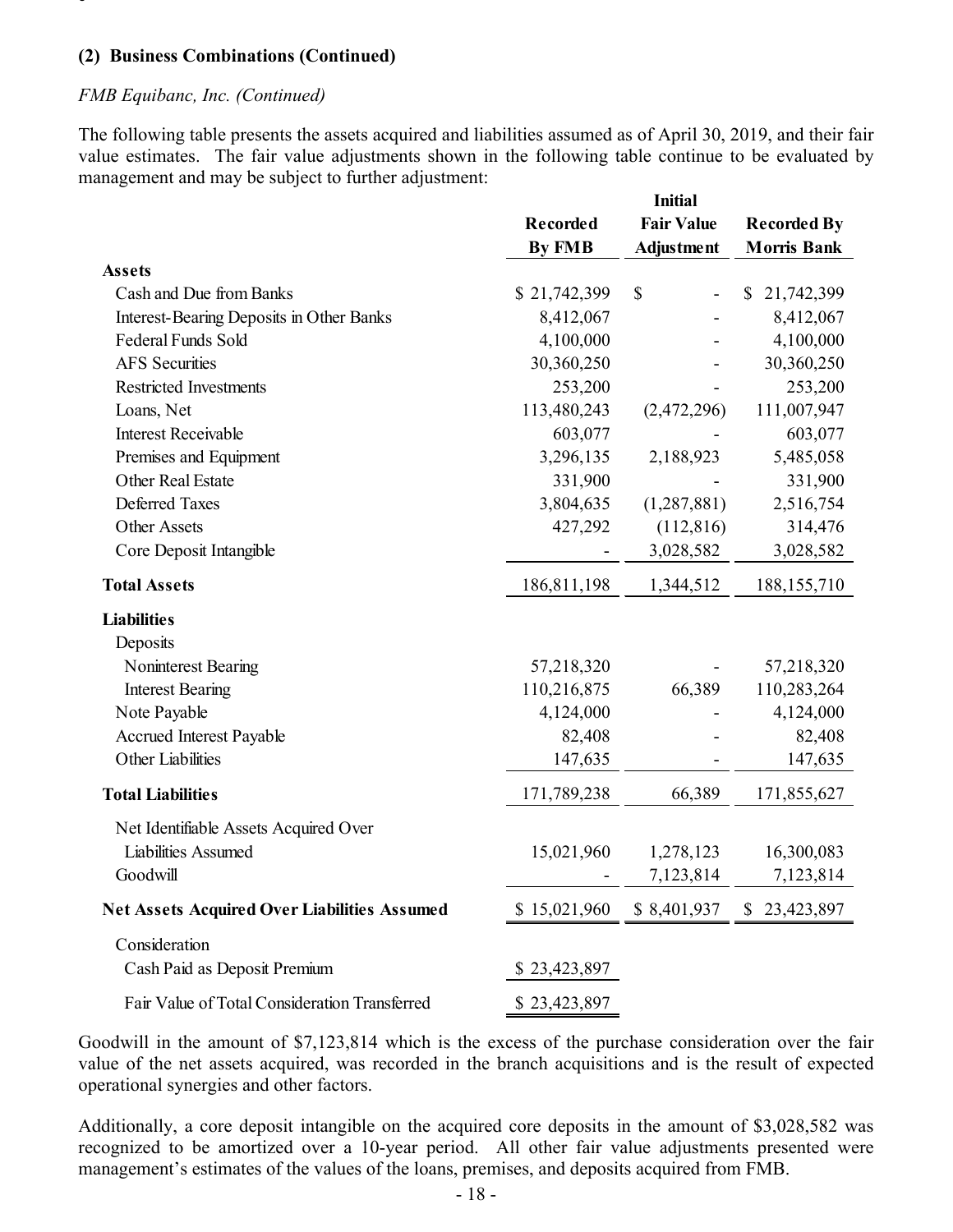### (2) Business Combinations (Continued)

*FMB Equibanc, Inc. (Continued)*

The following table presents the assets acquired and liabilities assumed as of April 30, 2019, and their fair value estimates. The fair value adjustments shown in the following table continue to be evaluated by management and may be subject to further adjustment:

| | Recorded By FMB | Initial Fair Value Adjustment | Recorded By Morris Bank |
|---|---|---|---|
| **Assets** | | | |
| Cash and Due from Banks | $ 21,742,399 | $ - | $ 21,742,399 |
| Interest-Bearing Deposits in Other Banks | 8,412,067 | - | 8,412,067 |
| Federal Funds Sold | 4,100,000 | - | 4,100,000 |
| AFS Securities | 30,360,250 | - | 30,360,250 |
| Restricted Investments | 253,200 | - | 253,200 |
| Loans, Net | 113,480,243 | (2,472,296) | 111,007,947 |
| Interest Receivable | 603,077 | - | 603,077 |
| Premises and Equipment | 3,296,135 | 2,188,923 | 5,485,058 |
| Other Real Estate | 331,900 | - | 331,900 |
| Deferred Taxes | 3,804,635 | (1,287,881) | 2,516,754 |
| Other Assets | 427,292 | (112,816) | 314,476 |
| Core Deposit Intangible | - | 3,028,582 | 3,028,582 |
| **Total Assets** | 186,811,198 | 1,344,512 | 188,155,710 |
| **Liabilities** | | | |
| Deposits | | | |
| Noninterest Bearing | 57,218,320 | - | 57,218,320 |
| Interest Bearing | 110,216,875 | 66,389 | 110,283,264 |
| Note Payable | 4,124,000 | - | 4,124,000 |
| Accrued Interest Payable | 82,408 | - | 82,408 |
| Other Liabilities | 147,635 | - | 147,635 |
| **Total Liabilities** | 171,789,238 | 66,389 | 171,855,627 |
| Net Identifiable Assets Acquired Over Liabilities Assumed | 15,021,960 | 1,278,123 | 16,300,083 |
| Goodwill | - | 7,123,814 | 7,123,814 |
| **Net Assets Acquired Over Liabilities Assumed** | $ 15,021,960 | $ 8,401,937 | $ 23,423,897 |
| Consideration | | | |
| Cash Paid as Deposit Premium | $ 23,423,897 | | |
| Fair Value of Total Consideration Transferred | $ 23,423,897 | | |

Goodwill in the amount of $7,123,814 which is the excess of the purchase consideration over the fair value of the net assets acquired, was recorded in the branch acquisitions and is the result of expected operational synergies and other factors.

Additionally, a core deposit intangible on the acquired core deposits in the amount of $3,028,582 was recognized to be amortized over a 10-year period. All other fair value adjustments presented were management's estimates of the values of the loans, premises, and deposits acquired from FMB.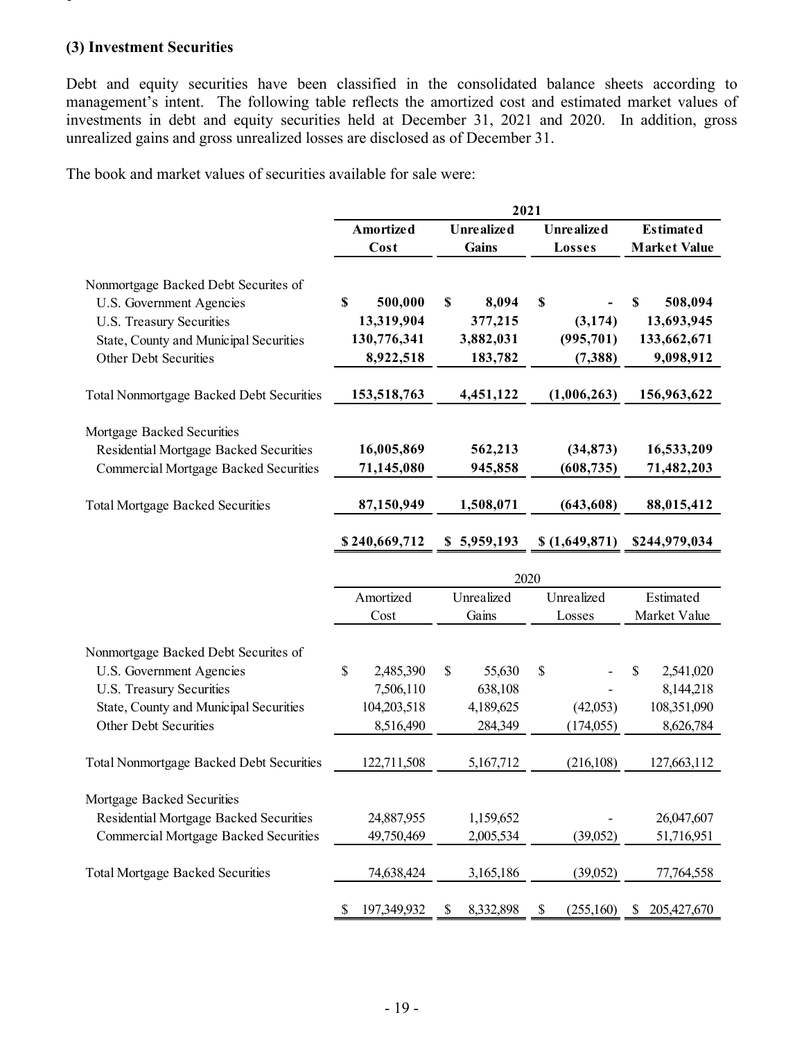### (3) Investment Securities

Debt and equity securities have been classified in the consolidated balance sheets according to management's intent. The following table reflects the amortized cost and estimated market values of investments in debt and equity securities held at December 31, 2021 and 2020. In addition, gross unrealized gains and gross unrealized losses are disclosed as of December 31.

The book and market values of securities available for sale were:

| | 2021 | | | |
|---|---|---|---|---|
| | **Amortized Cost** | **Unrealized Gains** | **Unrealized Losses** | **Estimated Market Value** |
| Nonmortgage Backed Debt Securites of | | | | |
| U.S. Government Agencies | **$ 500,000** | **$ 8,094** | **$ -** | **$ 508,094** |
| U.S. Treasury Securities | **13,319,904** | **377,215** | **(3,174)** | **13,693,945** |
| State, County and Municipal Securities | **130,776,341** | **3,882,031** | **(995,701)** | **133,662,671** |
| Other Debt Securities | **8,922,518** | **183,782** | **(7,388)** | **9,098,912** |
| Total Nonmortgage Backed Debt Securities | **153,518,763** | **4,451,122** | **(1,006,263)** | **156,963,622** |
| Mortgage Backed Securities | | | | |
| Residential Mortgage Backed Securities | **16,005,869** | **562,213** | **(34,873)** | **16,533,209** |
| Commercial Mortgage Backed Securities | **71,145,080** | **945,858** | **(608,735)** | **71,482,203** |
| Total Mortgage Backed Securities | **87,150,949** | **1,508,071** | **(643,608)** | **88,015,412** |
| | **$ 240,669,712** | **$ 5,959,193** | **$ (1,649,871)** | **$244,979,034** |

| | 2020 | | | |
|---|---|---|---|---|
| | Amortized Cost | Unrealized Gains | Unrealized Losses | Estimated Market Value |
| Nonmortgage Backed Debt Securites of | | | | |
| U.S. Government Agencies | $ 2,485,390 | $ 55,630 | $ - | $ 2,541,020 |
| U.S. Treasury Securities | 7,506,110 | 638,108 | - | 8,144,218 |
| State, County and Municipal Securities | 104,203,518 | 4,189,625 | (42,053) | 108,351,090 |
| Other Debt Securities | 8,516,490 | 284,349 | (174,055) | 8,626,784 |
| Total Nonmortgage Backed Debt Securities | 122,711,508 | 5,167,712 | (216,108) | 127,663,112 |
| Mortgage Backed Securities | | | | |
| Residential Mortgage Backed Securities | 24,887,955 | 1,159,652 | - | 26,047,607 |
| Commercial Mortgage Backed Securities | 49,750,469 | 2,005,534 | (39,052) | 51,716,951 |
| Total Mortgage Backed Securities | 74,638,424 | 3,165,186 | (39,052) | 77,764,558 |
| | $ 197,349,932 | $ 8,332,898 | $ (255,160) | $ 205,427,670 |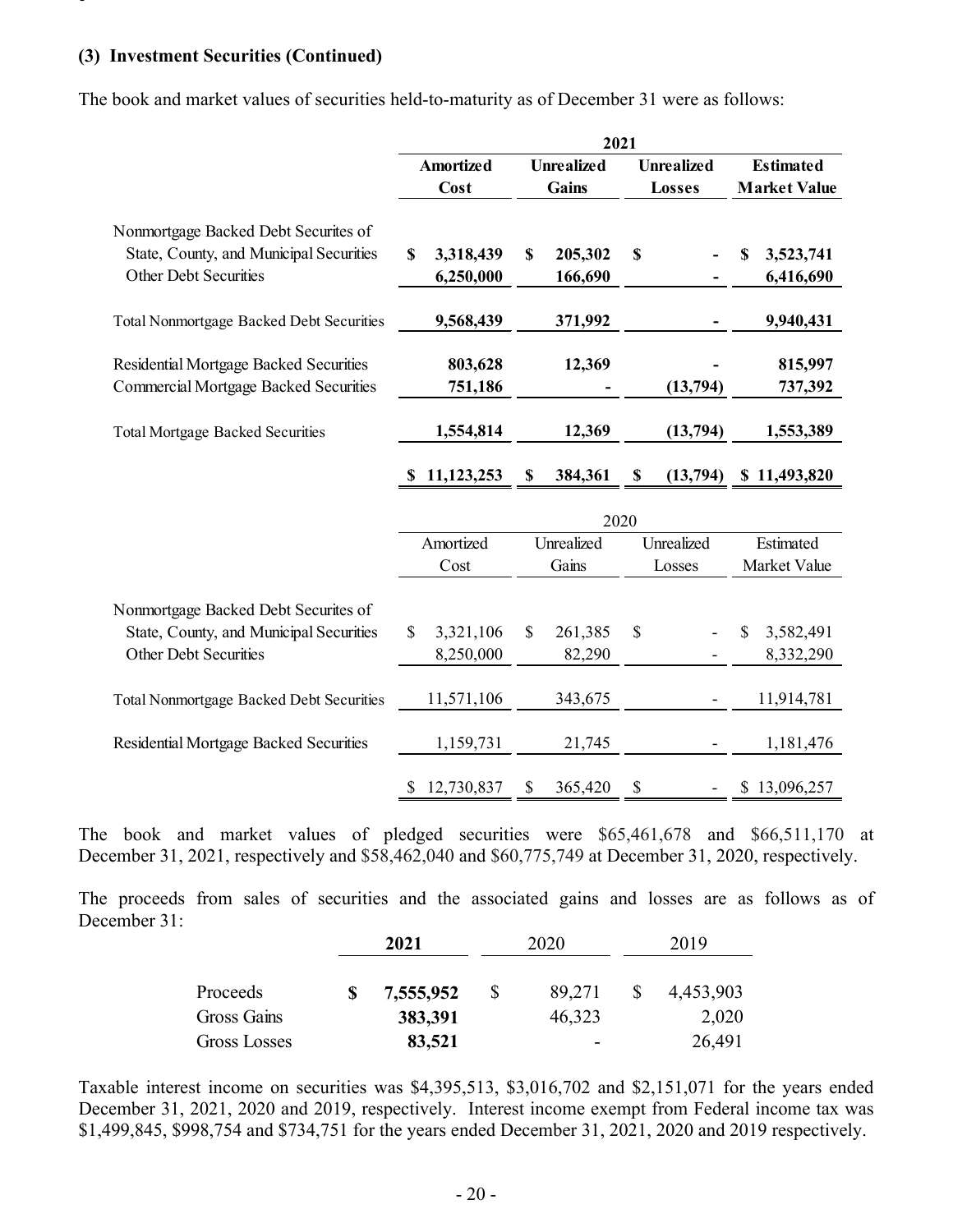**(3) Investment Securities (Continued)**

The book and market values of securities held-to-maturity as of December 31 were as follows:

| | 2021 | | | |
|---|---|---|---|---|
| | **Amortized Cost** | **Unrealized Gains** | **Unrealized Losses** | **Estimated Market Value** |
| Nonmortgage Backed Debt Securites of | | | | |
| State, County, and Municipal Securities | **$ 3,318,439** | **$ 205,302** | **$ -** | **$ 3,523,741** |
| Other Debt Securities | **6,250,000** | **166,690** | **-** | **6,416,690** |
| Total Nonmortgage Backed Debt Securities | **9,568,439** | **371,992** | **-** | **9,940,431** |
| Residential Mortgage Backed Securities | **803,628** | **12,369** | **-** | **815,997** |
| Commercial Mortgage Backed Securities | **751,186** | **-** | **(13,794)** | **737,392** |
| Total Mortgage Backed Securities | **1,554,814** | **12,369** | **(13,794)** | **1,553,389** |
| | **$ 11,123,253** | **$ 384,361** | **$ (13,794)** | **$ 11,493,820** |

| | 2020 | | | |
|---|---|---|---|---|
| | Amortized Cost | Unrealized Gains | Unrealized Losses | Estimated Market Value |
| Nonmortgage Backed Debt Securites of | | | | |
| State, County, and Municipal Securities | $ 3,321,106 | $ 261,385 | $ - | $ 3,582,491 |
| Other Debt Securities | 8,250,000 | 82,290 | - | 8,332,290 |
| Total Nonmortgage Backed Debt Securities | 11,571,106 | 343,675 | - | 11,914,781 |
| Residential Mortgage Backed Securities | 1,159,731 | 21,745 | - | 1,181,476 |
| | $ 12,730,837 | $ 365,420 | $ - | $ 13,096,257 |

The book and market values of pledged securities were $65,461,678 and $66,511,170 at December 31, 2021, respectively and $58,462,040 and $60,775,749 at December 31, 2020, respectively.

The proceeds from sales of securities and the associated gains and losses are as follows as of December 31:

| | **2021** | 2020 | 2019 |
|---|---|---|---|
| Proceeds | **$ 7,555,952** | $ 89,271 | $ 4,453,903 |
| Gross Gains | **383,391** | 46,323 | 2,020 |
| Gross Losses | **83,521** | - | 26,491 |

Taxable interest income on securities was $4,395,513, $3,016,702 and $2,151,071 for the years ended December 31, 2021, 2020 and 2019, respectively. Interest income exempt from Federal income tax was $1,499,845, $998,754 and $734,751 for the years ended December 31, 2021, 2020 and 2019 respectively.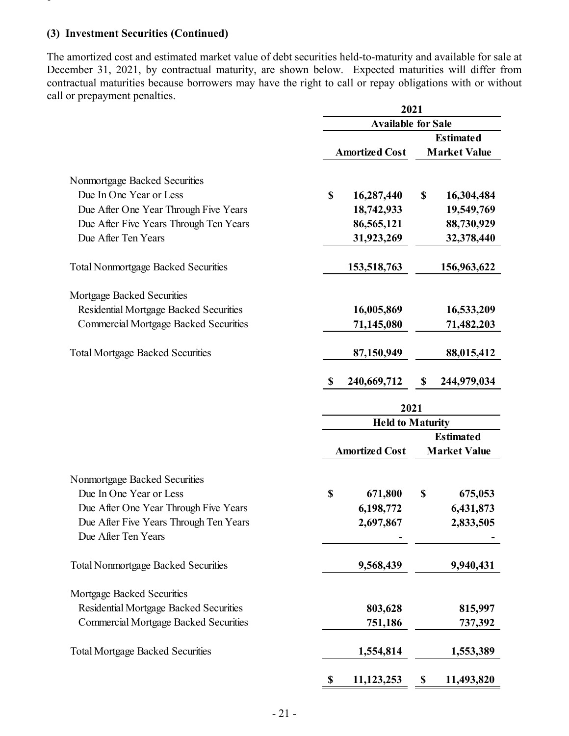### (3) Investment Securities (Continued)

The amortized cost and estimated market value of debt securities held-to-maturity and available for sale at December 31, 2021, by contractual maturity, are shown below. Expected maturities will differ from contractual maturities because borrowers may have the right to call or repay obligations with or without call or prepayment penalties.

| | 2021 | |
|---|---|---|
| | Available for Sale | |
| | Amortized Cost | Estimated Market Value |
| Nonmortgage Backed Securities | | |
| Due In One Year or Less | $ 16,287,440 | $ 16,304,484 |
| Due After One Year Through Five Years | 18,742,933 | 19,549,769 |
| Due After Five Years Through Ten Years | 86,565,121 | 88,730,929 |
| Due After Ten Years | 31,923,269 | 32,378,440 |
| Total Nonmortgage Backed Securities | 153,518,763 | 156,963,622 |
| Mortgage Backed Securities | | |
| Residential Mortgage Backed Securities | 16,005,869 | 16,533,209 |
| Commercial Mortgage Backed Securities | 71,145,080 | 71,482,203 |
| Total Mortgage Backed Securities | 87,150,949 | 88,015,412 |
| | $ 240,669,712 | $ 244,979,034 |

| | 2021 | |
|---|---|---|
| | Held to Maturity | |
| | Amortized Cost | Estimated Market Value |
| Nonmortgage Backed Securities | | |
| Due In One Year or Less | $ 671,800 | $ 675,053 |
| Due After One Year Through Five Years | 6,198,772 | 6,431,873 |
| Due After Five Years Through Ten Years | 2,697,867 | 2,833,505 |
| Due After Ten Years | - | - |
| Total Nonmortgage Backed Securities | 9,568,439 | 9,940,431 |
| Mortgage Backed Securities | | |
| Residential Mortgage Backed Securities | 803,628 | 815,997 |
| Commercial Mortgage Backed Securities | 751,186 | 737,392 |
| Total Mortgage Backed Securities | 1,554,814 | 1,553,389 |
| | $ 11,123,253 | $ 11,493,820 |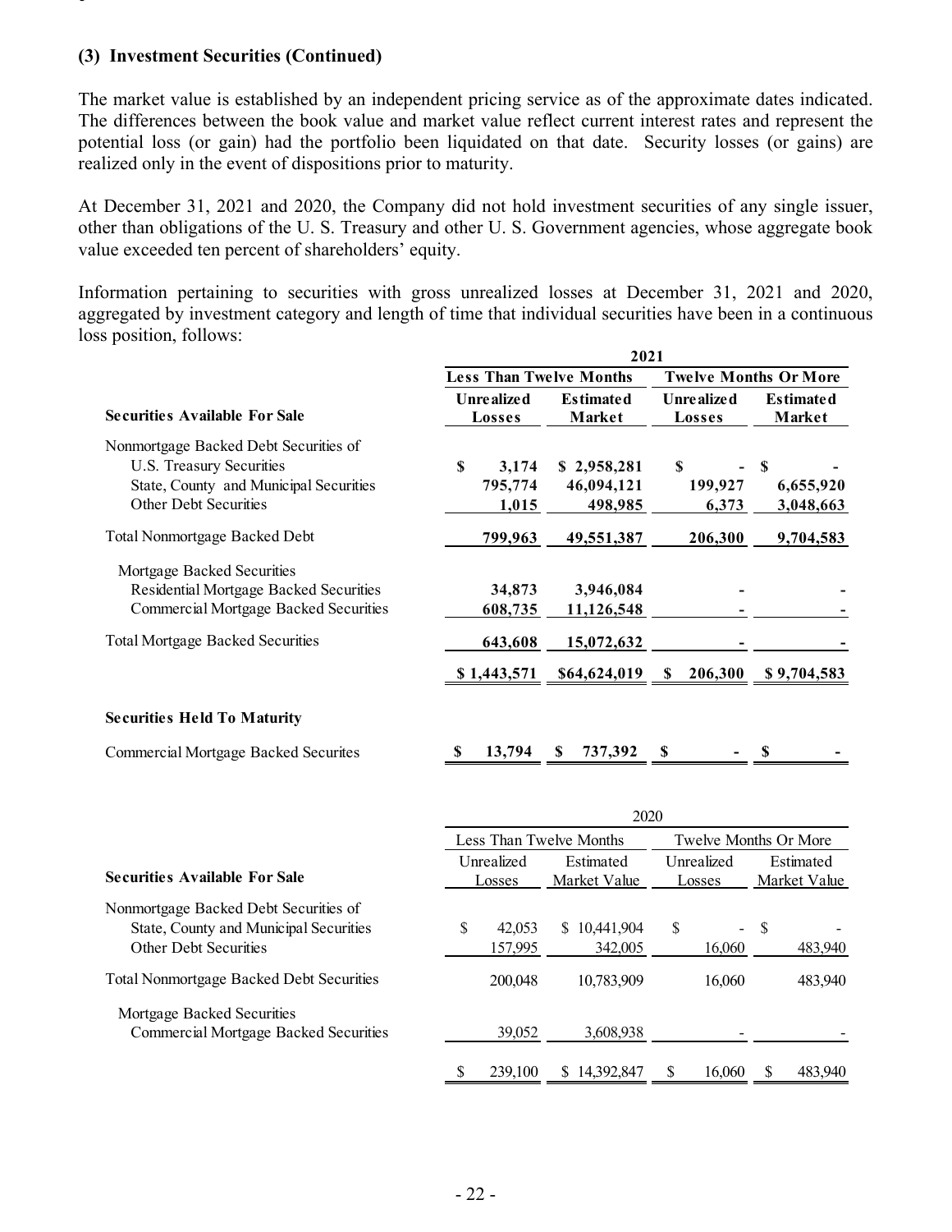### (3) Investment Securities (Continued)

The market value is established by an independent pricing service as of the approximate dates indicated. The differences between the book value and market value reflect current interest rates and represent the potential loss (or gain) had the portfolio been liquidated on that date. Security losses (or gains) are realized only in the event of dispositions prior to maturity.

At December 31, 2021 and 2020, the Company did not hold investment securities of any single issuer, other than obligations of the U. S. Treasury and other U. S. Government agencies, whose aggregate book value exceeded ten percent of shareholders' equity.

Information pertaining to securities with gross unrealized losses at December 31, 2021 and 2020, aggregated by investment category and length of time that individual securities have been in a continuous loss position, follows:

| | 2021 | | | |
|---|---|---|---|---|
| | Less Than Twelve Months | | Twelve Months Or More | |
| **Securities Available For Sale** | Unrealized Losses | Estimated Market | Unrealized Losses | Estimated Market |
| Nonmortgage Backed Debt Securities of | | | | |
| U.S. Treasury Securities | $ 3,174 | $ 2,958,281 | $ - | $ - |
| State, County and Municipal Securities | 795,774 | 46,094,121 | 199,927 | 6,655,920 |
| Other Debt Securities | 1,015 | 498,985 | 6,373 | 3,048,663 |
| Total Nonmortgage Backed Debt | 799,963 | 49,551,387 | 206,300 | 9,704,583 |
| Mortgage Backed Securities | | | | |
| Residential Mortgage Backed Securities | 34,873 | 3,946,084 | - | - |
| Commercial Mortgage Backed Securities | 608,735 | 11,126,548 | - | - |
| Total Mortgage Backed Securities | 643,608 | 15,072,632 | - | - |
| | $ 1,443,571 | $64,624,019 | $ 206,300 | $ 9,704,583 |
| **Securities Held To Maturity** | | | | |
| Commercial Mortgage Backed Securites | $ 13,794 | $ 737,392 | $ - | $ - |

| | 2020 | | | |
|---|---|---|---|---|
| | Less Than Twelve Months | | Twelve Months Or More | |
| **Securities Available For Sale** | Unrealized Losses | Estimated Market Value | Unrealized Losses | Estimated Market Value |
| Nonmortgage Backed Debt Securities of | | | | |
| State, County and Municipal Securities | $ 42,053 | $ 10,441,904 | $ - | $ - |
| Other Debt Securities | 157,995 | 342,005 | 16,060 | 483,940 |
| Total Nonmortgage Backed Debt Securities | 200,048 | 10,783,909 | 16,060 | 483,940 |
| Mortgage Backed Securities | | | | |
| Commercial Mortgage Backed Securities | 39,052 | 3,608,938 | - | - |
| | $ 239,100 | $ 14,392,847 | $ 16,060 | $ 483,940 |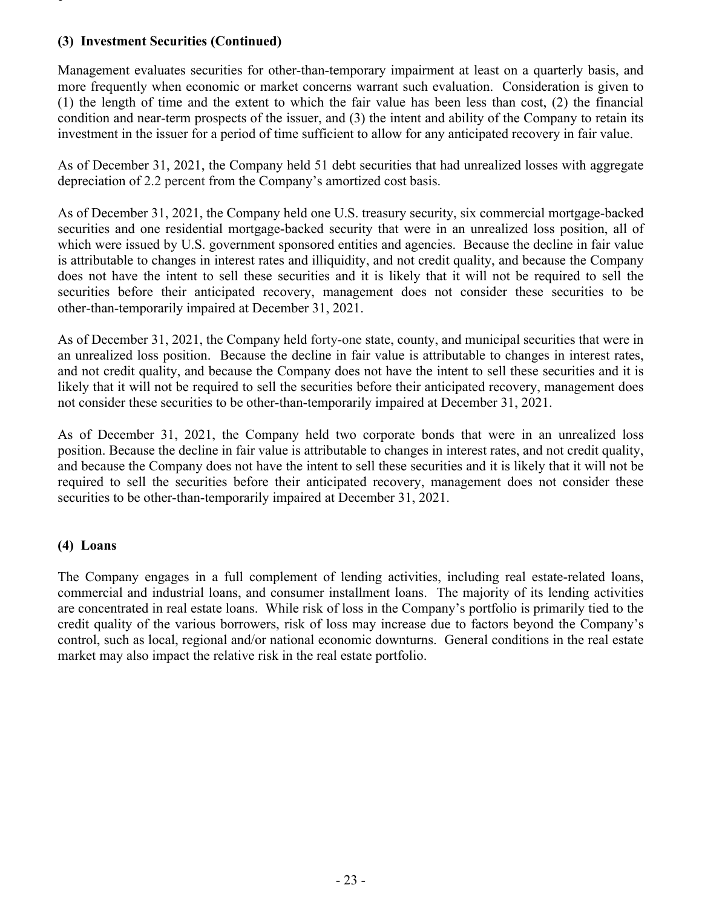### (3) Investment Securities (Continued)

Management evaluates securities for other-than-temporary impairment at least on a quarterly basis, and more frequently when economic or market concerns warrant such evaluation. Consideration is given to (1) the length of time and the extent to which the fair value has been less than cost, (2) the financial condition and near-term prospects of the issuer, and (3) the intent and ability of the Company to retain its investment in the issuer for a period of time sufficient to allow for any anticipated recovery in fair value.

As of December 31, 2021, the Company held 51 debt securities that had unrealized losses with aggregate depreciation of 2.2 percent from the Company's amortized cost basis.

As of December 31, 2021, the Company held one U.S. treasury security, six commercial mortgage-backed securities and one residential mortgage-backed security that were in an unrealized loss position, all of which were issued by U.S. government sponsored entities and agencies. Because the decline in fair value is attributable to changes in interest rates and illiquidity, and not credit quality, and because the Company does not have the intent to sell these securities and it is likely that it will not be required to sell the securities before their anticipated recovery, management does not consider these securities to be other-than-temporarily impaired at December 31, 2021.

As of December 31, 2021, the Company held forty-one state, county, and municipal securities that were in an unrealized loss position. Because the decline in fair value is attributable to changes in interest rates, and not credit quality, and because the Company does not have the intent to sell these securities and it is likely that it will not be required to sell the securities before their anticipated recovery, management does not consider these securities to be other-than-temporarily impaired at December 31, 2021.

As of December 31, 2021, the Company held two corporate bonds that were in an unrealized loss position. Because the decline in fair value is attributable to changes in interest rates, and not credit quality, and because the Company does not have the intent to sell these securities and it is likely that it will not be required to sell the securities before their anticipated recovery, management does not consider these securities to be other-than-temporarily impaired at December 31, 2021.

### (4) Loans

The Company engages in a full complement of lending activities, including real estate-related loans, commercial and industrial loans, and consumer installment loans. The majority of its lending activities are concentrated in real estate loans. While risk of loss in the Company's portfolio is primarily tied to the credit quality of the various borrowers, risk of loss may increase due to factors beyond the Company's control, such as local, regional and/or national economic downturns. General conditions in the real estate market may also impact the relative risk in the real estate portfolio.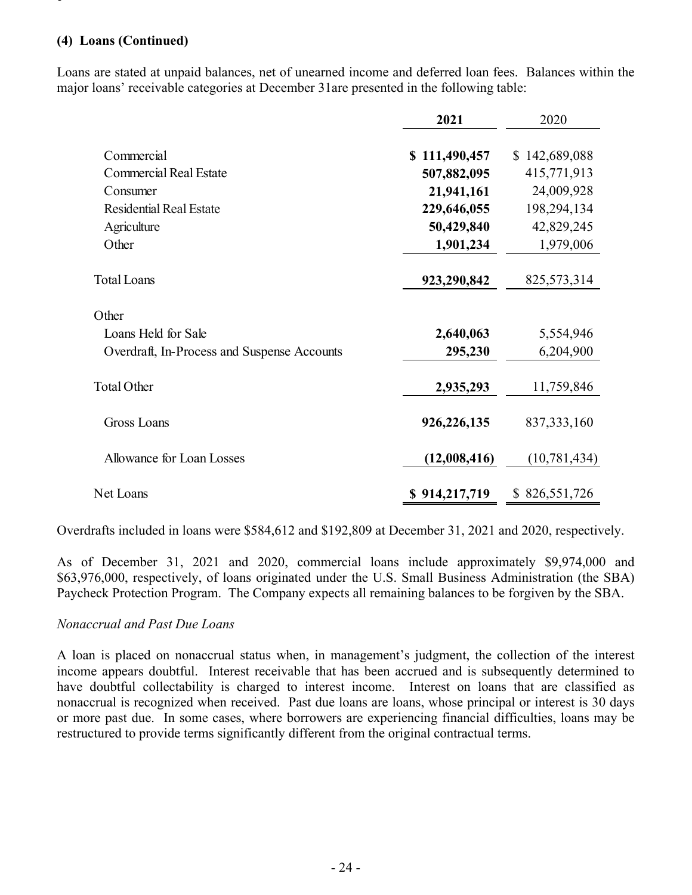### (4) Loans (Continued)

Loans are stated at unpaid balances, net of unearned income and deferred loan fees. Balances within the major loans' receivable categories at December 31are presented in the following table:

| | **2021** | 2020 |
|---|---|---|
| Commercial | **$ 111,490,457** | $ 142,689,088 |
| Commercial Real Estate | **507,882,095** | 415,771,913 |
| Consumer | **21,941,161** | 24,009,928 |
| Residential Real Estate | **229,646,055** | 198,294,134 |
| Agriculture | **50,429,840** | 42,829,245 |
| Other | **1,901,234** | 1,979,006 |
| Total Loans | **923,290,842** | 825,573,314 |
| Other | | |
| Loans Held for Sale | **2,640,063** | 5,554,946 |
| Overdraft, In-Process and Suspense Accounts | **295,230** | 6,204,900 |
| Total Other | **2,935,293** | 11,759,846 |
| Gross Loans | **926,226,135** | 837,333,160 |
| Allowance for Loan Losses | **(12,008,416)** | (10,781,434) |
| Net Loans | **$ 914,217,719** | $ 826,551,726 |

Overdrafts included in loans were $584,612 and $192,809 at December 31, 2021 and 2020, respectively.

As of December 31, 2021 and 2020, commercial loans include approximately $9,974,000 and $63,976,000, respectively, of loans originated under the U.S. Small Business Administration (the SBA) Paycheck Protection Program. The Company expects all remaining balances to be forgiven by the SBA.

*Nonaccrual and Past Due Loans*

A loan is placed on nonaccrual status when, in management's judgment, the collection of the interest income appears doubtful. Interest receivable that has been accrued and is subsequently determined to have doubtful collectability is charged to interest income. Interest on loans that are classified as nonaccrual is recognized when received. Past due loans are loans, whose principal or interest is 30 days or more past due. In some cases, where borrowers are experiencing financial difficulties, loans may be restructured to provide terms significantly different from the original contractual terms.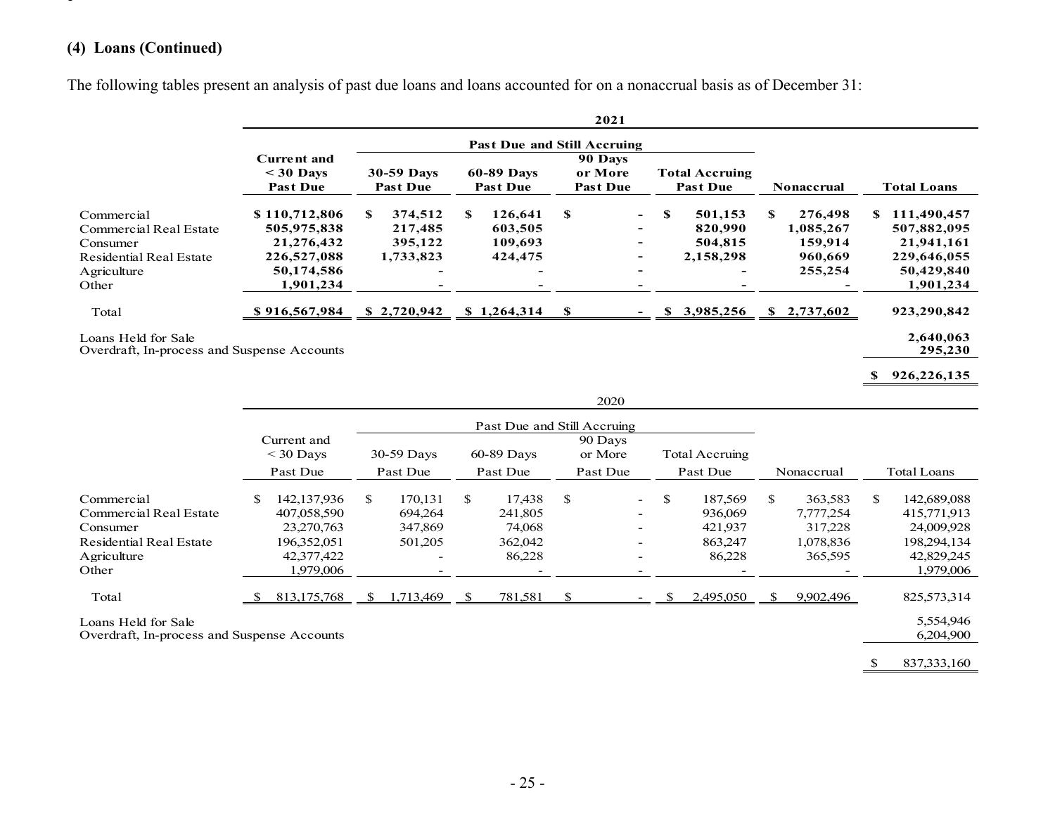### (4) Loans (Continued)

The following tables present an analysis of past due loans and loans accounted for on a nonaccrual basis as of December 31:

| | **2021** | | | | | | |
|---|---|---|---|---|---|---|---|
| | | **Past Due and Still Accruing** | | | | | |
| | **Current and < 30 Days Past Due** | **30-59 Days Past Due** | **60-89 Days Past Due** | **90 Days or More Past Due** | **Total Accruing Past Due** | **Nonaccrual** | **Total Loans** |
| Commercial | **$ 110,712,806** | **$ 374,512** | **$ 126,641** | **$ -** | **$ 501,153** | **$ 276,498** | **$ 111,490,457** |
| Commercial Real Estate | **505,975,838** | **217,485** | **603,505** | **-** | **820,990** | **1,085,267** | **507,882,095** |
| Consumer | **21,276,432** | **395,122** | **109,693** | **-** | **504,815** | **159,914** | **21,941,161** |
| Residential Real Estate | **226,527,088** | **1,733,823** | **424,475** | **-** | **2,158,298** | **960,669** | **229,646,055** |
| Agriculture | **50,174,586** | **-** | **-** | **-** | **-** | **255,254** | **50,429,840** |
| Other | **1,901,234** | **-** | **-** | **-** | **-** | **-** | **1,901,234** |
| Total | **$ 916,567,984** | **$ 2,720,942** | **$ 1,264,314** | **$ -** | **$ 3,985,256** | **$ 2,737,602** | **923,290,842** |
| Loans Held for Sale | | | | | | | **2,640,063** |
| Overdraft, In-process and Suspense Accounts | | | | | | | **295,230** |
| | | | | | | | **$ 926,226,135** |

| | 2020 | | | | | | |
|---|---|---|---|---|---|---|---|
| | | Past Due and Still Accruing | | | | | |
| | Current and < 30 Days Past Due | 30-59 Days Past Due | 60-89 Days Past Due | 90 Days or More Past Due | Total Accruing Past Due | Nonaccrual | Total Loans |
| Commercial | $ 142,137,936 | $ 170,131 | $ 17,438 | $ - | $ 187,569 | $ 363,583 | $ 142,689,088 |
| Commercial Real Estate | 407,058,590 | 694,264 | 241,805 | - | 936,069 | 7,777,254 | 415,771,913 |
| Consumer | 23,270,763 | 347,869 | 74,068 | - | 421,937 | 317,228 | 24,009,928 |
| Residential Real Estate | 196,352,051 | 501,205 | 362,042 | - | 863,247 | 1,078,836 | 198,294,134 |
| Agriculture | 42,377,422 | - | 86,228 | - | 86,228 | 365,595 | 42,829,245 |
| Other | 1,979,006 | - | - | - | - | - | 1,979,006 |
| Total | $ 813,175,768 | $ 1,713,469 | $ 781,581 | $ - | $ 2,495,050 | $ 9,902,496 | 825,573,314 |
| Loans Held for Sale | | | | | | | 5,554,946 |
| Overdraft, In-process and Suspense Accounts | | | | | | | 6,204,900 |
| | | | | | | | $ 837,333,160 |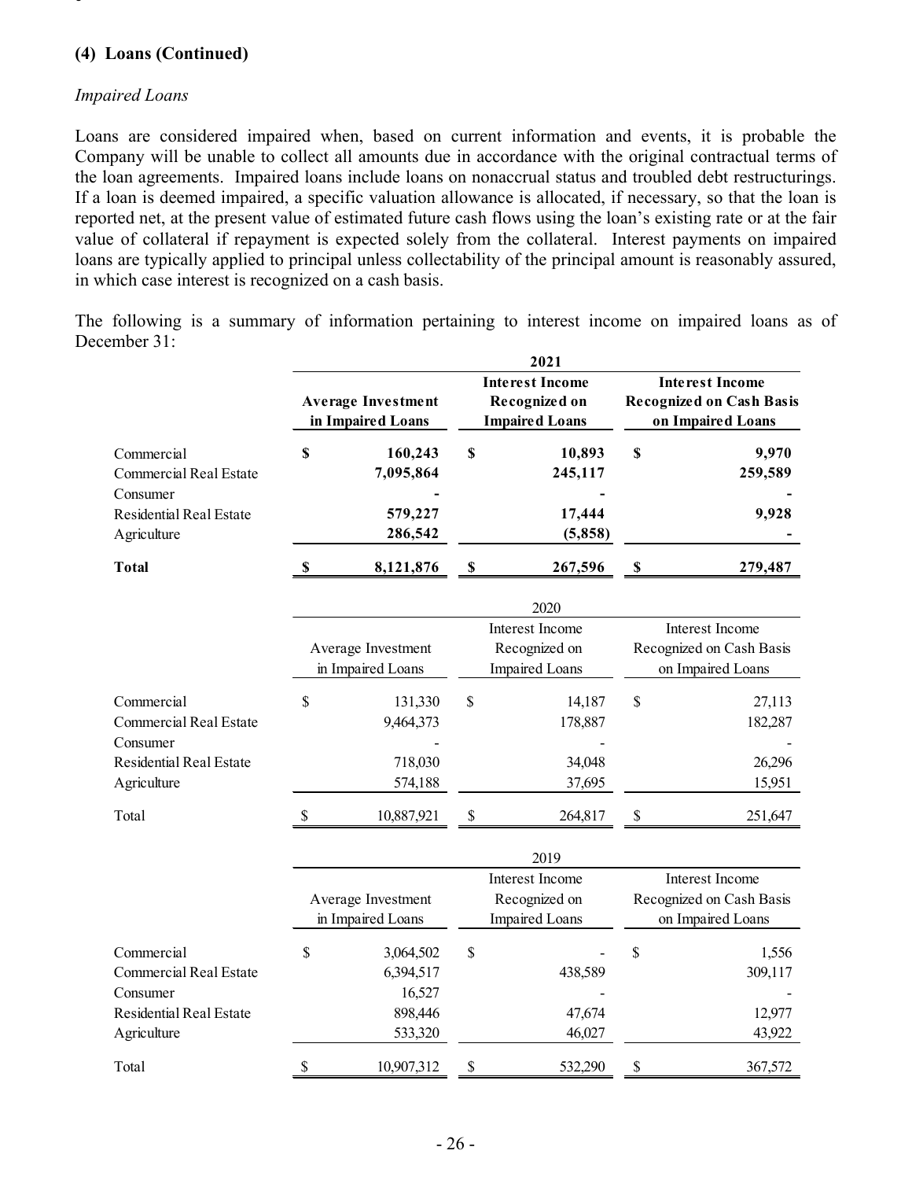## (4) Loans (Continued)

*Impaired Loans*

Loans are considered impaired when, based on current information and events, it is probable the Company will be unable to collect all amounts due in accordance with the original contractual terms of the loan agreements. Impaired loans include loans on nonaccrual status and troubled debt restructurings. If a loan is deemed impaired, a specific valuation allowance is allocated, if necessary, so that the loan is reported net, at the present value of estimated future cash flows using the loan's existing rate or at the fair value of collateral if repayment is expected solely from the collateral. Interest payments on impaired loans are typically applied to principal unless collectability of the principal amount is reasonably assured, in which case interest is recognized on a cash basis.

The following is a summary of information pertaining to interest income on impaired loans as of December 31:

| | 2021 | | |
|---|---|---|---|
| | **Average Investment in Impaired Loans** | **Interest Income Recognized on Impaired Loans** | **Interest Income Recognized on Cash Basis on Impaired Loans** |
| Commercial | $ 160,243 | $ 10,893 | $ 9,970 |
| Commercial Real Estate | 7,095,864 | 245,117 | 259,589 |
| Consumer | - | - | - |
| Residential Real Estate | 579,227 | 17,444 | 9,928 |
| Agriculture | 286,542 | (5,858) | - |
| **Total** | **$ 8,121,876** | **$ 267,596** | **$ 279,487** |

| | 2020 | | |
|---|---|---|---|
| | Average Investment in Impaired Loans | Interest Income Recognized on Impaired Loans | Interest Income Recognized on Cash Basis on Impaired Loans |
| Commercial | $ 131,330 | $ 14,187 | $ 27,113 |
| Commercial Real Estate | 9,464,373 | 178,887 | 182,287 |
| Consumer | - | - | - |
| Residential Real Estate | 718,030 | 34,048 | 26,296 |
| Agriculture | 574,188 | 37,695 | 15,951 |
| Total | $ 10,887,921 | $ 264,817 | $ 251,647 |

| | 2019 | | |
|---|---|---|---|
| | Average Investment in Impaired Loans | Interest Income Recognized on Impaired Loans | Interest Income Recognized on Cash Basis on Impaired Loans |
| Commercial | $ 3,064,502 | $ - | $ 1,556 |
| Commercial Real Estate | 6,394,517 | 438,589 | 309,117 |
| Consumer | 16,527 | - | - |
| Residential Real Estate | 898,446 | 47,674 | 12,977 |
| Agriculture | 533,320 | 46,027 | 43,922 |
| Total | $ 10,907,312 | $ 532,290 | $ 367,572 |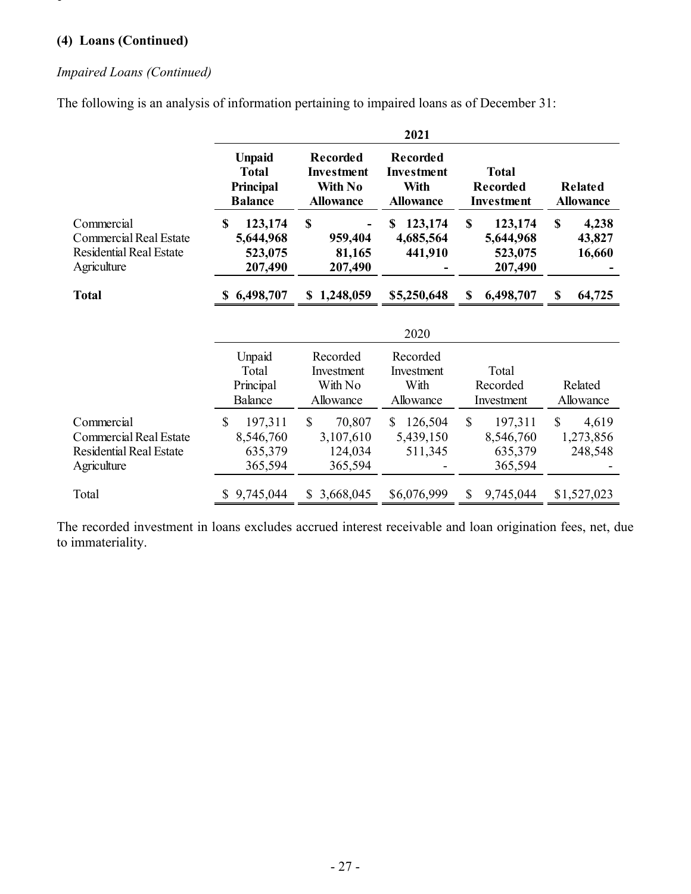**(4) Loans (Continued)**

*Impaired Loans (Continued)*

The following is an analysis of information pertaining to impaired loans as of December 31:

| | 2021 | | | | |
|---|---|---|---|---|---|
| | **Unpaid Total Principal Balance** | **Recorded Investment With No Allowance** | **Recorded Investment With Allowance** | **Total Recorded Investment** | **Related Allowance** |
| Commercial | **$ 123,174** | **$ -** | **$ 123,174** | **$ 123,174** | **$ 4,238** |
| Commercial Real Estate | **5,644,968** | **959,404** | **4,685,564** | **5,644,968** | **43,827** |
| Residential Real Estate | **523,075** | **81,165** | **441,910** | **523,075** | **16,660** |
| Agriculture | **207,490** | **207,490** | **-** | **207,490** | **-** |
| **Total** | **$ 6,498,707** | **$ 1,248,059** | **$5,250,648** | **$ 6,498,707** | **$ 64,725** |

| | 2020 | | | | |
|---|---|---|---|---|---|
| | Unpaid Total Principal Balance | Recorded Investment With No Allowance | Recorded Investment With Allowance | Total Recorded Investment | Related Allowance |
| Commercial | $ 197,311 | $ 70,807 | $ 126,504 | $ 197,311 | $ 4,619 |
| Commercial Real Estate | 8,546,760 | 3,107,610 | 5,439,150 | 8,546,760 | 1,273,856 |
| Residential Real Estate | 635,379 | 124,034 | 511,345 | 635,379 | 248,548 |
| Agriculture | 365,594 | 365,594 | - | 365,594 | - |
| Total | $ 9,745,044 | $ 3,668,045 | $6,076,999 | $ 9,745,044 | $1,527,023 |

The recorded investment in loans excludes accrued interest receivable and loan origination fees, net, due to immateriality.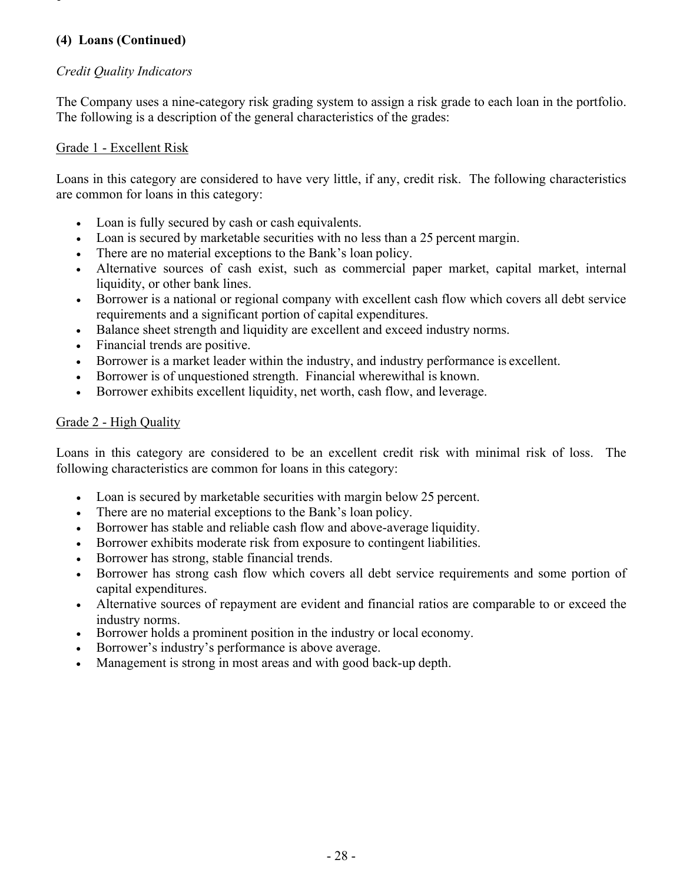**(4) Loans (Continued)**

*Credit Quality Indicators*

The Company uses a nine-category risk grading system to assign a risk grade to each loan in the portfolio. The following is a description of the general characteristics of the grades:

Grade 1 - Excellent Risk

Loans in this category are considered to have very little, if any, credit risk. The following characteristics are common for loans in this category:

- Loan is fully secured by cash or cash equivalents.
- Loan is secured by marketable securities with no less than a 25 percent margin.
- There are no material exceptions to the Bank's loan policy.
- Alternative sources of cash exist, such as commercial paper market, capital market, internal liquidity, or other bank lines.
- Borrower is a national or regional company with excellent cash flow which covers all debt service requirements and a significant portion of capital expenditures.
- Balance sheet strength and liquidity are excellent and exceed industry norms.
- Financial trends are positive.
- Borrower is a market leader within the industry, and industry performance is excellent.
- Borrower is of unquestioned strength. Financial wherewithal is known.
- Borrower exhibits excellent liquidity, net worth, cash flow, and leverage.

Grade 2 - High Quality

Loans in this category are considered to be an excellent credit risk with minimal risk of loss. The following characteristics are common for loans in this category:

- Loan is secured by marketable securities with margin below 25 percent.
- There are no material exceptions to the Bank's loan policy.
- Borrower has stable and reliable cash flow and above-average liquidity.
- Borrower exhibits moderate risk from exposure to contingent liabilities.
- Borrower has strong, stable financial trends.
- Borrower has strong cash flow which covers all debt service requirements and some portion of capital expenditures.
- Alternative sources of repayment are evident and financial ratios are comparable to or exceed the industry norms.
- Borrower holds a prominent position in the industry or local economy.
- Borrower's industry's performance is above average.
- Management is strong in most areas and with good back-up depth.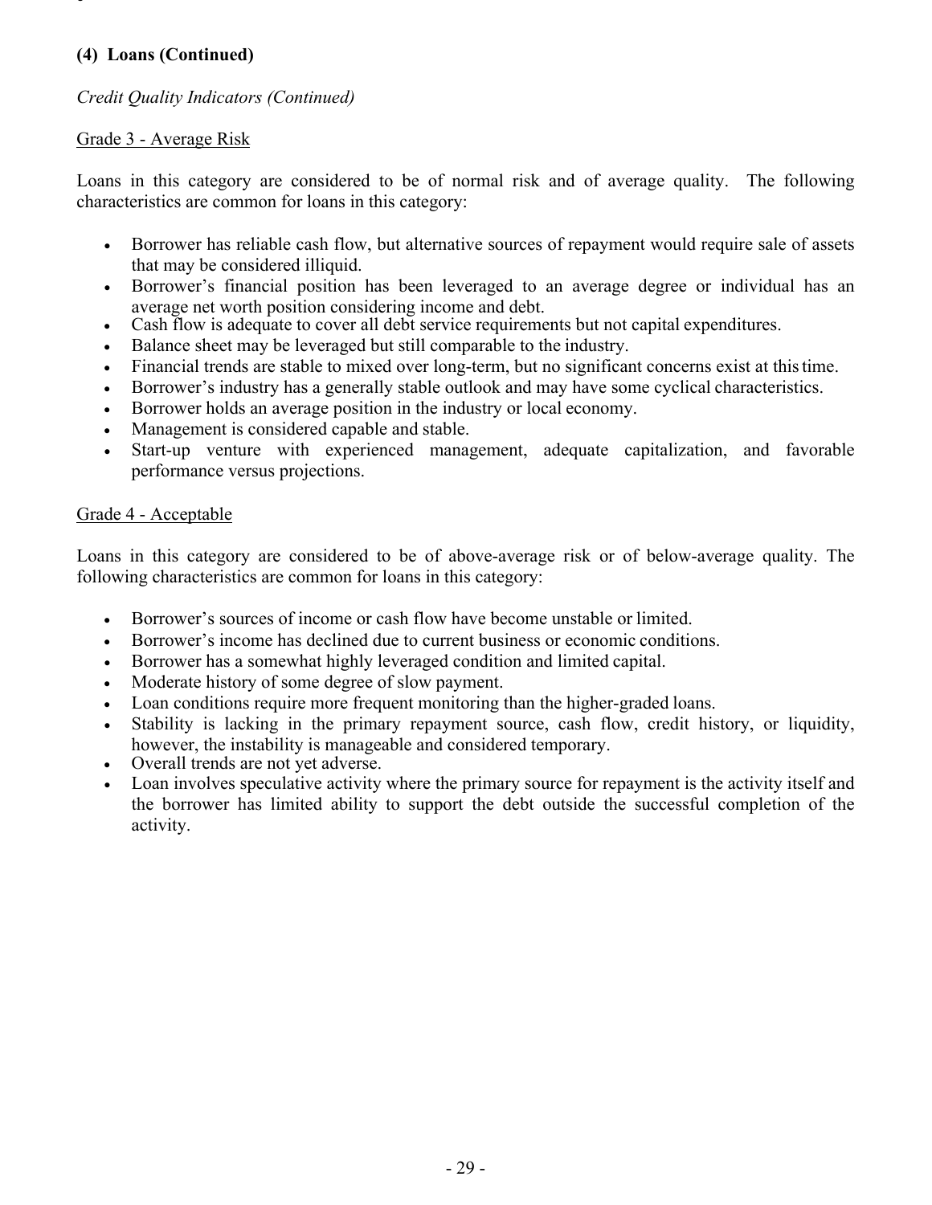**(4) Loans (Continued)**

*Credit Quality Indicators (Continued)*

Grade 3 - Average Risk

Loans in this category are considered to be of normal risk and of average quality. The following characteristics are common for loans in this category:

- Borrower has reliable cash flow, but alternative sources of repayment would require sale of assets that may be considered illiquid.
- Borrower's financial position has been leveraged to an average degree or individual has an average net worth position considering income and debt.
- Cash flow is adequate to cover all debt service requirements but not capital expenditures.
- Balance sheet may be leveraged but still comparable to the industry.
- Financial trends are stable to mixed over long-term, but no significant concerns exist at this time.
- Borrower's industry has a generally stable outlook and may have some cyclical characteristics.
- Borrower holds an average position in the industry or local economy.
- Management is considered capable and stable.
- Start-up venture with experienced management, adequate capitalization, and favorable performance versus projections.

Grade 4 - Acceptable

Loans in this category are considered to be of above-average risk or of below-average quality. The following characteristics are common for loans in this category:

- Borrower's sources of income or cash flow have become unstable or limited.
- Borrower's income has declined due to current business or economic conditions.
- Borrower has a somewhat highly leveraged condition and limited capital.
- Moderate history of some degree of slow payment.
- Loan conditions require more frequent monitoring than the higher-graded loans.
- Stability is lacking in the primary repayment source, cash flow, credit history, or liquidity, however, the instability is manageable and considered temporary.
- Overall trends are not yet adverse.
- Loan involves speculative activity where the primary source for repayment is the activity itself and the borrower has limited ability to support the debt outside the successful completion of the activity.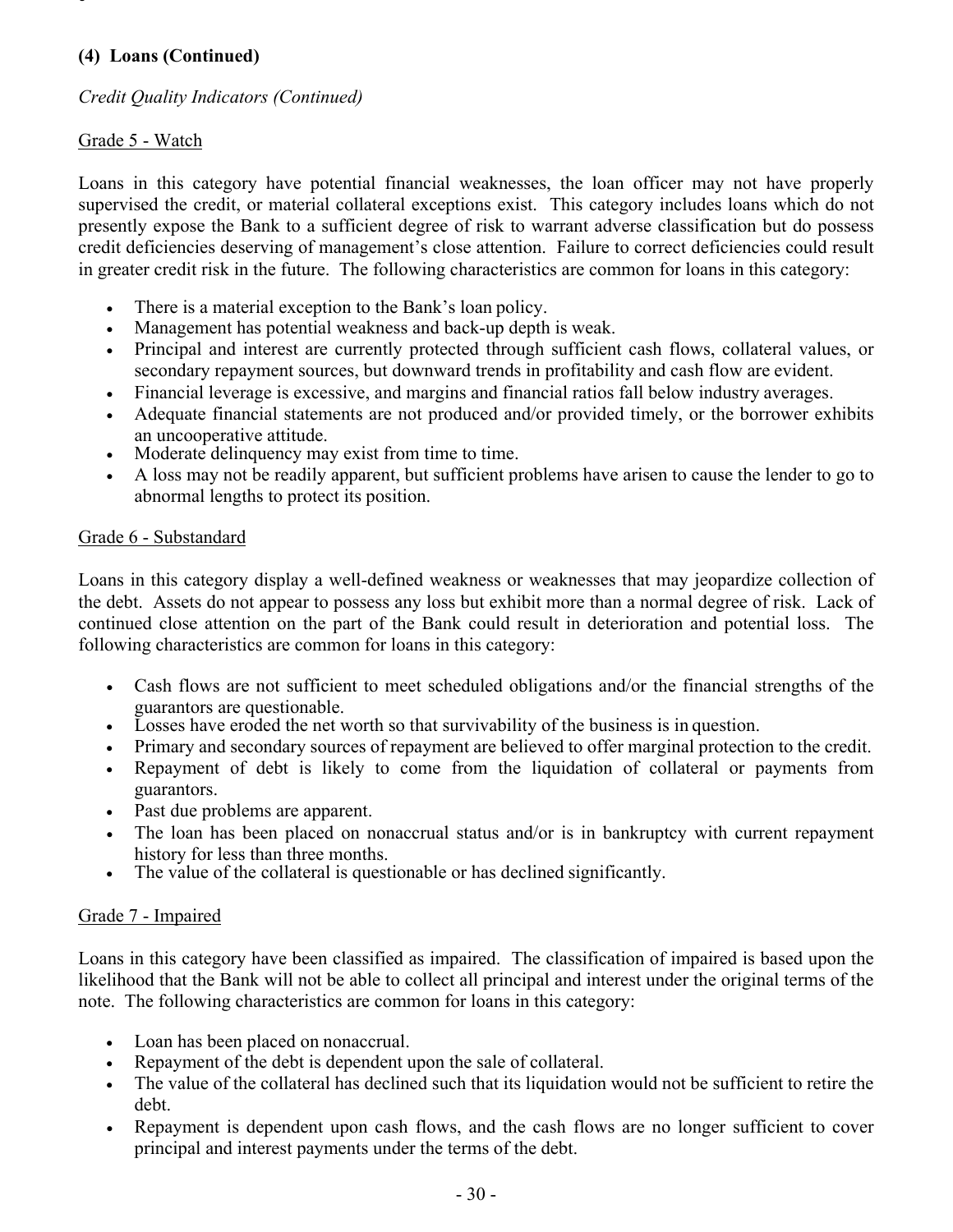**(4) Loans (Continued)**

*Credit Quality Indicators (Continued)*

Grade 5 - Watch

Loans in this category have potential financial weaknesses, the loan officer may not have properly supervised the credit, or material collateral exceptions exist. This category includes loans which do not presently expose the Bank to a sufficient degree of risk to warrant adverse classification but do possess credit deficiencies deserving of management's close attention. Failure to correct deficiencies could result in greater credit risk in the future. The following characteristics are common for loans in this category:

- There is a material exception to the Bank's loan policy.
- Management has potential weakness and back-up depth is weak.
- Principal and interest are currently protected through sufficient cash flows, collateral values, or secondary repayment sources, but downward trends in profitability and cash flow are evident.
- Financial leverage is excessive, and margins and financial ratios fall below industry averages.
- Adequate financial statements are not produced and/or provided timely, or the borrower exhibits an uncooperative attitude.
- Moderate delinquency may exist from time to time.
- A loss may not be readily apparent, but sufficient problems have arisen to cause the lender to go to abnormal lengths to protect its position.

Grade 6 - Substandard

Loans in this category display a well-defined weakness or weaknesses that may jeopardize collection of the debt. Assets do not appear to possess any loss but exhibit more than a normal degree of risk. Lack of continued close attention on the part of the Bank could result in deterioration and potential loss. The following characteristics are common for loans in this category:

- Cash flows are not sufficient to meet scheduled obligations and/or the financial strengths of the guarantors are questionable.
- Losses have eroded the net worth so that survivability of the business is in question.
- Primary and secondary sources of repayment are believed to offer marginal protection to the credit.
- Repayment of debt is likely to come from the liquidation of collateral or payments from guarantors.
- Past due problems are apparent.
- The loan has been placed on nonaccrual status and/or is in bankruptcy with current repayment history for less than three months.
- The value of the collateral is questionable or has declined significantly.

Grade 7 - Impaired

Loans in this category have been classified as impaired. The classification of impaired is based upon the likelihood that the Bank will not be able to collect all principal and interest under the original terms of the note. The following characteristics are common for loans in this category:

- Loan has been placed on nonaccrual.
- Repayment of the debt is dependent upon the sale of collateral.
- The value of the collateral has declined such that its liquidation would not be sufficient to retire the debt.
- Repayment is dependent upon cash flows, and the cash flows are no longer sufficient to cover principal and interest payments under the terms of the debt.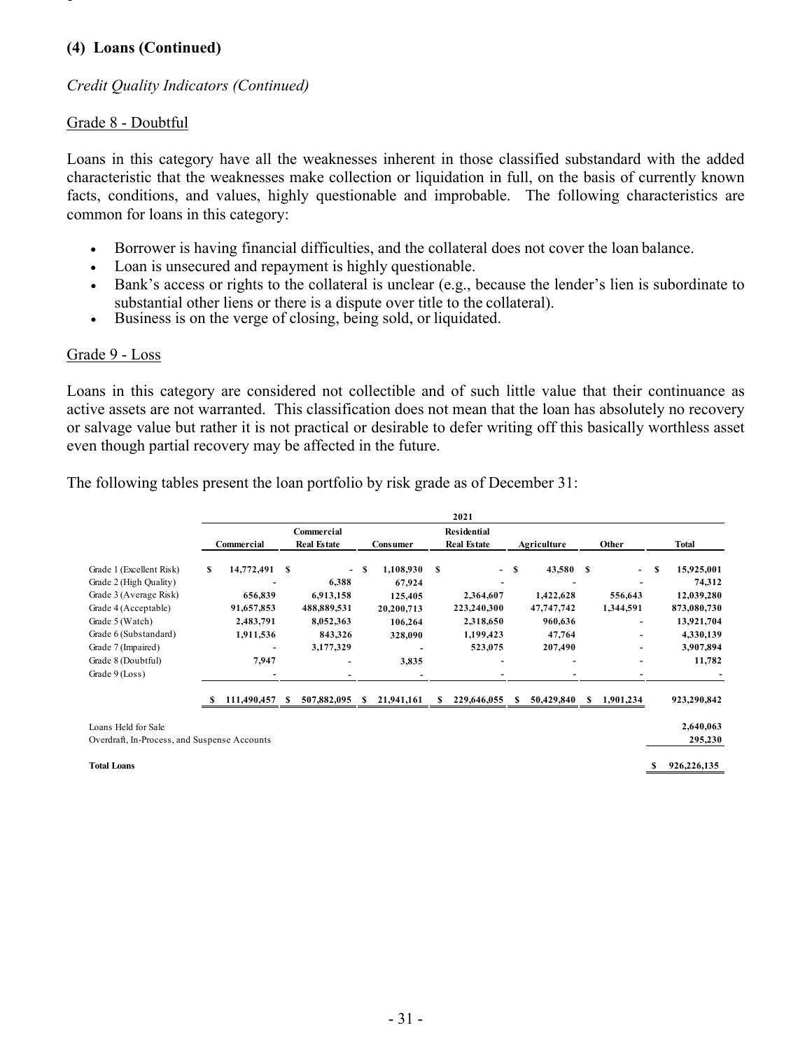## (4) Loans (Continued)

*Credit Quality Indicators (Continued)*

Grade 8 - Doubtful

Loans in this category have all the weaknesses inherent in those classified substandard with the added characteristic that the weaknesses make collection or liquidation in full, on the basis of currently known facts, conditions, and values, highly questionable and improbable. The following characteristics are common for loans in this category:

- Borrower is having financial difficulties, and the collateral does not cover the loan balance.
- Loan is unsecured and repayment is highly questionable.
- Bank's access or rights to the collateral is unclear (e.g., because the lender's lien is subordinate to substantial other liens or there is a dispute over title to the collateral).
- Business is on the verge of closing, being sold, or liquidated.

Grade 9 - Loss

Loans in this category are considered not collectible and of such little value that their continuance as active assets are not warranted. This classification does not mean that the loan has absolutely no recovery or salvage value but rather it is not practical or desirable to defer writing off this basically worthless asset even though partial recovery may be affected in the future.

The following tables present the loan portfolio by risk grade as of December 31:

| | 2021 | | | | | | |
|---|---|---|---|---|---|---|---|
| | Commercial | Commercial Real Estate | Consumer | Residential Real Estate | Agriculture | Other | Total |
| Grade 1 (Excellent Risk) | $ 14,772,491 | $ - | $ 1,108,930 | $ - | $ 43,580 | $ - | $ 15,925,001 |
| Grade 2 (High Quality) | - | 6,388 | 67,924 | - | - | - | 74,312 |
| Grade 3 (Average Risk) | 656,839 | 6,913,158 | 125,405 | 2,364,607 | 1,422,628 | 556,643 | 12,039,280 |
| Grade 4 (Acceptable) | 91,657,853 | 488,889,531 | 20,200,713 | 223,240,300 | 47,747,742 | 1,344,591 | 873,080,730 |
| Grade 5 (Watch) | 2,483,791 | 8,052,363 | 106,264 | 2,318,650 | 960,636 | - | 13,921,704 |
| Grade 6 (Substandard) | 1,911,536 | 843,326 | 328,090 | 1,199,423 | 47,764 | - | 4,330,139 |
| Grade 7 (Impaired) | - | 3,177,329 | - | 523,075 | 207,490 | - | 3,907,894 |
| Grade 8 (Doubtful) | 7,947 | - | 3,835 | - | - | - | 11,782 |
| Grade 9 (Loss) | - | - | - | - | - | - | - |
| | $ 111,490,457 | $ 507,882,095 | $ 21,941,161 | $ 229,646,055 | $ 50,429,840 | $ 1,901,234 | 923,290,842 |
| Loans Held for Sale | | | | | | | 2,640,063 |
| Overdraft, In-Process, and Suspense Accounts | | | | | | | 295,230 |
| **Total Loans** | | | | | | | $ 926,226,135 |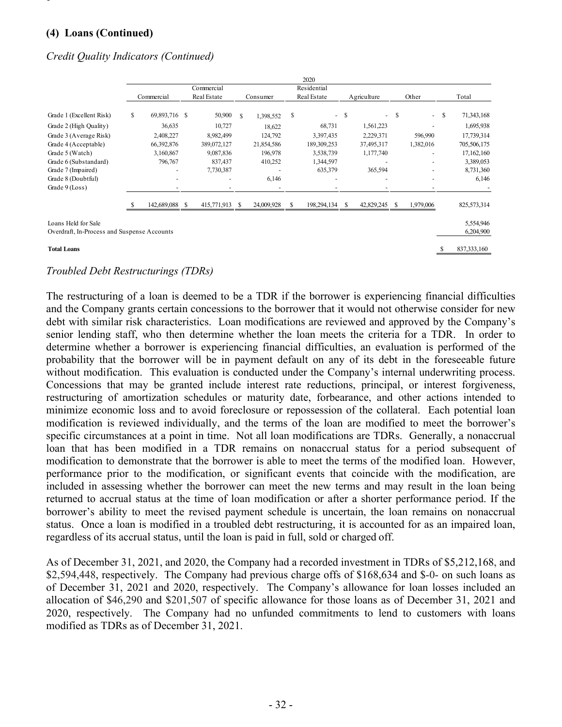## (4) Loans (Continued)

*Credit Quality Indicators (Continued)*

| | 2020 | | | | | | |
|---|---|---|---|---|---|---|---|
| | Commercial | Commercial Real Estate | Consumer | Residential Real Estate | Agriculture | Other | Total |
| Grade 1 (Excellent Risk) | $ 69,893,716 | $ 50,900 | $ 1,398,552 | $ - | $ - | $ - | $ 71,343,168 |
| Grade 2 (High Quality) | 36,635 | 10,727 | 18,622 | 68,731 | 1,561,223 | - | 1,695,938 |
| Grade 3 (Average Risk) | 2,408,227 | 8,982,499 | 124,792 | 3,397,435 | 2,229,371 | 596,990 | 17,739,314 |
| Grade 4 (Acceptable) | 66,392,876 | 389,072,127 | 21,854,586 | 189,309,253 | 37,495,317 | 1,382,016 | 705,506,175 |
| Grade 5 (Watch) | 3,160,867 | 9,087,836 | 196,978 | 3,538,739 | 1,177,740 | - | 17,162,160 |
| Grade 6 (Substandard) | 796,767 | 837,437 | 410,252 | 1,344,597 | - | - | 3,389,053 |
| Grade 7 (Impaired) | - | 7,730,387 | - | 635,379 | 365,594 | - | 8,731,360 |
| Grade 8 (Doubtful) | - | - | 6,146 | - | - | - | 6,146 |
| Grade 9 (Loss) | - | - | - | - | - | - | - |
| | $ 142,689,088 | $ 415,771,913 | $ 24,009,928 | $ 198,294,134 | $ 42,829,245 | $ 1,979,006 | 825,573,314 |
| Loans Held for Sale | | | | | | | 5,554,946 |
| Overdraft, In-Process and Suspense Accounts | | | | | | | 6,204,900 |
| **Total Loans** | | | | | | | $ 837,333,160 |

*Troubled Debt Restructurings (TDRs)*

The restructuring of a loan is deemed to be a TDR if the borrower is experiencing financial difficulties and the Company grants certain concessions to the borrower that it would not otherwise consider for new debt with similar risk characteristics. Loan modifications are reviewed and approved by the Company's senior lending staff, who then determine whether the loan meets the criteria for a TDR. In order to determine whether a borrower is experiencing financial difficulties, an evaluation is performed of the probability that the borrower will be in payment default on any of its debt in the foreseeable future without modification. This evaluation is conducted under the Company's internal underwriting process. Concessions that may be granted include interest rate reductions, principal, or interest forgiveness, restructuring of amortization schedules or maturity date, forbearance, and other actions intended to minimize economic loss and to avoid foreclosure or repossession of the collateral. Each potential loan modification is reviewed individually, and the terms of the loan are modified to meet the borrower's specific circumstances at a point in time. Not all loan modifications are TDRs. Generally, a nonaccrual loan that has been modified in a TDR remains on nonaccrual status for a period subsequent of modification to demonstrate that the borrower is able to meet the terms of the modified loan. However, performance prior to the modification, or significant events that coincide with the modification, are included in assessing whether the borrower can meet the new terms and may result in the loan being returned to accrual status at the time of loan modification or after a shorter performance period. If the borrower's ability to meet the revised payment schedule is uncertain, the loan remains on nonaccrual status. Once a loan is modified in a troubled debt restructuring, it is accounted for as an impaired loan, regardless of its accrual status, until the loan is paid in full, sold or charged off.

As of December 31, 2021, and 2020, the Company had a recorded investment in TDRs of $5,212,168, and $2,594,448, respectively. The Company had previous charge offs of $168,634 and $-0- on such loans as of December 31, 2021 and 2020, respectively. The Company's allowance for loan losses included an allocation of $46,290 and $201,507 of specific allowance for those loans as of December 31, 2021 and 2020, respectively. The Company had no unfunded commitments to lend to customers with loans modified as TDRs as of December 31, 2021.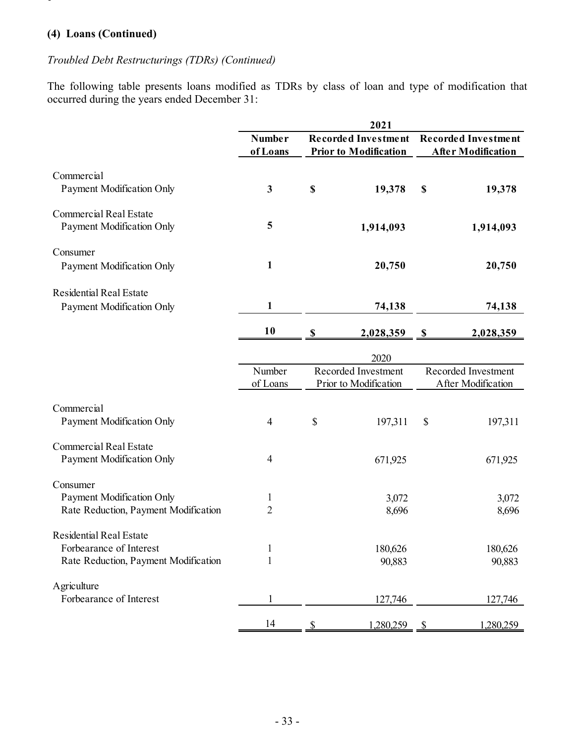### (4) Loans (Continued)

*Troubled Debt Restructurings (TDRs) (Continued)*

The following table presents loans modified as TDRs by class of loan and type of modification that occurred during the years ended December 31:

| | 2021 | | |
|---|---|---|---|
| | **Number of Loans** | **Recorded Investment Prior to Modification** | **Recorded Investment After Modification** |
| Commercial | | | |
| Payment Modification Only | **3** | **$ 19,378** | **$ 19,378** |
| Commercial Real Estate | | | |
| Payment Modification Only | **5** | **1,914,093** | **1,914,093** |
| Consumer | | | |
| Payment Modification Only | **1** | **20,750** | **20,750** |
| Residential Real Estate | | | |
| Payment Modification Only | **1** | **74,138** | **74,138** |
| | **10** | **$ 2,028,359** | **$ 2,028,359** |

| | 2020 | | |
|---|---|---|---|
| | Number of Loans | Recorded Investment Prior to Modification | Recorded Investment After Modification |
| Commercial | | | |
| Payment Modification Only | 4 | $ 197,311 | $ 197,311 |
| Commercial Real Estate | | | |
| Payment Modification Only | 4 | 671,925 | 671,925 |
| Consumer | | | |
| Payment Modification Only | 1 | 3,072 | 3,072 |
| Rate Reduction, Payment Modification | 2 | 8,696 | 8,696 |
| Residential Real Estate | | | |
| Forbearance of Interest | 1 | 180,626 | 180,626 |
| Rate Reduction, Payment Modification | 1 | 90,883 | 90,883 |
| Agriculture | | | |
| Forbearance of Interest | 1 | 127,746 | 127,746 |
| | 14 | $ 1,280,259 | $ 1,280,259 |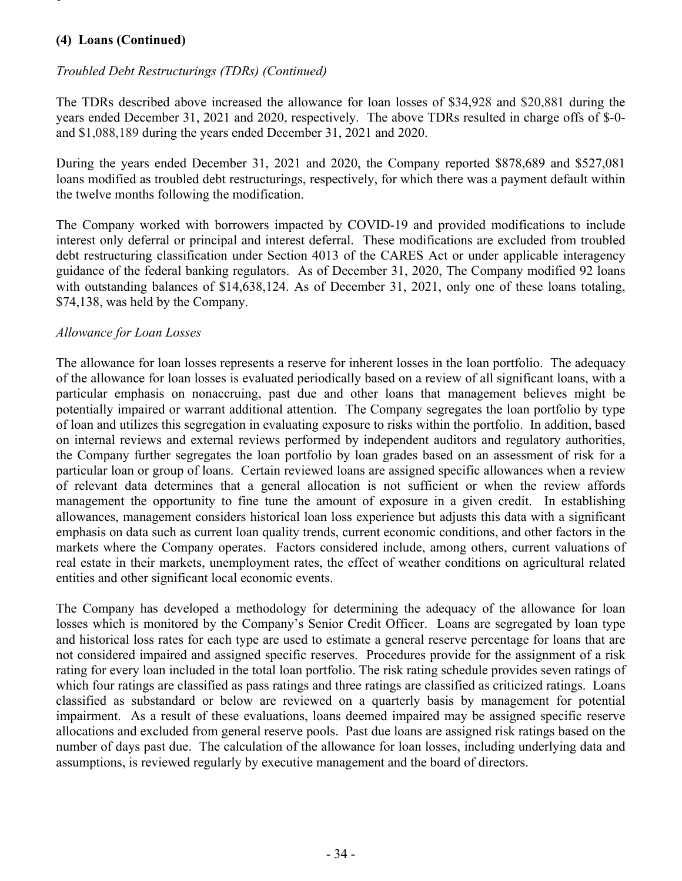**(4) Loans (Continued)**

*Troubled Debt Restructurings (TDRs) (Continued)*

The TDRs described above increased the allowance for loan losses of $34,928 and $20,881 during the years ended December 31, 2021 and 2020, respectively. The above TDRs resulted in charge offs of $-0- and $1,088,189 during the years ended December 31, 2021 and 2020.

During the years ended December 31, 2021 and 2020, the Company reported $878,689 and $527,081 loans modified as troubled debt restructurings, respectively, for which there was a payment default within the twelve months following the modification.

The Company worked with borrowers impacted by COVID-19 and provided modifications to include interest only deferral or principal and interest deferral. These modifications are excluded from troubled debt restructuring classification under Section 4013 of the CARES Act or under applicable interagency guidance of the federal banking regulators. As of December 31, 2020, The Company modified 92 loans with outstanding balances of $14,638,124. As of December 31, 2021, only one of these loans totaling, $74,138, was held by the Company.

*Allowance for Loan Losses*

The allowance for loan losses represents a reserve for inherent losses in the loan portfolio. The adequacy of the allowance for loan losses is evaluated periodically based on a review of all significant loans, with a particular emphasis on nonaccruing, past due and other loans that management believes might be potentially impaired or warrant additional attention. The Company segregates the loan portfolio by type of loan and utilizes this segregation in evaluating exposure to risks within the portfolio. In addition, based on internal reviews and external reviews performed by independent auditors and regulatory authorities, the Company further segregates the loan portfolio by loan grades based on an assessment of risk for a particular loan or group of loans. Certain reviewed loans are assigned specific allowances when a review of relevant data determines that a general allocation is not sufficient or when the review affords management the opportunity to fine tune the amount of exposure in a given credit. In establishing allowances, management considers historical loan loss experience but adjusts this data with a significant emphasis on data such as current loan quality trends, current economic conditions, and other factors in the markets where the Company operates. Factors considered include, among others, current valuations of real estate in their markets, unemployment rates, the effect of weather conditions on agricultural related entities and other significant local economic events.

The Company has developed a methodology for determining the adequacy of the allowance for loan losses which is monitored by the Company's Senior Credit Officer. Loans are segregated by loan type and historical loss rates for each type are used to estimate a general reserve percentage for loans that are not considered impaired and assigned specific reserves. Procedures provide for the assignment of a risk rating for every loan included in the total loan portfolio. The risk rating schedule provides seven ratings of which four ratings are classified as pass ratings and three ratings are classified as criticized ratings. Loans classified as substandard or below are reviewed on a quarterly basis by management for potential impairment. As a result of these evaluations, loans deemed impaired may be assigned specific reserve allocations and excluded from general reserve pools. Past due loans are assigned risk ratings based on the number of days past due. The calculation of the allowance for loan losses, including underlying data and assumptions, is reviewed regularly by executive management and the board of directors.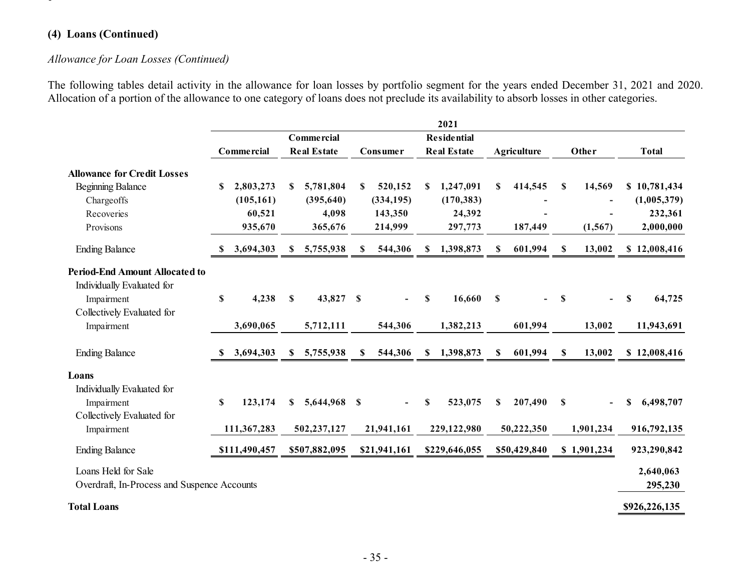### (4) Loans (Continued)

*Allowance for Loan Losses (Continued)*

The following tables detail activity in the allowance for loan losses by portfolio segment for the years ended December 31, 2021 and 2020. Allocation of a portion of the allowance to one category of loans does not preclude its availability to absorb losses in other categories.

| | 2021 | | | | | | |
|---|---|---|---|---|---|---|---|
| | Commercial | Commercial Real Estate | Consumer | Residential Real Estate | Agriculture | Other | Total |
| **Allowance for Credit Losses** | | | | | | | |
| Beginning Balance | $ 2,803,273 | $ 5,781,804 | $ 520,152 | $ 1,247,091 | $ 414,545 | $ 14,569 | $ 10,781,434 |
| Chargeoffs | (105,161) | (395,640) | (334,195) | (170,383) | - | - | (1,005,379) |
| Recoveries | 60,521 | 4,098 | 143,350 | 24,392 | - | - | 232,361 |
| Provisons | 935,670 | 365,676 | 214,999 | 297,773 | 187,449 | (1,567) | 2,000,000 |
| Ending Balance | $ 3,694,303 | $ 5,755,938 | $ 544,306 | $ 1,398,873 | $ 601,994 | $ 13,002 | $ 12,008,416 |
| **Period-End Amount Allocated to** | | | | | | | |
| Individually Evaluated for Impairment | $ 4,238 | $ 43,827 | $ - | $ 16,660 | $ - | $ - | $ 64,725 |
| Collectively Evaluated for Impairment | 3,690,065 | 5,712,111 | 544,306 | 1,382,213 | 601,994 | 13,002 | 11,943,691 |
| Ending Balance | $ 3,694,303 | $ 5,755,938 | $ 544,306 | $ 1,398,873 | $ 601,994 | $ 13,002 | $ 12,008,416 |
| **Loans** | | | | | | | |
| Individually Evaluated for Impairment | $ 123,174 | $ 5,644,968 | $ - | $ 523,075 | $ 207,490 | $ - | $ 6,498,707 |
| Collectively Evaluated for Impairment | 111,367,283 | 502,237,127 | 21,941,161 | 229,122,980 | 50,222,350 | 1,901,234 | 916,792,135 |
| Ending Balance | $111,490,457 | $507,882,095 | $21,941,161 | $229,646,055 | $50,429,840 | $ 1,901,234 | 923,290,842 |
| Loans Held for Sale | | | | | | | 2,640,063 |
| Overdraft, In-Process and Suspence Accounts | | | | | | | 295,230 |
| **Total Loans** | | | | | | | $926,226,135 |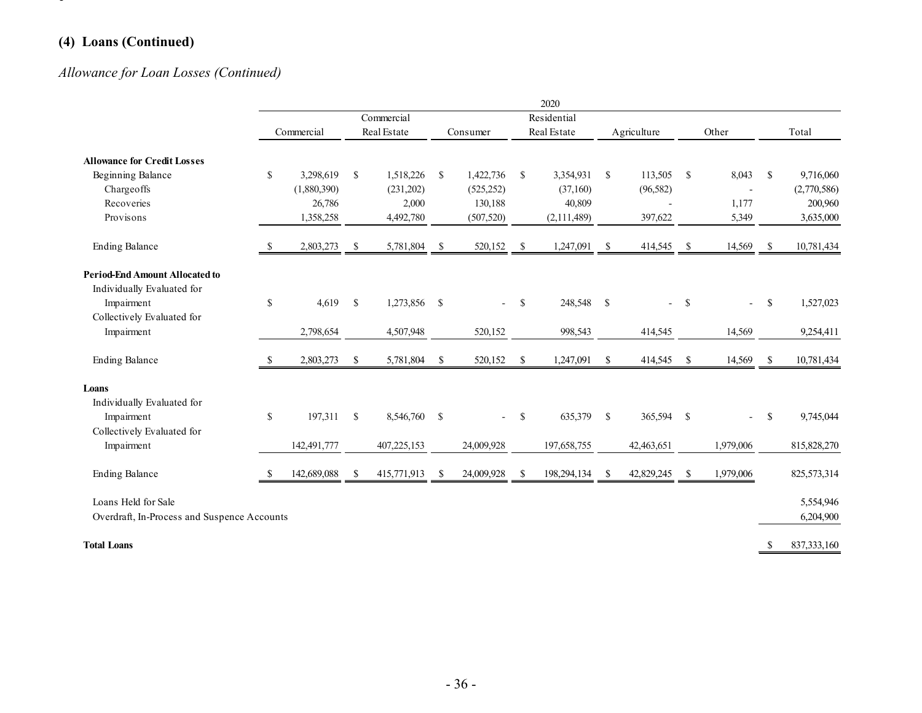## (4) Loans (Continued)

*Allowance for Loan Losses (Continued)*

| | 2020 | | | | | | |
|---|---|---|---|---|---|---|---|
| | Commercial | Commercial Real Estate | Consumer | Residential Real Estate | Agriculture | Other | Total |
| **Allowance for Credit Losses** | | | | | | | |
| Beginning Balance | $ 3,298,619 | $ 1,518,226 | $ 1,422,736 | $ 3,354,931 | $ 113,505 | $ 8,043 | $ 9,716,060 |
| Chargeoffs | (1,880,390) | (231,202) | (525,252) | (37,160) | (96,582) | - | (2,770,586) |
| Recoveries | 26,786 | 2,000 | 130,188 | 40,809 | - | 1,177 | 200,960 |
| Provisons | 1,358,258 | 4,492,780 | (507,520) | (2,111,489) | 397,622 | 5,349 | 3,635,000 |
| Ending Balance | $ 2,803,273 | $ 5,781,804 | $ 520,152 | $ 1,247,091 | $ 414,545 | $ 14,569 | $ 10,781,434 |
| **Period-End Amount Allocated to** | | | | | | | |
| Individually Evaluated for Impairment | $ 4,619 | $ 1,273,856 | $ - | $ 248,548 | $ - | $ - | $ 1,527,023 |
| Collectively Evaluated for Impairment | 2,798,654 | 4,507,948 | 520,152 | 998,543 | 414,545 | 14,569 | 9,254,411 |
| Ending Balance | $ 2,803,273 | $ 5,781,804 | $ 520,152 | $ 1,247,091 | $ 414,545 | $ 14,569 | $ 10,781,434 |
| **Loans** | | | | | | | |
| Individually Evaluated for Impairment | $ 197,311 | $ 8,546,760 | $ - | $ 635,379 | $ 365,594 | $ - | $ 9,745,044 |
| Collectively Evaluated for Impairment | 142,491,777 | 407,225,153 | 24,009,928 | 197,658,755 | 42,463,651 | 1,979,006 | 815,828,270 |
| Ending Balance | $ 142,689,088 | $ 415,771,913 | $ 24,009,928 | $ 198,294,134 | $ 42,829,245 | $ 1,979,006 | 825,573,314 |
| Loans Held for Sale | | | | | | | 5,554,946 |
| Overdraft, In-Process and Suspence Accounts | | | | | | | 6,204,900 |
| **Total Loans** | | | | | | | $ 837,333,160 |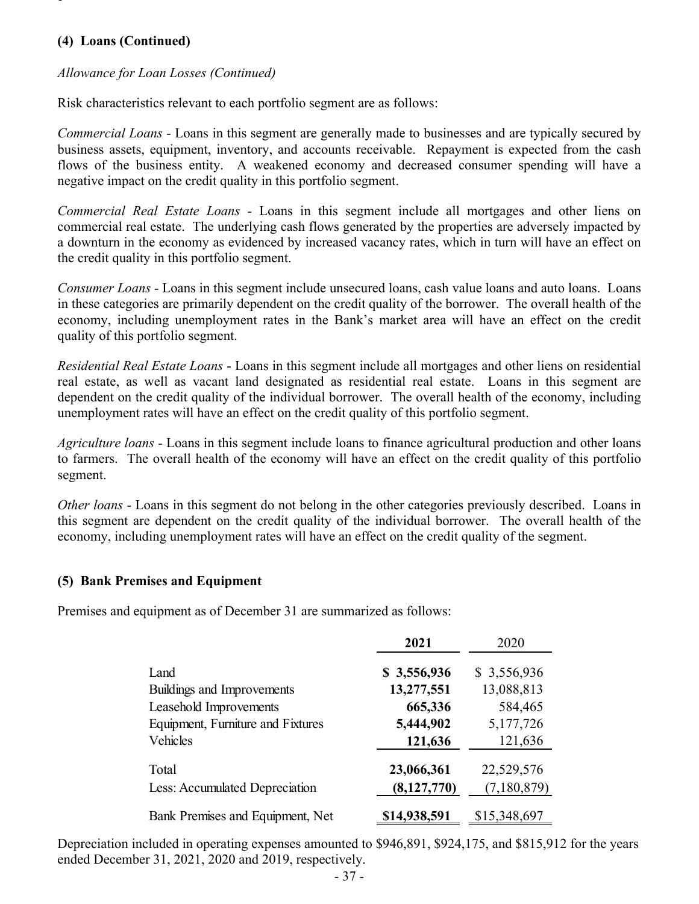### (4) Loans (Continued)

*Allowance for Loan Losses (Continued)*

Risk characteristics relevant to each portfolio segment are as follows:

*Commercial Loans* - Loans in this segment are generally made to businesses and are typically secured by business assets, equipment, inventory, and accounts receivable. Repayment is expected from the cash flows of the business entity. A weakened economy and decreased consumer spending will have a negative impact on the credit quality in this portfolio segment.

*Commercial Real Estate Loans* - Loans in this segment include all mortgages and other liens on commercial real estate. The underlying cash flows generated by the properties are adversely impacted by a downturn in the economy as evidenced by increased vacancy rates, which in turn will have an effect on the credit quality in this portfolio segment.

*Consumer Loans* - Loans in this segment include unsecured loans, cash value loans and auto loans. Loans in these categories are primarily dependent on the credit quality of the borrower. The overall health of the economy, including unemployment rates in the Bank's market area will have an effect on the credit quality of this portfolio segment.

*Residential Real Estate Loans* - Loans in this segment include all mortgages and other liens on residential real estate, as well as vacant land designated as residential real estate. Loans in this segment are dependent on the credit quality of the individual borrower. The overall health of the economy, including unemployment rates will have an effect on the credit quality of this portfolio segment.

*Agriculture loans* - Loans in this segment include loans to finance agricultural production and other loans to farmers. The overall health of the economy will have an effect on the credit quality of this portfolio segment.

*Other loans* - Loans in this segment do not belong in the other categories previously described. Loans in this segment are dependent on the credit quality of the individual borrower. The overall health of the economy, including unemployment rates will have an effect on the credit quality of the segment.

### (5) Bank Premises and Equipment

Premises and equipment as of December 31 are summarized as follows:

| | **2021** | 2020 |
|---|---|---|
| Land | **$ 3,556,936** | $ 3,556,936 |
| Buildings and Improvements | **13,277,551** | 13,088,813 |
| Leasehold Improvements | **665,336** | 584,465 |
| Equipment, Furniture and Fixtures | **5,444,902** | 5,177,726 |
| Vehicles | **121,636** | 121,636 |
| Total | **23,066,361** | 22,529,576 |
| Less: Accumulated Depreciation | **(8,127,770)** | (7,180,879) |
| Bank Premises and Equipment, Net | **$14,938,591** | $15,348,697 |

Depreciation included in operating expenses amounted to $946,891, $924,175, and $815,912 for the years ended December 31, 2021, 2020 and 2019, respectively.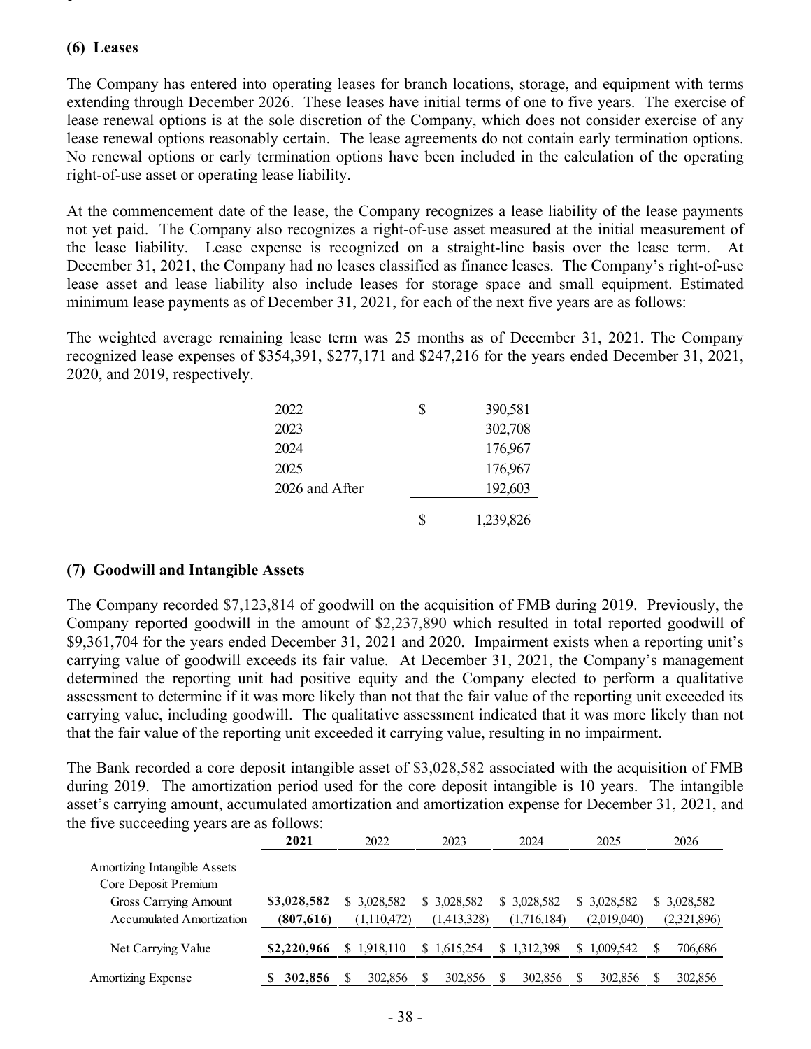### (6) Leases

The Company has entered into operating leases for branch locations, storage, and equipment with terms extending through December 2026. These leases have initial terms of one to five years. The exercise of lease renewal options is at the sole discretion of the Company, which does not consider exercise of any lease renewal options reasonably certain. The lease agreements do not contain early termination options. No renewal options or early termination options have been included in the calculation of the operating right-of-use asset or operating lease liability.

At the commencement date of the lease, the Company recognizes a lease liability of the lease payments not yet paid. The Company also recognizes a right-of-use asset measured at the initial measurement of the lease liability. Lease expense is recognized on a straight-line basis over the lease term. At December 31, 2021, the Company had no leases classified as finance leases. The Company's right-of-use lease asset and lease liability also include leases for storage space and small equipment. Estimated minimum lease payments as of December 31, 2021, for each of the next five years are as follows:

The weighted average remaining lease term was 25 months as of December 31, 2021. The Company recognized lease expenses of $354,391, $277,171 and $247,216 for the years ended December 31, 2021, 2020, and 2019, respectively.

| | | |
|---|---|---|
| 2022 | $ | 390,581 |
| 2023 | | 302,708 |
| 2024 | | 176,967 |
| 2025 | | 176,967 |
| 2026 and After | | 192,603 |
| | $ | 1,239,826 |

### (7) Goodwill and Intangible Assets

The Company recorded $7,123,814 of goodwill on the acquisition of FMB during 2019. Previously, the Company reported goodwill in the amount of $2,237,890 which resulted in total reported goodwill of $9,361,704 for the years ended December 31, 2021 and 2020. Impairment exists when a reporting unit's carrying value of goodwill exceeds its fair value. At December 31, 2021, the Company's management determined the reporting unit had positive equity and the Company elected to perform a qualitative assessment to determine if it was more likely than not that the fair value of the reporting unit exceeded its carrying value, including goodwill. The qualitative assessment indicated that it was more likely than not that the fair value of the reporting unit exceeded it carrying value, resulting in no impairment.

The Bank recorded a core deposit intangible asset of $3,028,582 associated with the acquisition of FMB during 2019. The amortization period used for the core deposit intangible is 10 years. The intangible asset's carrying amount, accumulated amortization and amortization expense for December 31, 2021, and the five succeeding years are as follows:

| | **2021** | 2022 | 2023 | 2024 | 2025 | 2026 |
|---|---|---|---|---|---|---|
| Amortizing Intangible Assets | | | | | | |
| Core Deposit Premium | | | | | | |
| Gross Carrying Amount | **$3,028,582** | $ 3,028,582 | $ 3,028,582 | $ 3,028,582 | $ 3,028,582 | $ 3,028,582 |
| Accumulated Amortization | **(807,616)** | (1,110,472) | (1,413,328) | (1,716,184) | (2,019,040) | (2,321,896) |
| Net Carrying Value | **$2,220,966** | $ 1,918,110 | $ 1,615,254 | $ 1,312,398 | $ 1,009,542 | $ 706,686 |
| Amortizing Expense | **$ 302,856** | $ 302,856 | $ 302,856 | $ 302,856 | $ 302,856 | $ 302,856 |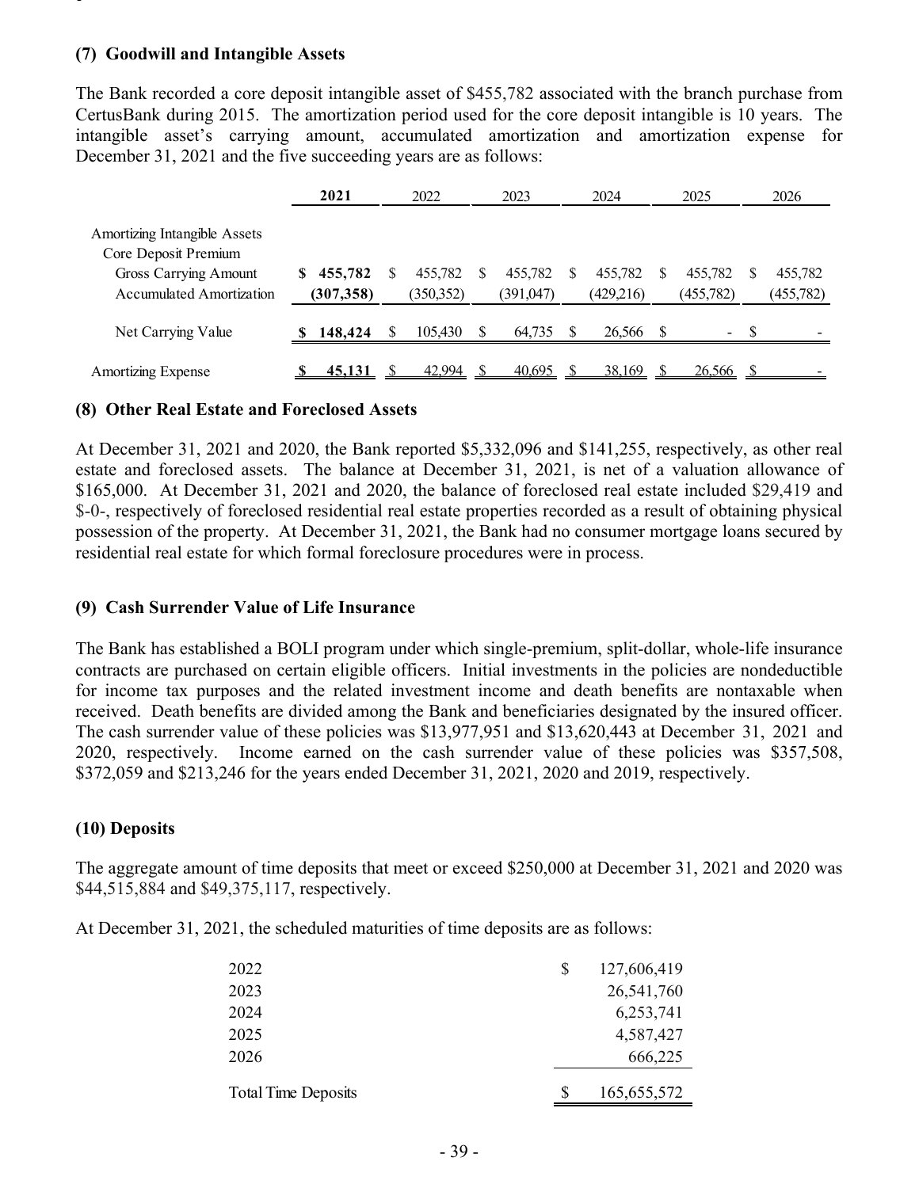### (7) Goodwill and Intangible Assets

The Bank recorded a core deposit intangible asset of $455,782 associated with the branch purchase from CertusBank during 2015. The amortization period used for the core deposit intangible is 10 years. The intangible asset's carrying amount, accumulated amortization and amortization expense for December 31, 2021 and the five succeeding years are as follows:

| | **2021** | 2022 | 2023 | 2024 | 2025 | 2026 |
|---|---|---|---|---|---|---|
| Amortizing Intangible Assets | | | | | | |
| Core Deposit Premium | | | | | | |
| Gross Carrying Amount | **$ 455,782** | $ 455,782 | $ 455,782 | $ 455,782 | $ 455,782 | $ 455,782 |
| Accumulated Amortization | **(307,358)** | (350,352) | (391,047) | (429,216) | (455,782) | (455,782) |
| Net Carrying Value | **$ 148,424** | $ 105,430 | $ 64,735 | $ 26,566 | $ - | $ - |
| Amortizing Expense | **$ 45,131** | $ 42,994 | $ 40,695 | $ 38,169 | $ 26,566 | $ - |

### (8) Other Real Estate and Foreclosed Assets

At December 31, 2021 and 2020, the Bank reported $5,332,096 and $141,255, respectively, as other real estate and foreclosed assets. The balance at December 31, 2021, is net of a valuation allowance of $165,000. At December 31, 2021 and 2020, the balance of foreclosed real estate included $29,419 and $-0-, respectively of foreclosed residential real estate properties recorded as a result of obtaining physical possession of the property. At December 31, 2021, the Bank had no consumer mortgage loans secured by residential real estate for which formal foreclosure procedures were in process.

### (9) Cash Surrender Value of Life Insurance

The Bank has established a BOLI program under which single-premium, split-dollar, whole-life insurance contracts are purchased on certain eligible officers. Initial investments in the policies are nondeductible for income tax purposes and the related investment income and death benefits are nontaxable when received. Death benefits are divided among the Bank and beneficiaries designated by the insured officer. The cash surrender value of these policies was $13,977,951 and $13,620,443 at December 31, 2021 and 2020, respectively. Income earned on the cash surrender value of these policies was $357,508, $372,059 and $213,246 for the years ended December 31, 2021, 2020 and 2019, respectively.

### (10) Deposits

The aggregate amount of time deposits that meet or exceed $250,000 at December 31, 2021 and 2020 was $44,515,884 and $49,375,117, respectively.

At December 31, 2021, the scheduled maturities of time deposits are as follows:

| | |
|---|---|
| 2022 | $ 127,606,419 |
| 2023 | 26,541,760 |
| 2024 | 6,253,741 |
| 2025 | 4,587,427 |
| 2026 | 666,225 |
| Total Time Deposits | $ 165,655,572 |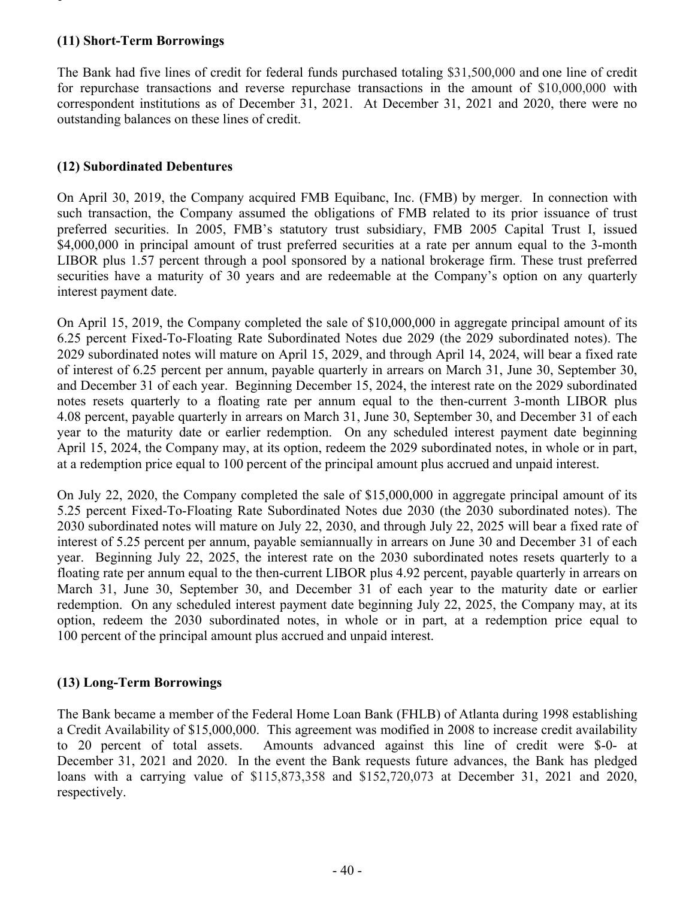### (11) Short-Term Borrowings

The Bank had five lines of credit for federal funds purchased totaling $31,500,000 and one line of credit for repurchase transactions and reverse repurchase transactions in the amount of $10,000,000 with correspondent institutions as of December 31, 2021. At December 31, 2021 and 2020, there were no outstanding balances on these lines of credit.

### (12) Subordinated Debentures

On April 30, 2019, the Company acquired FMB Equibanc, Inc. (FMB) by merger. In connection with such transaction, the Company assumed the obligations of FMB related to its prior issuance of trust preferred securities. In 2005, FMB's statutory trust subsidiary, FMB 2005 Capital Trust I, issued $4,000,000 in principal amount of trust preferred securities at a rate per annum equal to the 3-month LIBOR plus 1.57 percent through a pool sponsored by a national brokerage firm. These trust preferred securities have a maturity of 30 years and are redeemable at the Company's option on any quarterly interest payment date.

On April 15, 2019, the Company completed the sale of $10,000,000 in aggregate principal amount of its 6.25 percent Fixed-To-Floating Rate Subordinated Notes due 2029 (the 2029 subordinated notes). The 2029 subordinated notes will mature on April 15, 2029, and through April 14, 2024, will bear a fixed rate of interest of 6.25 percent per annum, payable quarterly in arrears on March 31, June 30, September 30, and December 31 of each year. Beginning December 15, 2024, the interest rate on the 2029 subordinated notes resets quarterly to a floating rate per annum equal to the then-current 3-month LIBOR plus 4.08 percent, payable quarterly in arrears on March 31, June 30, September 30, and December 31 of each year to the maturity date or earlier redemption. On any scheduled interest payment date beginning April 15, 2024, the Company may, at its option, redeem the 2029 subordinated notes, in whole or in part, at a redemption price equal to 100 percent of the principal amount plus accrued and unpaid interest.

On July 22, 2020, the Company completed the sale of $15,000,000 in aggregate principal amount of its 5.25 percent Fixed-To-Floating Rate Subordinated Notes due 2030 (the 2030 subordinated notes). The 2030 subordinated notes will mature on July 22, 2030, and through July 22, 2025 will bear a fixed rate of interest of 5.25 percent per annum, payable semiannually in arrears on June 30 and December 31 of each year. Beginning July 22, 2025, the interest rate on the 2030 subordinated notes resets quarterly to a floating rate per annum equal to the then-current LIBOR plus 4.92 percent, payable quarterly in arrears on March 31, June 30, September 30, and December 31 of each year to the maturity date or earlier redemption. On any scheduled interest payment date beginning July 22, 2025, the Company may, at its option, redeem the 2030 subordinated notes, in whole or in part, at a redemption price equal to 100 percent of the principal amount plus accrued and unpaid interest.

### (13) Long-Term Borrowings

The Bank became a member of the Federal Home Loan Bank (FHLB) of Atlanta during 1998 establishing a Credit Availability of $15,000,000. This agreement was modified in 2008 to increase credit availability to 20 percent of total assets. Amounts advanced against this line of credit were $-0- at December 31, 2021 and 2020. In the event the Bank requests future advances, the Bank has pledged loans with a carrying value of $115,873,358 and $152,720,073 at December 31, 2021 and 2020, respectively.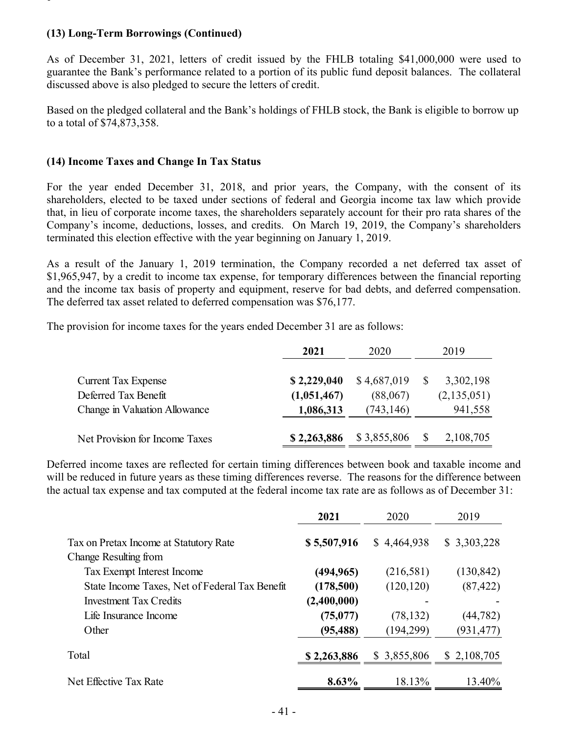### (13) Long-Term Borrowings (Continued)

As of December 31, 2021, letters of credit issued by the FHLB totaling $41,000,000 were used to guarantee the Bank's performance related to a portion of its public fund deposit balances. The collateral discussed above is also pledged to secure the letters of credit.

Based on the pledged collateral and the Bank's holdings of FHLB stock, the Bank is eligible to borrow up to a total of $74,873,358.

### (14) Income Taxes and Change In Tax Status

For the year ended December 31, 2018, and prior years, the Company, with the consent of its shareholders, elected to be taxed under sections of federal and Georgia income tax law which provide that, in lieu of corporate income taxes, the shareholders separately account for their pro rata shares of the Company's income, deductions, losses, and credits. On March 19, 2019, the Company's shareholders terminated this election effective with the year beginning on January 1, 2019.

As a result of the January 1, 2019 termination, the Company recorded a net deferred tax asset of $1,965,947, by a credit to income tax expense, for temporary differences between the financial reporting and the income tax basis of property and equipment, reserve for bad debts, and deferred compensation. The deferred tax asset related to deferred compensation was $76,177.

The provision for income taxes for the years ended December 31 are as follows:

| | **2021** | 2020 | 2019 |
|---|---|---|---|
| Current Tax Expense | **$ 2,229,040** | $ 4,687,019 | $ 3,302,198 |
| Deferred Tax Benefit | **(1,051,467)** | (88,067) | (2,135,051) |
| Change in Valuation Allowance | **1,086,313** | (743,146) | 941,558 |
| Net Provision for Income Taxes | **$ 2,263,886** | $ 3,855,806 | $ 2,108,705 |

Deferred income taxes are reflected for certain timing differences between book and taxable income and will be reduced in future years as these timing differences reverse. The reasons for the difference between the actual tax expense and tax computed at the federal income tax rate are as follows as of December 31:

| | **2021** | 2020 | 2019 |
|---|---|---|---|
| Tax on Pretax Income at Statutory Rate | **$ 5,507,916** | $ 4,464,938 | $ 3,303,228 |
| Change Resulting from | | | |
| Tax Exempt Interest Income | **(494,965)** | (216,581) | (130,842) |
| State Income Taxes, Net of Federal Tax Benefit | **(178,500)** | (120,120) | (87,422) |
| Investment Tax Credits | **(2,400,000)** | - | - |
| Life Insurance Income | **(75,077)** | (78,132) | (44,782) |
| Other | **(95,488)** | (194,299) | (931,477) |
| Total | **$ 2,263,886** | $ 3,855,806 | $ 2,108,705 |
| Net Effective Tax Rate | **8.63%** | 18.13% | 13.40% |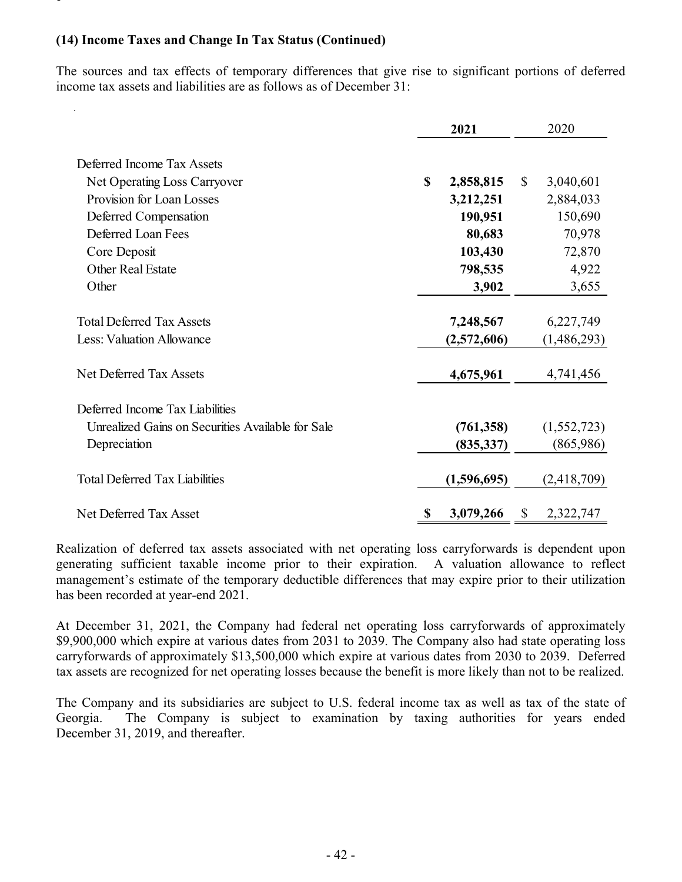### (14) Income Taxes and Change In Tax Status (Continued)

The sources and tax effects of temporary differences that give rise to significant portions of deferred income tax assets and liabilities are as follows as of December 31:

| | **2021** | 2020 |
|---|---|---|
| Deferred Income Tax Assets | | |
| Net Operating Loss Carryover | **$ 2,858,815** | $ 3,040,601 |
| Provision for Loan Losses | **3,212,251** | 2,884,033 |
| Deferred Compensation | **190,951** | 150,690 |
| Deferred Loan Fees | **80,683** | 70,978 |
| Core Deposit | **103,430** | 72,870 |
| Other Real Estate | **798,535** | 4,922 |
| Other | **3,902** | 3,655 |
| Total Deferred Tax Assets | **7,248,567** | 6,227,749 |
| Less: Valuation Allowance | **(2,572,606)** | (1,486,293) |
| Net Deferred Tax Assets | **4,675,961** | 4,741,456 |
| Deferred Income Tax Liabilities | | |
| Unrealized Gains on Securities Available for Sale | **(761,358)** | (1,552,723) |
| Depreciation | **(835,337)** | (865,986) |
| Total Deferred Tax Liabilities | **(1,596,695)** | (2,418,709) |
| Net Deferred Tax Asset | **$ 3,079,266** | $ 2,322,747 |

Realization of deferred tax assets associated with net operating loss carryforwards is dependent upon generating sufficient taxable income prior to their expiration. A valuation allowance to reflect management's estimate of the temporary deductible differences that may expire prior to their utilization has been recorded at year-end 2021.

At December 31, 2021, the Company had federal net operating loss carryforwards of approximately $9,900,000 which expire at various dates from 2031 to 2039. The Company also had state operating loss carryforwards of approximately $13,500,000 which expire at various dates from 2030 to 2039. Deferred tax assets are recognized for net operating losses because the benefit is more likely than not to be realized.

The Company and its subsidiaries are subject to U.S. federal income tax as well as tax of the state of Georgia. The Company is subject to examination by taxing authorities for years ended December 31, 2019, and thereafter.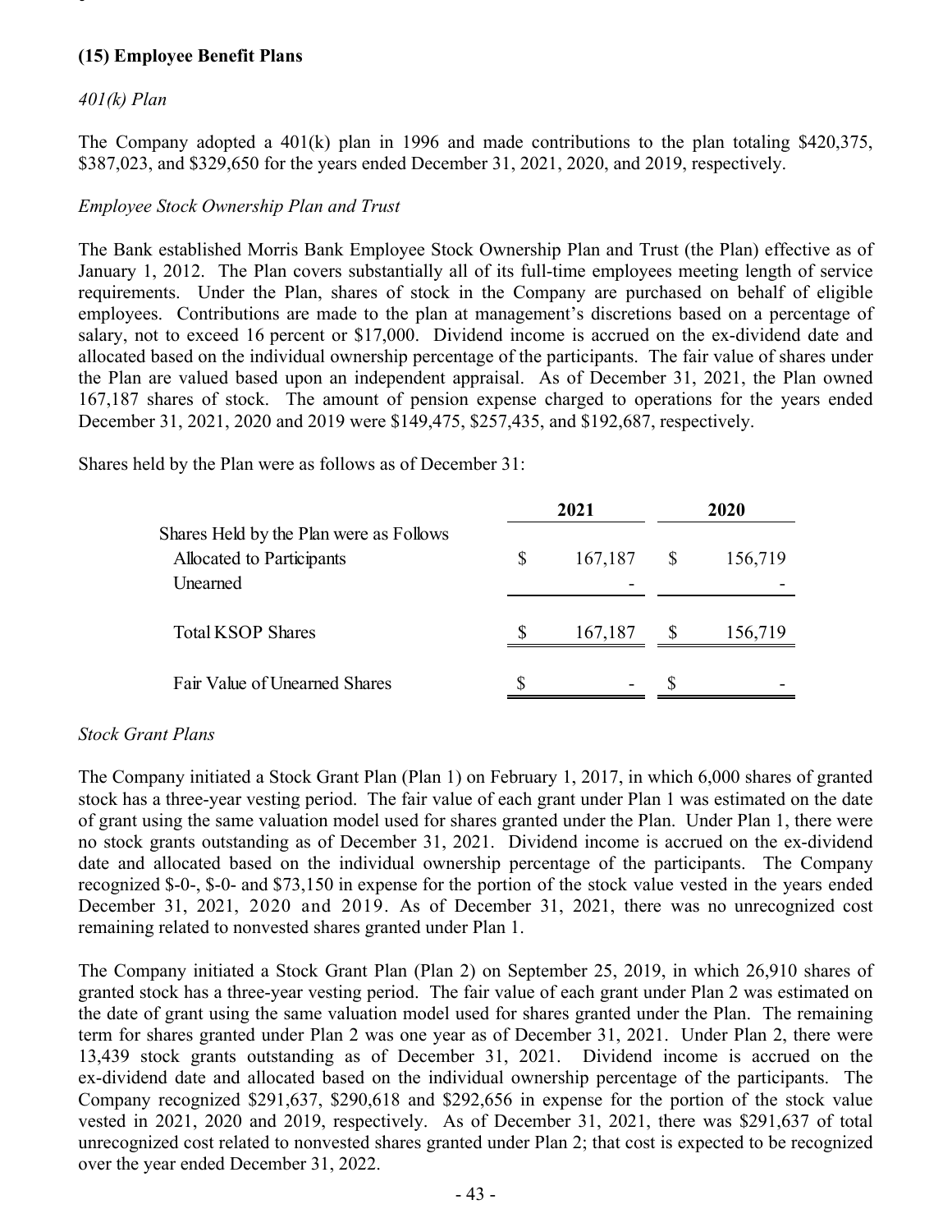### (15) Employee Benefit Plans

*401(k) Plan*

The Company adopted a 401(k) plan in 1996 and made contributions to the plan totaling $420,375, $387,023, and $329,650 for the years ended December 31, 2021, 2020, and 2019, respectively.

*Employee Stock Ownership Plan and Trust*

The Bank established Morris Bank Employee Stock Ownership Plan and Trust (the Plan) effective as of January 1, 2012. The Plan covers substantially all of its full-time employees meeting length of service requirements. Under the Plan, shares of stock in the Company are purchased on behalf of eligible employees. Contributions are made to the plan at management's discretions based on a percentage of salary, not to exceed 16 percent or $17,000. Dividend income is accrued on the ex-dividend date and allocated based on the individual ownership percentage of the participants. The fair value of shares under the Plan are valued based upon an independent appraisal. As of December 31, 2021, the Plan owned 167,187 shares of stock. The amount of pension expense charged to operations for the years ended December 31, 2021, 2020 and 2019 were $149,475, $257,435, and $192,687, respectively.

Shares held by the Plan were as follows as of December 31:

| | 2021 | 2020 |
|---|---|---|
| Shares Held by the Plan were as Follows | | |
| Allocated to Participants | $ 167,187 | $ 156,719 |
| Unearned | - | - |
| Total KSOP Shares | $ 167,187 | $ 156,719 |
| Fair Value of Unearned Shares | $ - | $ - |

*Stock Grant Plans*

The Company initiated a Stock Grant Plan (Plan 1) on February 1, 2017, in which 6,000 shares of granted stock has a three-year vesting period. The fair value of each grant under Plan 1 was estimated on the date of grant using the same valuation model used for shares granted under the Plan. Under Plan 1, there were no stock grants outstanding as of December 31, 2021. Dividend income is accrued on the ex-dividend date and allocated based on the individual ownership percentage of the participants. The Company recognized $-0-, $-0- and $73,150 in expense for the portion of the stock value vested in the years ended December 31, 2021, 2020 and 2019. As of December 31, 2021, there was no unrecognized cost remaining related to nonvested shares granted under Plan 1.

The Company initiated a Stock Grant Plan (Plan 2) on September 25, 2019, in which 26,910 shares of granted stock has a three-year vesting period. The fair value of each grant under Plan 2 was estimated on the date of grant using the same valuation model used for shares granted under the Plan. The remaining term for shares granted under Plan 2 was one year as of December 31, 2021. Under Plan 2, there were 13,439 stock grants outstanding as of December 31, 2021. Dividend income is accrued on the ex-dividend date and allocated based on the individual ownership percentage of the participants. The Company recognized $291,637, $290,618 and $292,656 in expense for the portion of the stock value vested in 2021, 2020 and 2019, respectively. As of December 31, 2021, there was $291,637 of total unrecognized cost related to nonvested shares granted under Plan 2; that cost is expected to be recognized over the year ended December 31, 2022.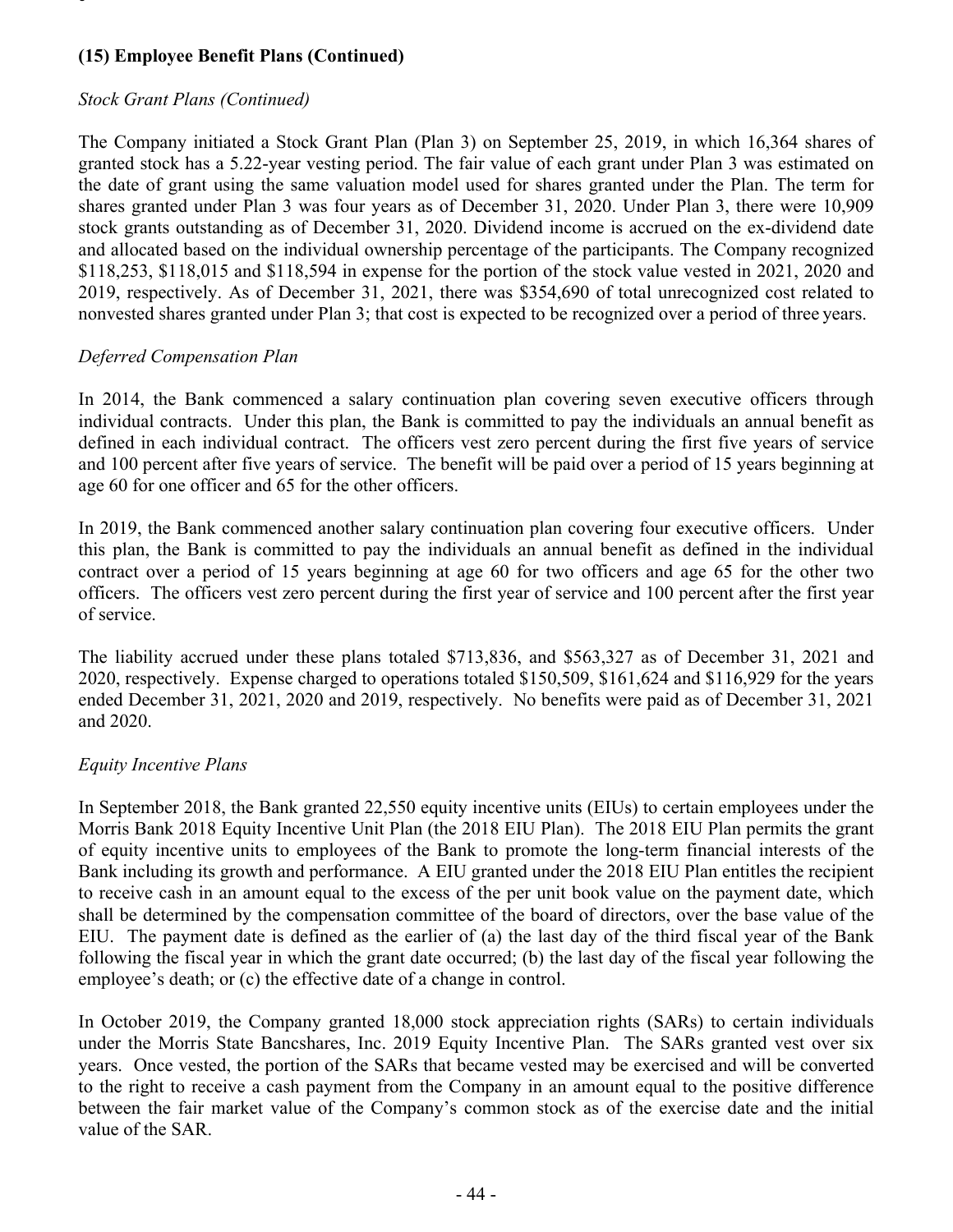### (15) Employee Benefit Plans (Continued)

*Stock Grant Plans (Continued)*

The Company initiated a Stock Grant Plan (Plan 3) on September 25, 2019, in which 16,364 shares of granted stock has a 5.22-year vesting period. The fair value of each grant under Plan 3 was estimated on the date of grant using the same valuation model used for shares granted under the Plan. The term for shares granted under Plan 3 was four years as of December 31, 2020. Under Plan 3, there were 10,909 stock grants outstanding as of December 31, 2020. Dividend income is accrued on the ex-dividend date and allocated based on the individual ownership percentage of the participants. The Company recognized $118,253, $118,015 and $118,594 in expense for the portion of the stock value vested in 2021, 2020 and 2019, respectively. As of December 31, 2021, there was $354,690 of total unrecognized cost related to nonvested shares granted under Plan 3; that cost is expected to be recognized over a period of three years.

*Deferred Compensation Plan*

In 2014, the Bank commenced a salary continuation plan covering seven executive officers through individual contracts. Under this plan, the Bank is committed to pay the individuals an annual benefit as defined in each individual contract. The officers vest zero percent during the first five years of service and 100 percent after five years of service. The benefit will be paid over a period of 15 years beginning at age 60 for one officer and 65 for the other officers.

In 2019, the Bank commenced another salary continuation plan covering four executive officers. Under this plan, the Bank is committed to pay the individuals an annual benefit as defined in the individual contract over a period of 15 years beginning at age 60 for two officers and age 65 for the other two officers. The officers vest zero percent during the first year of service and 100 percent after the first year of service.

The liability accrued under these plans totaled $713,836, and $563,327 as of December 31, 2021 and 2020, respectively. Expense charged to operations totaled $150,509, $161,624 and $116,929 for the years ended December 31, 2021, 2020 and 2019, respectively. No benefits were paid as of December 31, 2021 and 2020.

*Equity Incentive Plans*

In September 2018, the Bank granted 22,550 equity incentive units (EIUs) to certain employees under the Morris Bank 2018 Equity Incentive Unit Plan (the 2018 EIU Plan). The 2018 EIU Plan permits the grant of equity incentive units to employees of the Bank to promote the long-term financial interests of the Bank including its growth and performance. A EIU granted under the 2018 EIU Plan entitles the recipient to receive cash in an amount equal to the excess of the per unit book value on the payment date, which shall be determined by the compensation committee of the board of directors, over the base value of the EIU. The payment date is defined as the earlier of (a) the last day of the third fiscal year of the Bank following the fiscal year in which the grant date occurred; (b) the last day of the fiscal year following the employee's death; or (c) the effective date of a change in control.

In October 2019, the Company granted 18,000 stock appreciation rights (SARs) to certain individuals under the Morris State Bancshares, Inc. 2019 Equity Incentive Plan. The SARs granted vest over six years. Once vested, the portion of the SARs that became vested may be exercised and will be converted to the right to receive a cash payment from the Company in an amount equal to the positive difference between the fair market value of the Company's common stock as of the exercise date and the initial value of the SAR.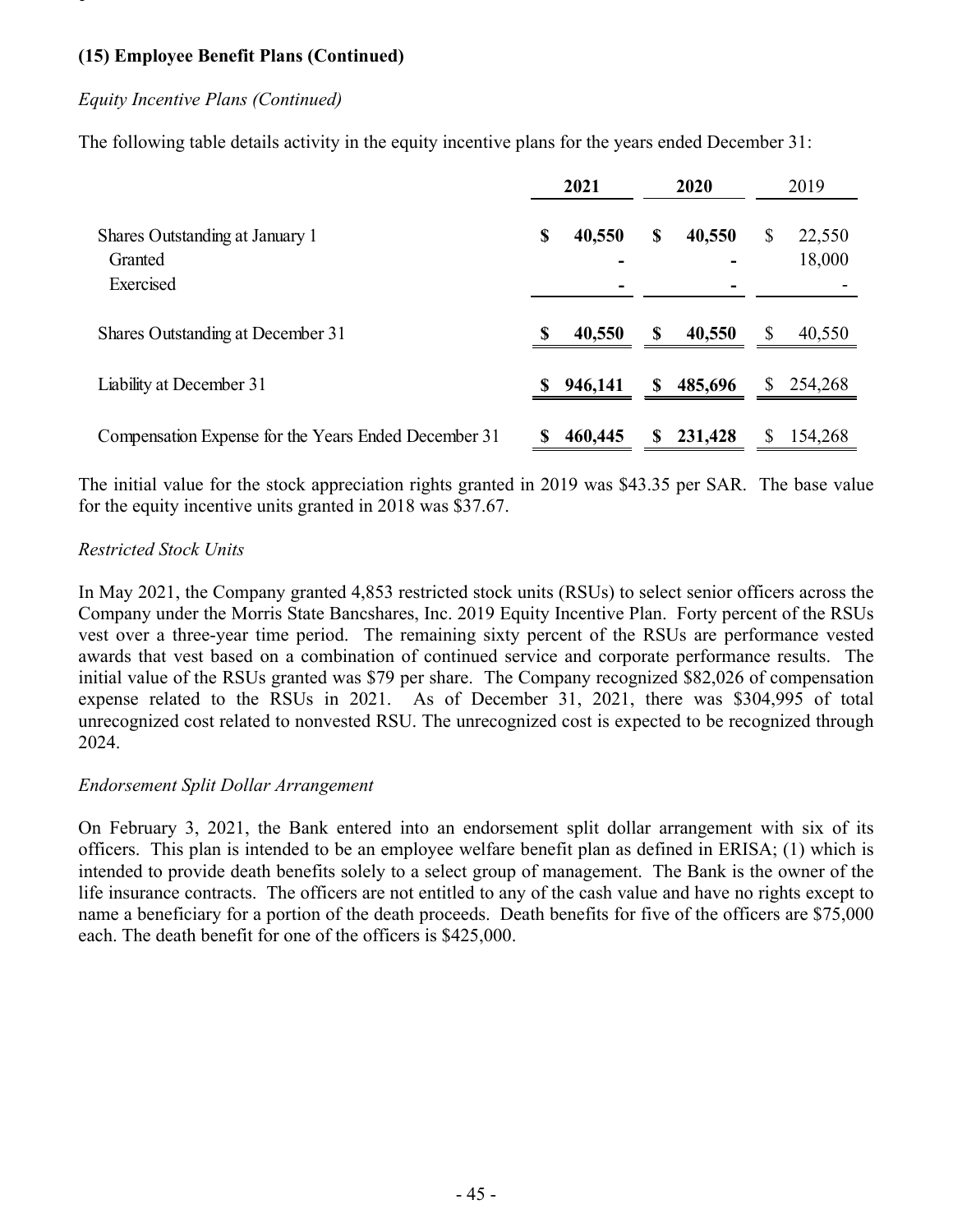**(15) Employee Benefit Plans (Continued)**

*Equity Incentive Plans (Continued)*

The following table details activity in the equity incentive plans for the years ended December 31:

| | 2021 | 2020 | 2019 |
|---|---|---|---|
| Shares Outstanding at January 1 | $ 40,550 | $ 40,550 | $ 22,550 |
| Granted | - | - | 18,000 |
| Exercised | - | - | - |
| Shares Outstanding at December 31 | $ 40,550 | $ 40,550 | $ 40,550 |
| Liability at December 31 | $ 946,141 | $ 485,696 | $ 254,268 |
| Compensation Expense for the Years Ended December 31 | $ 460,445 | $ 231,428 | $ 154,268 |

The initial value for the stock appreciation rights granted in 2019 was $43.35 per SAR. The base value for the equity incentive units granted in 2018 was $37.67.

*Restricted Stock Units*

In May 2021, the Company granted 4,853 restricted stock units (RSUs) to select senior officers across the Company under the Morris State Bancshares, Inc. 2019 Equity Incentive Plan. Forty percent of the RSUs vest over a three-year time period. The remaining sixty percent of the RSUs are performance vested awards that vest based on a combination of continued service and corporate performance results. The initial value of the RSUs granted was $79 per share. The Company recognized $82,026 of compensation expense related to the RSUs in 2021. As of December 31, 2021, there was $304,995 of total unrecognized cost related to nonvested RSU. The unrecognized cost is expected to be recognized through 2024.

*Endorsement Split Dollar Arrangement*

On February 3, 2021, the Bank entered into an endorsement split dollar arrangement with six of its officers. This plan is intended to be an employee welfare benefit plan as defined in ERISA; (1) which is intended to provide death benefits solely to a select group of management. The Bank is the owner of the life insurance contracts. The officers are not entitled to any of the cash value and have no rights except to name a beneficiary for a portion of the death proceeds. Death benefits for five of the officers are $75,000 each. The death benefit for one of the officers is $425,000.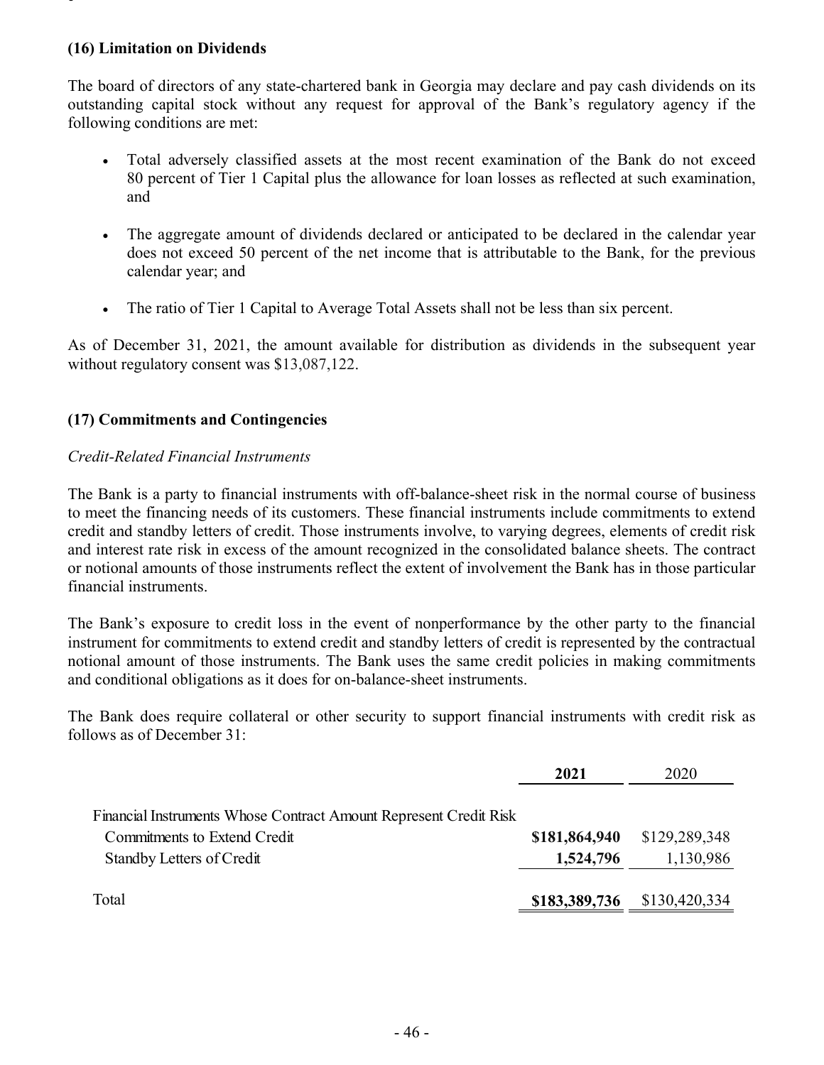### (16) Limitation on Dividends

The board of directors of any state-chartered bank in Georgia may declare and pay cash dividends on its outstanding capital stock without any request for approval of the Bank's regulatory agency if the following conditions are met:

- Total adversely classified assets at the most recent examination of the Bank do not exceed 80 percent of Tier 1 Capital plus the allowance for loan losses as reflected at such examination, and
- The aggregate amount of dividends declared or anticipated to be declared in the calendar year does not exceed 50 percent of the net income that is attributable to the Bank, for the previous calendar year; and
- The ratio of Tier 1 Capital to Average Total Assets shall not be less than six percent.

As of December 31, 2021, the amount available for distribution as dividends in the subsequent year without regulatory consent was $13,087,122.

### (17) Commitments and Contingencies

*Credit-Related Financial Instruments*

The Bank is a party to financial instruments with off-balance-sheet risk in the normal course of business to meet the financing needs of its customers. These financial instruments include commitments to extend credit and standby letters of credit. Those instruments involve, to varying degrees, elements of credit risk and interest rate risk in excess of the amount recognized in the consolidated balance sheets. The contract or notional amounts of those instruments reflect the extent of involvement the Bank has in those particular financial instruments.

The Bank's exposure to credit loss in the event of nonperformance by the other party to the financial instrument for commitments to extend credit and standby letters of credit is represented by the contractual notional amount of those instruments. The Bank uses the same credit policies in making commitments and conditional obligations as it does for on-balance-sheet instruments.

The Bank does require collateral or other security to support financial instruments with credit risk as follows as of December 31:

| | **2021** | 2020 |
|---|---|---|
| Financial Instruments Whose Contract Amount Represent Credit Risk | | |
| Commitments to Extend Credit | **$181,864,940** | $129,289,348 |
| Standby Letters of Credit | **1,524,796** | 1,130,986 |
| Total | **$183,389,736** | $130,420,334 |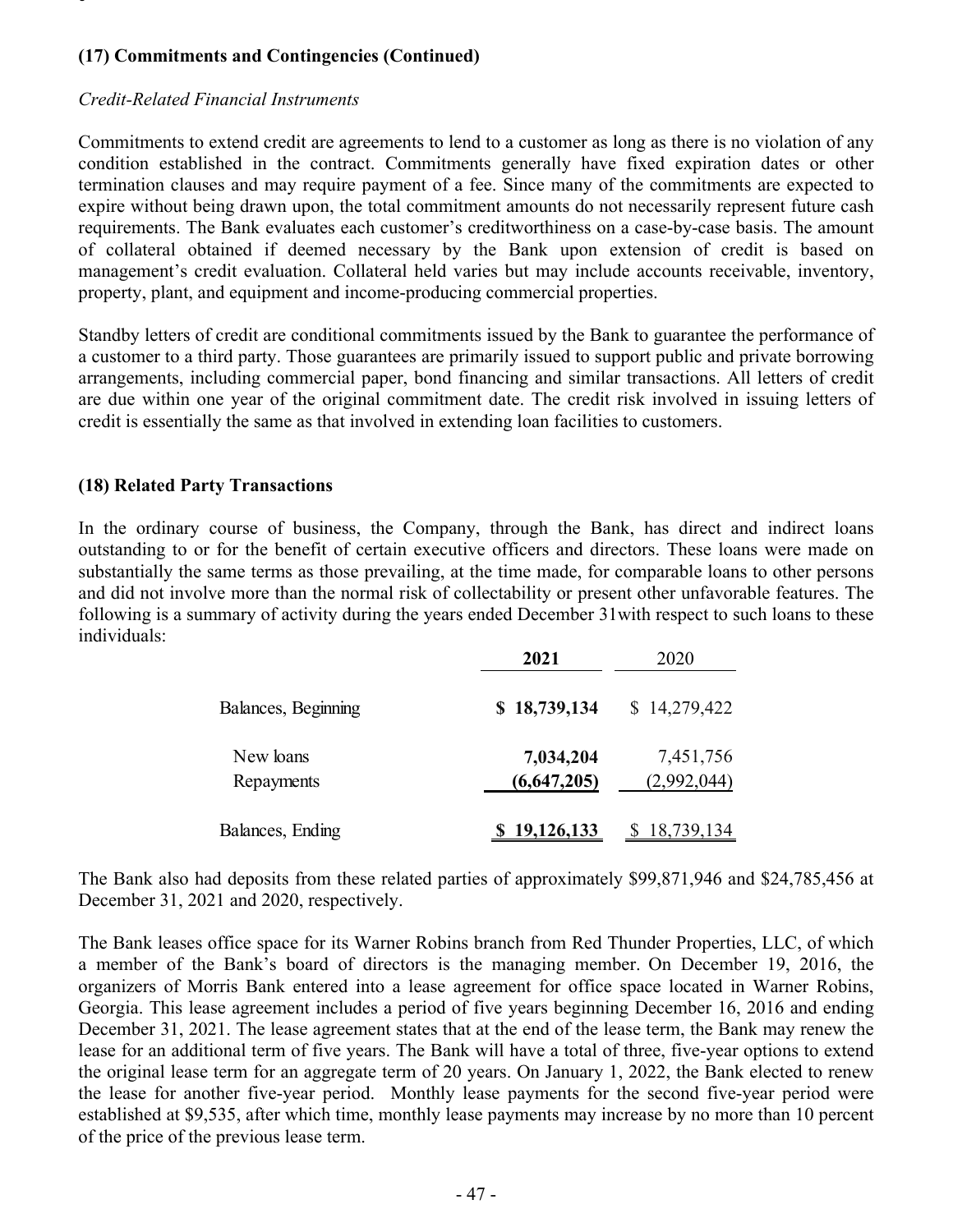### (17) Commitments and Contingencies (Continued)

*Credit-Related Financial Instruments*

Commitments to extend credit are agreements to lend to a customer as long as there is no violation of any condition established in the contract. Commitments generally have fixed expiration dates or other termination clauses and may require payment of a fee. Since many of the commitments are expected to expire without being drawn upon, the total commitment amounts do not necessarily represent future cash requirements. The Bank evaluates each customer's creditworthiness on a case-by-case basis. The amount of collateral obtained if deemed necessary by the Bank upon extension of credit is based on management's credit evaluation. Collateral held varies but may include accounts receivable, inventory, property, plant, and equipment and income-producing commercial properties.

Standby letters of credit are conditional commitments issued by the Bank to guarantee the performance of a customer to a third party. Those guarantees are primarily issued to support public and private borrowing arrangements, including commercial paper, bond financing and similar transactions. All letters of credit are due within one year of the original commitment date. The credit risk involved in issuing letters of credit is essentially the same as that involved in extending loan facilities to customers.

### (18) Related Party Transactions

In the ordinary course of business, the Company, through the Bank, has direct and indirect loans outstanding to or for the benefit of certain executive officers and directors. These loans were made on substantially the same terms as those prevailing, at the time made, for comparable loans to other persons and did not involve more than the normal risk of collectability or present other unfavorable features. The following is a summary of activity during the years ended December 31with respect to such loans to these individuals:

| | **2021** | 2020 |
|---|---|---|
| Balances, Beginning | **$ 18,739,134** | $ 14,279,422 |
| New loans | **7,034,204** | 7,451,756 |
| Repayments | **(6,647,205)** | (2,992,044) |
| Balances, Ending | **$ 19,126,133** | $ 18,739,134 |

The Bank also had deposits from these related parties of approximately $99,871,946 and $24,785,456 at December 31, 2021 and 2020, respectively.

The Bank leases office space for its Warner Robins branch from Red Thunder Properties, LLC, of which a member of the Bank's board of directors is the managing member. On December 19, 2016, the organizers of Morris Bank entered into a lease agreement for office space located in Warner Robins, Georgia. This lease agreement includes a period of five years beginning December 16, 2016 and ending December 31, 2021. The lease agreement states that at the end of the lease term, the Bank may renew the lease for an additional term of five years. The Bank will have a total of three, five-year options to extend the original lease term for an aggregate term of 20 years. On January 1, 2022, the Bank elected to renew the lease for another five-year period. Monthly lease payments for the second five-year period were established at $9,535, after which time, monthly lease payments may increase by no more than 10 percent of the price of the previous lease term.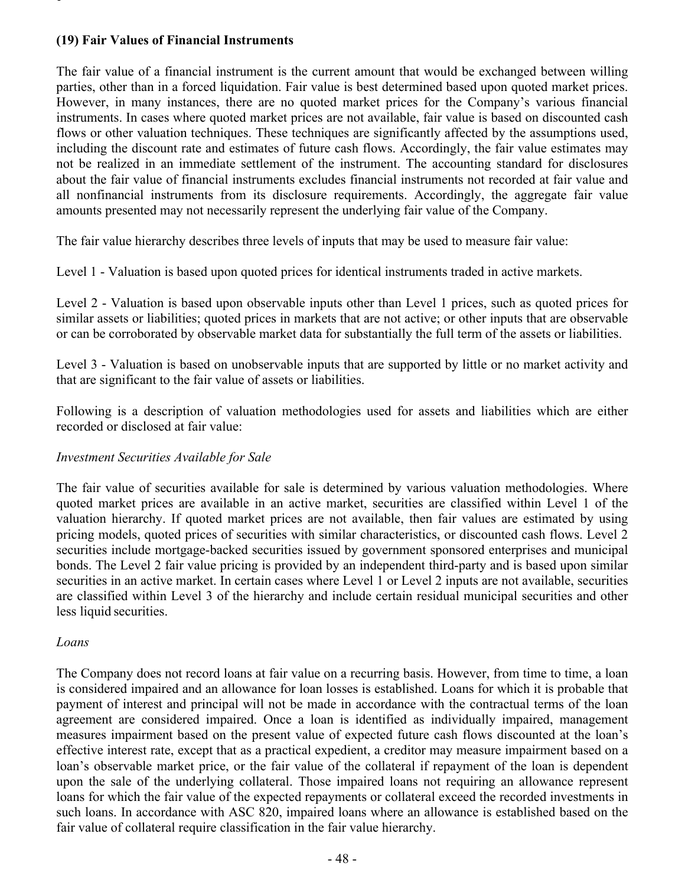### (19) Fair Values of Financial Instruments

The fair value of a financial instrument is the current amount that would be exchanged between willing parties, other than in a forced liquidation. Fair value is best determined based upon quoted market prices. However, in many instances, there are no quoted market prices for the Company's various financial instruments. In cases where quoted market prices are not available, fair value is based on discounted cash flows or other valuation techniques. These techniques are significantly affected by the assumptions used, including the discount rate and estimates of future cash flows. Accordingly, the fair value estimates may not be realized in an immediate settlement of the instrument. The accounting standard for disclosures about the fair value of financial instruments excludes financial instruments not recorded at fair value and all nonfinancial instruments from its disclosure requirements. Accordingly, the aggregate fair value amounts presented may not necessarily represent the underlying fair value of the Company.

The fair value hierarchy describes three levels of inputs that may be used to measure fair value:

Level 1 - Valuation is based upon quoted prices for identical instruments traded in active markets.

Level 2 - Valuation is based upon observable inputs other than Level 1 prices, such as quoted prices for similar assets or liabilities; quoted prices in markets that are not active; or other inputs that are observable or can be corroborated by observable market data for substantially the full term of the assets or liabilities.

Level 3 - Valuation is based on unobservable inputs that are supported by little or no market activity and that are significant to the fair value of assets or liabilities.

Following is a description of valuation methodologies used for assets and liabilities which are either recorded or disclosed at fair value:

*Investment Securities Available for Sale*

The fair value of securities available for sale is determined by various valuation methodologies. Where quoted market prices are available in an active market, securities are classified within Level 1 of the valuation hierarchy. If quoted market prices are not available, then fair values are estimated by using pricing models, quoted prices of securities with similar characteristics, or discounted cash flows. Level 2 securities include mortgage-backed securities issued by government sponsored enterprises and municipal bonds. The Level 2 fair value pricing is provided by an independent third-party and is based upon similar securities in an active market. In certain cases where Level 1 or Level 2 inputs are not available, securities are classified within Level 3 of the hierarchy and include certain residual municipal securities and other less liquid securities.

*Loans*

The Company does not record loans at fair value on a recurring basis. However, from time to time, a loan is considered impaired and an allowance for loan losses is established. Loans for which it is probable that payment of interest and principal will not be made in accordance with the contractual terms of the loan agreement are considered impaired. Once a loan is identified as individually impaired, management measures impairment based on the present value of expected future cash flows discounted at the loan's effective interest rate, except that as a practical expedient, a creditor may measure impairment based on a loan's observable market price, or the fair value of the collateral if repayment of the loan is dependent upon the sale of the underlying collateral. Those impaired loans not requiring an allowance represent loans for which the fair value of the expected repayments or collateral exceed the recorded investments in such loans. In accordance with ASC 820, impaired loans where an allowance is established based on the fair value of collateral require classification in the fair value hierarchy.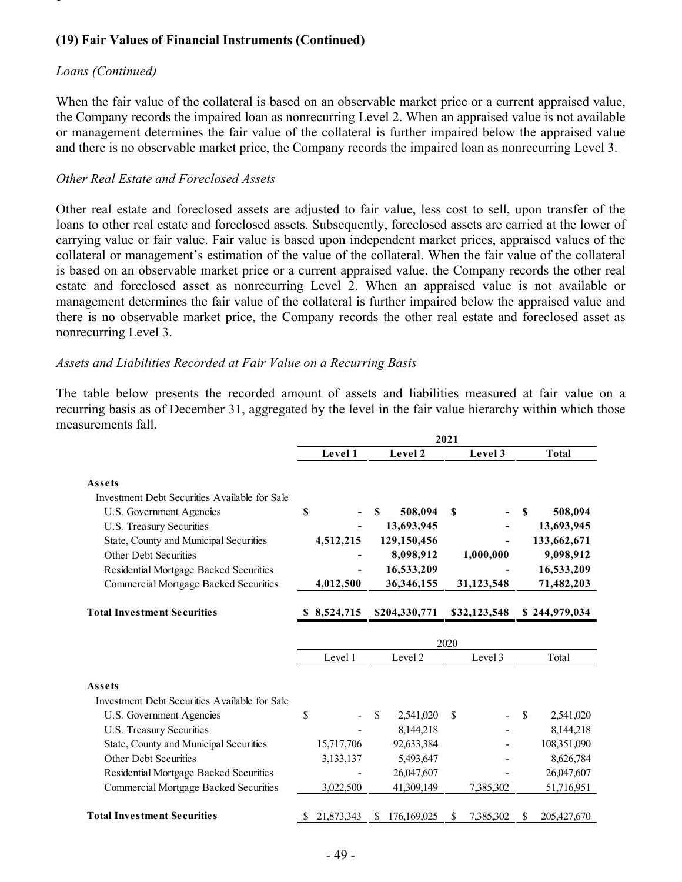### (19) Fair Values of Financial Instruments (Continued)

*Loans (Continued)*

When the fair value of the collateral is based on an observable market price or a current appraised value, the Company records the impaired loan as nonrecurring Level 2. When an appraised value is not available or management determines the fair value of the collateral is further impaired below the appraised value and there is no observable market price, the Company records the impaired loan as nonrecurring Level 3.

*Other Real Estate and Foreclosed Assets*

Other real estate and foreclosed assets are adjusted to fair value, less cost to sell, upon transfer of the loans to other real estate and foreclosed assets. Subsequently, foreclosed assets are carried at the lower of carrying value or fair value. Fair value is based upon independent market prices, appraised values of the collateral or management's estimation of the value of the collateral. When the fair value of the collateral is based on an observable market price or a current appraised value, the Company records the other real estate and foreclosed asset as nonrecurring Level 2. When an appraised value is not available or management determines the fair value of the collateral is further impaired below the appraised value and there is no observable market price, the Company records the other real estate and foreclosed asset as nonrecurring Level 3.

*Assets and Liabilities Recorded at Fair Value on a Recurring Basis*

The table below presents the recorded amount of assets and liabilities measured at fair value on a recurring basis as of December 31, aggregated by the level in the fair value hierarchy within which those measurements fall.

| | 2021 | | | |
|---|---|---|---|---|
| | **Level 1** | **Level 2** | **Level 3** | **Total** |
| **Assets** | | | | |
| Investment Debt Securities Available for Sale | | | | |
| U.S. Government Agencies | $ - | $ 508,094 | $ - | $ 508,094 |
| U.S. Treasury Securities | - | 13,693,945 | - | 13,693,945 |
| State, County and Municipal Securities | 4,512,215 | 129,150,456 | - | 133,662,671 |
| Other Debt Securities | - | 8,098,912 | 1,000,000 | 9,098,912 |
| Residential Mortgage Backed Securities | - | 16,533,209 | - | 16,533,209 |
| Commercial Mortgage Backed Securities | 4,012,500 | 36,346,155 | 31,123,548 | 71,482,203 |
| **Total Investment Securities** | **$ 8,524,715** | **$204,330,771** | **$32,123,548** | **$ 244,979,034** |

| | 2020 | | | |
|---|---|---|---|---|
| | Level 1 | Level 2 | Level 3 | Total |
| **Assets** | | | | |
| Investment Debt Securities Available for Sale | | | | |
| U.S. Government Agencies | $ - | $ 2,541,020 | $ - | $ 2,541,020 |
| U.S. Treasury Securities | - | 8,144,218 | - | 8,144,218 |
| State, County and Municipal Securities | 15,717,706 | 92,633,384 | - | 108,351,090 |
| Other Debt Securities | 3,133,137 | 5,493,647 | - | 8,626,784 |
| Residential Mortgage Backed Securities | - | 26,047,607 | - | 26,047,607 |
| Commercial Mortgage Backed Securities | 3,022,500 | 41,309,149 | 7,385,302 | 51,716,951 |
| **Total Investment Securities** | $ 21,873,343 | $ 176,169,025 | $ 7,385,302 | $ 205,427,670 |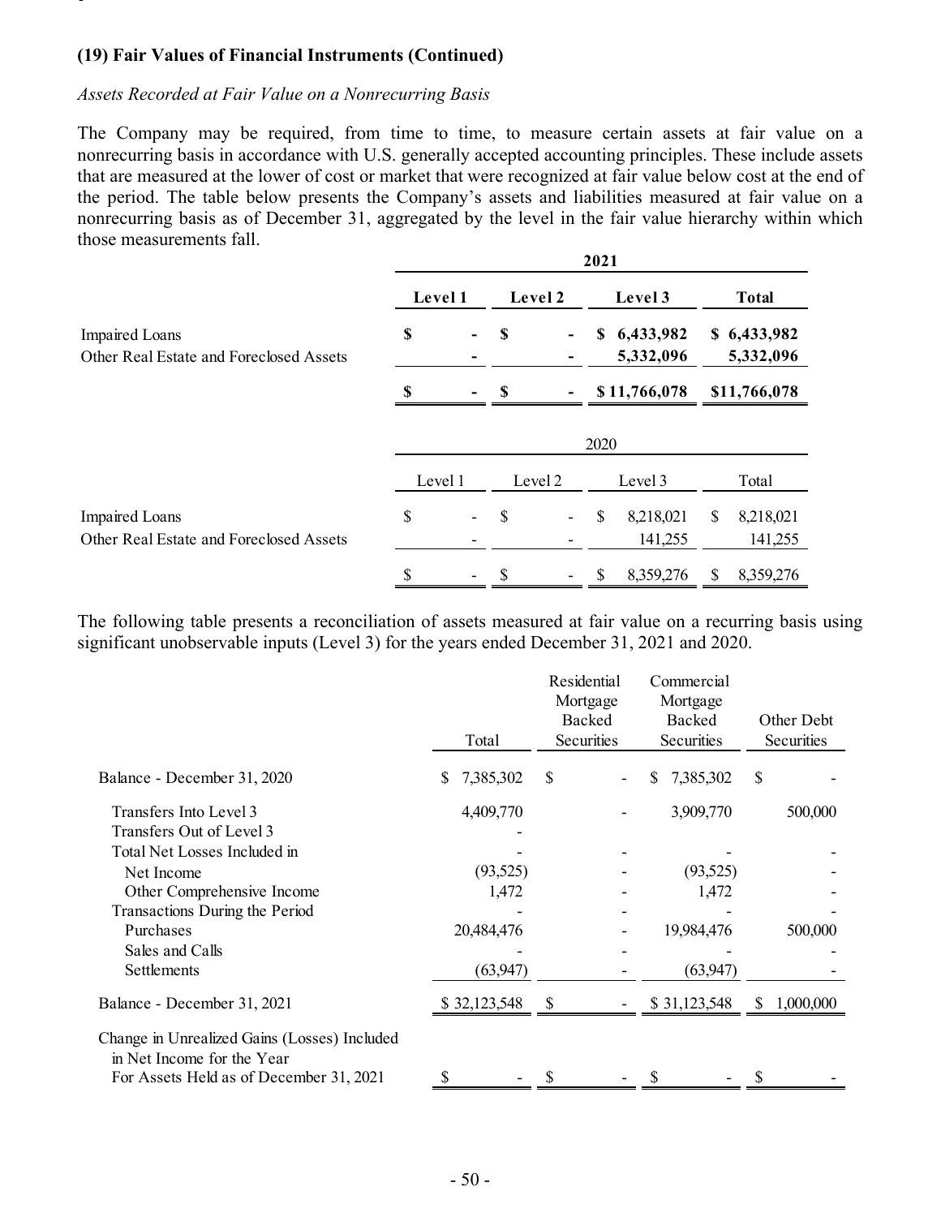### (19) Fair Values of Financial Instruments (Continued)

*Assets Recorded at Fair Value on a Nonrecurring Basis*

The Company may be required, from time to time, to measure certain assets at fair value on a nonrecurring basis in accordance with U.S. generally accepted accounting principles. These include assets that are measured at the lower of cost or market that were recognized at fair value below cost at the end of the period. The table below presents the Company's assets and liabilities measured at fair value on a nonrecurring basis as of December 31, aggregated by the level in the fair value hierarchy within which those measurements fall.

| | 2021 | | | |
|---|---|---|---|---|
| | **Level 1** | **Level 2** | **Level 3** | **Total** |
| Impaired Loans | $ - | $ - | $ 6,433,982 | $ 6,433,982 |
| Other Real Estate and Foreclosed Assets | - | - | 5,332,096 | 5,332,096 |
| | $ - | $ - | $ 11,766,078 | $11,766,078 |

| | 2020 | | | |
|---|---|---|---|---|
| | Level 1 | Level 2 | Level 3 | Total |
| Impaired Loans | $ - | $ - | $ 8,218,021 | $ 8,218,021 |
| Other Real Estate and Foreclosed Assets | - | - | 141,255 | 141,255 |
| | $ - | $ - | $ 8,359,276 | $ 8,359,276 |

The following table presents a reconciliation of assets measured at fair value on a recurring basis using significant unobservable inputs (Level 3) for the years ended December 31, 2021 and 2020.

| | Total | Residential Mortgage Backed Securities | Commercial Mortgage Backed Securities | Other Debt Securities |
|---|---|---|---|---|
| Balance - December 31, 2020 | $ 7,385,302 | $ - | $ 7,385,302 | $ - |
| Transfers Into Level 3 | 4,409,770 | - | 3,909,770 | 500,000 |
| Transfers Out of Level 3 | - | | | |
| Total Net Losses Included in | - | - | - | - |
| Net Income | (93,525) | - | (93,525) | - |
| Other Comprehensive Income | 1,472 | - | 1,472 | - |
| Transactions During the Period | - | - | - | - |
| Purchases | 20,484,476 | - | 19,984,476 | 500,000 |
| Sales and Calls | - | - | - | - |
| Settlements | (63,947) | - | (63,947) | - |
| Balance - December 31, 2021 | $ 32,123,548 | $ - | $ 31,123,548 | $ 1,000,000 |
| Change in Unrealized Gains (Losses) Included in Net Income for the Year For Assets Held as of December 31, 2021 | $ - | $ - | $ - | $ - |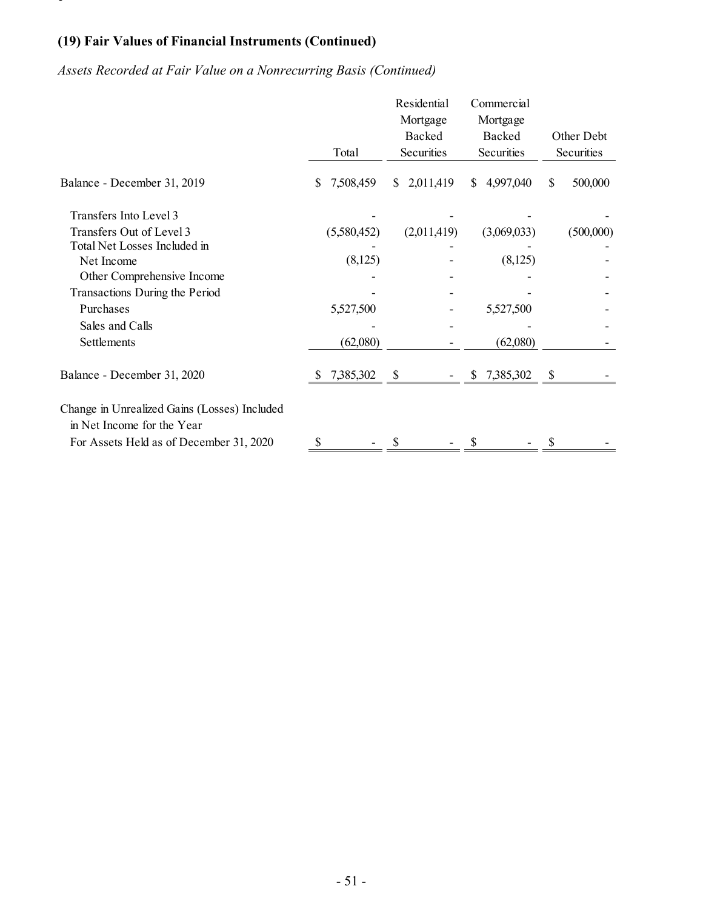## (19) Fair Values of Financial Instruments (Continued)

*Assets Recorded at Fair Value on a Nonrecurring Basis (Continued)*

| | Total | Residential Mortgage Backed Securities | Commercial Mortgage Backed Securities | Other Debt Securities |
|---|---|---|---|---|
| Balance - December 31, 2019 | $ 7,508,459 | $ 2,011,419 | $ 4,997,040 | $ 500,000 |
| Transfers Into Level 3 | - | - | - | - |
| Transfers Out of Level 3 | (5,580,452) | (2,011,419) | (3,069,033) | (500,000) |
| Total Net Losses Included in | - | - | - | - |
| Net Income | (8,125) | - | (8,125) | - |
| Other Comprehensive Income | - | - | - | - |
| Transactions During the Period | - | - | - | - |
| Purchases | 5,527,500 | - | 5,527,500 | - |
| Sales and Calls | - | - | - | - |
| Settlements | (62,080) | - | (62,080) | - |
| Balance - December 31, 2020 | $ 7,385,302 | $ - | $ 7,385,302 | $ - |
| Change in Unrealized Gains (Losses) Included in Net Income for the Year For Assets Held as of December 31, 2020 | $ - | $ - | $ - | $ - |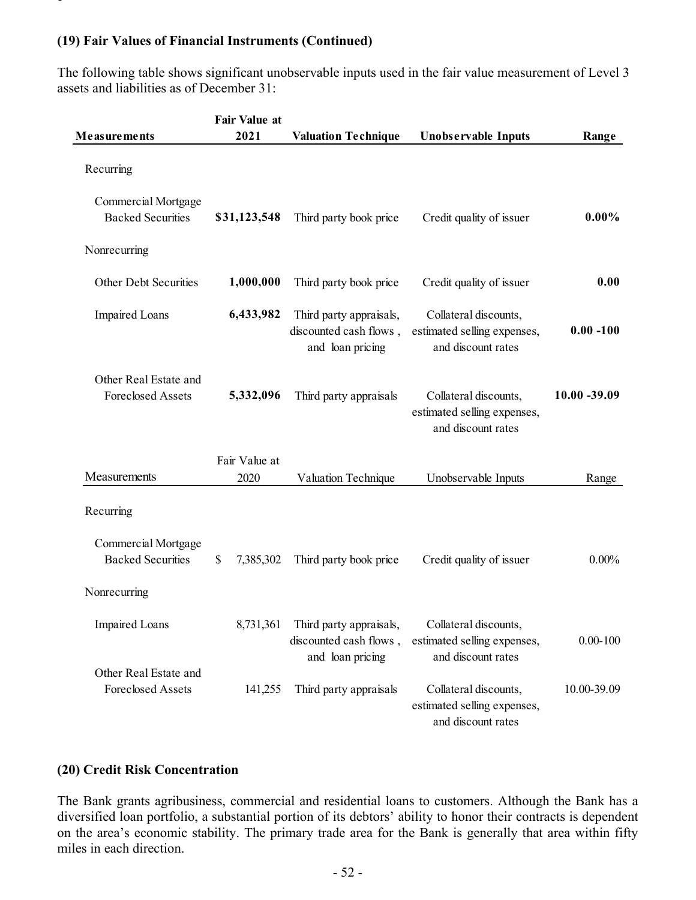### (19) Fair Values of Financial Instruments (Continued)

The following table shows significant unobservable inputs used in the fair value measurement of Level 3 assets and liabilities as of December 31:

| **Measurements** | **Fair Value at 2021** | **Valuation Technique** | **Unobservable Inputs** | **Range** |
|---|---|---|---|---|
| Recurring | | | | |
| Commercial Mortgage Backed Securities | **$31,123,548** | Third party book price | Credit quality of issuer | **0.00%** |
| Nonrecurring | | | | |
| Other Debt Securities | **1,000,000** | Third party book price | Credit quality of issuer | **0.00** |
| Impaired Loans | **6,433,982** | Third party appraisals, discounted cash flows , and loan pricing | Collateral discounts, estimated selling expenses, and discount rates | **0.00 -100** |
| Other Real Estate and Foreclosed Assets | **5,332,096** | Third party appraisals | Collateral discounts, estimated selling expenses, and discount rates | **10.00 -39.09** |

| Measurements | Fair Value at 2020 | Valuation Technique | Unobservable Inputs | Range |
|---|---|---|---|---|
| Recurring | | | | |
| Commercial Mortgage Backed Securities | $ 7,385,302 | Third party book price | Credit quality of issuer | 0.00% |
| Nonrecurring | | | | |
| Impaired Loans | 8,731,361 | Third party appraisals, discounted cash flows , and loan pricing | Collateral discounts, estimated selling expenses, and discount rates | 0.00-100 |
| Other Real Estate and Foreclosed Assets | 141,255 | Third party appraisals | Collateral discounts, estimated selling expenses, and discount rates | 10.00-39.09 |

### (20) Credit Risk Concentration

The Bank grants agribusiness, commercial and residential loans to customers. Although the Bank has a diversified loan portfolio, a substantial portion of its debtors' ability to honor their contracts is dependent on the area's economic stability. The primary trade area for the Bank is generally that area within fifty miles in each direction.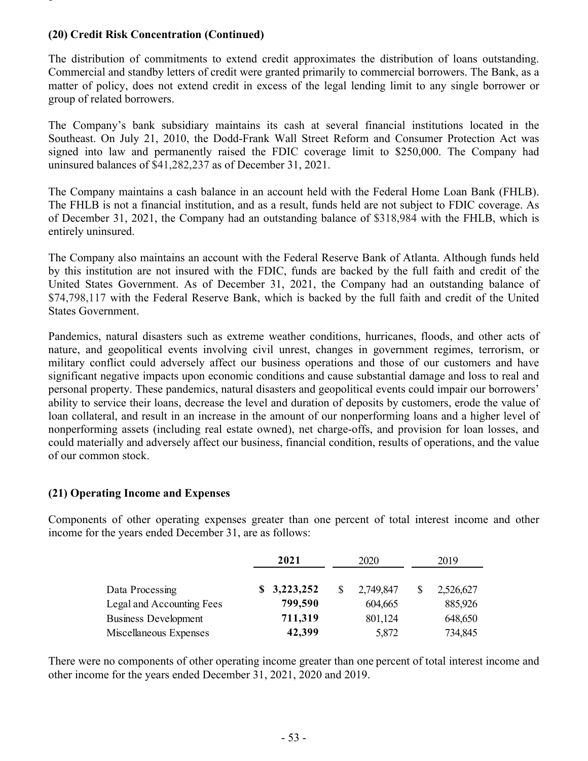### (20) Credit Risk Concentration (Continued)

The distribution of commitments to extend credit approximates the distribution of loans outstanding. Commercial and standby letters of credit were granted primarily to commercial borrowers. The Bank, as a matter of policy, does not extend credit in excess of the legal lending limit to any single borrower or group of related borrowers.

The Company's bank subsidiary maintains its cash at several financial institutions located in the Southeast. On July 21, 2010, the Dodd-Frank Wall Street Reform and Consumer Protection Act was signed into law and permanently raised the FDIC coverage limit to $250,000. The Company had uninsured balances of $41,282,237 as of December 31, 2021.

The Company maintains a cash balance in an account held with the Federal Home Loan Bank (FHLB). The FHLB is not a financial institution, and as a result, funds held are not subject to FDIC coverage. As of December 31, 2021, the Company had an outstanding balance of $318,984 with the FHLB, which is entirely uninsured.

The Company also maintains an account with the Federal Reserve Bank of Atlanta. Although funds held by this institution are not insured with the FDIC, funds are backed by the full faith and credit of the United States Government. As of December 31, 2021, the Company had an outstanding balance of $74,798,117 with the Federal Reserve Bank, which is backed by the full faith and credit of the United States Government.

Pandemics, natural disasters such as extreme weather conditions, hurricanes, floods, and other acts of nature, and geopolitical events involving civil unrest, changes in government regimes, terrorism, or military conflict could adversely affect our business operations and those of our customers and have significant negative impacts upon economic conditions and cause substantial damage and loss to real and personal property. These pandemics, natural disasters and geopolitical events could impair our borrowers' ability to service their loans, decrease the level and duration of deposits by customers, erode the value of loan collateral, and result in an increase in the amount of our nonperforming loans and a higher level of nonperforming assets (including real estate owned), net charge-offs, and provision for loan losses, and could materially and adversely affect our business, financial condition, results of operations, and the value of our common stock.

### (21) Operating Income and Expenses

Components of other operating expenses greater than one percent of total interest income and other income for the years ended December 31, are as follows:

| | **2021** | 2020 | 2019 |
|---|---|---|---|
| Data Processing | **$ 3,223,252** | $ 2,749,847 | $ 2,526,627 |
| Legal and Accounting Fees | **799,590** | 604,665 | 885,926 |
| Business Development | **711,319** | 801,124 | 648,650 |
| Miscellaneous Expenses | **42,399** | 5,872 | 734,845 |

There were no components of other operating income greater than one percent of total interest income and other income for the years ended December 31, 2021, 2020 and 2019.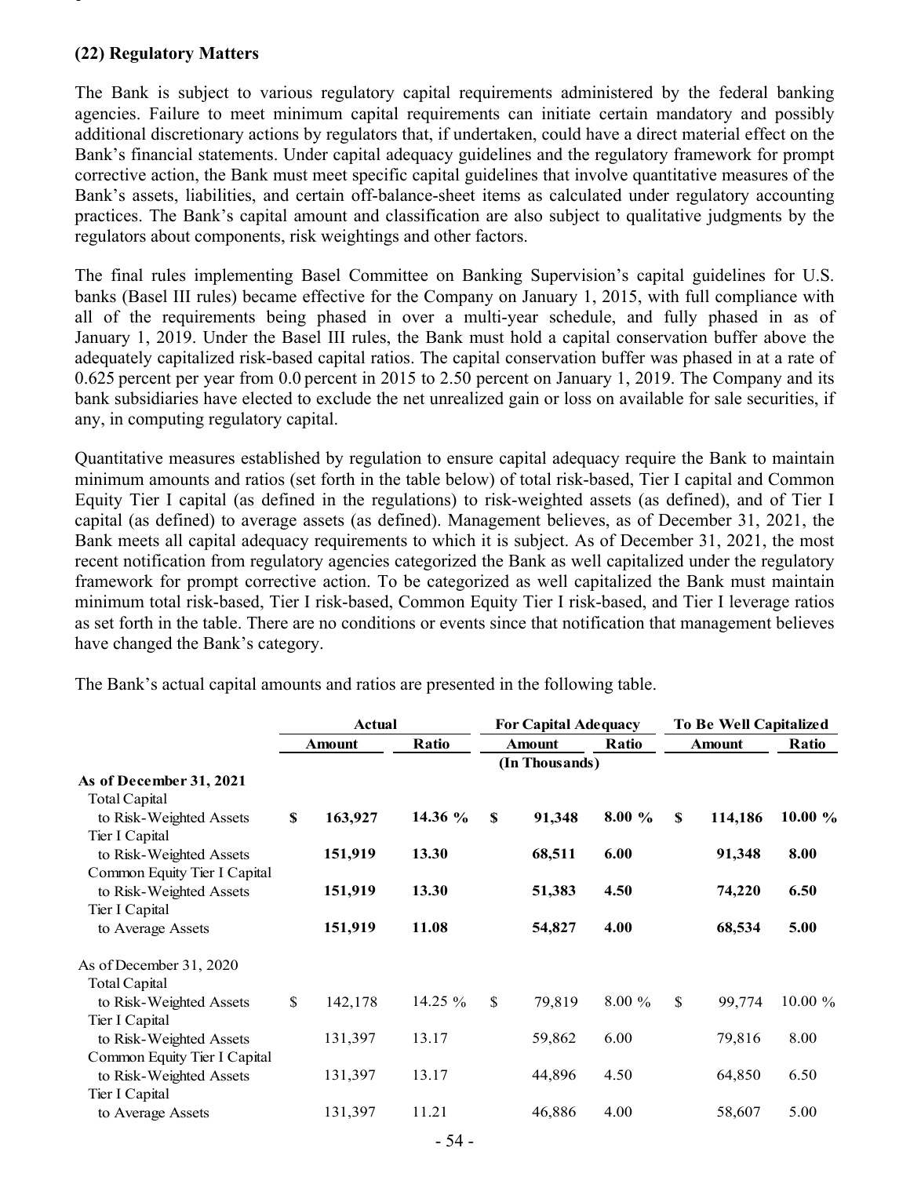### (22) Regulatory Matters

The Bank is subject to various regulatory capital requirements administered by the federal banking agencies. Failure to meet minimum capital requirements can initiate certain mandatory and possibly additional discretionary actions by regulators that, if undertaken, could have a direct material effect on the Bank's financial statements. Under capital adequacy guidelines and the regulatory framework for prompt corrective action, the Bank must meet specific capital guidelines that involve quantitative measures of the Bank's assets, liabilities, and certain off-balance-sheet items as calculated under regulatory accounting practices. The Bank's capital amount and classification are also subject to qualitative judgments by the regulators about components, risk weightings and other factors.

The final rules implementing Basel Committee on Banking Supervision's capital guidelines for U.S. banks (Basel III rules) became effective for the Company on January 1, 2015, with full compliance with all of the requirements being phased in over a multi-year schedule, and fully phased in as of January 1, 2019. Under the Basel III rules, the Bank must hold a capital conservation buffer above the adequately capitalized risk-based capital ratios. The capital conservation buffer was phased in at a rate of 0.625 percent per year from 0.0 percent in 2015 to 2.50 percent on January 1, 2019. The Company and its bank subsidiaries have elected to exclude the net unrealized gain or loss on available for sale securities, if any, in computing regulatory capital.

Quantitative measures established by regulation to ensure capital adequacy require the Bank to maintain minimum amounts and ratios (set forth in the table below) of total risk-based, Tier I capital and Common Equity Tier I capital (as defined in the regulations) to risk-weighted assets (as defined), and of Tier I capital (as defined) to average assets (as defined). Management believes, as of December 31, 2021, the Bank meets all capital adequacy requirements to which it is subject. As of December 31, 2021, the most recent notification from regulatory agencies categorized the Bank as well capitalized under the regulatory framework for prompt corrective action. To be categorized as well capitalized the Bank must maintain minimum total risk-based, Tier I risk-based, Common Equity Tier I risk-based, and Tier I leverage ratios as set forth in the table. There are no conditions or events since that notification that management believes have changed the Bank's category.

The Bank's actual capital amounts and ratios are presented in the following table.

| | Actual | | For Capital Adequacy | | To Be Well Capitalized | |
|---|---|---|---|---|---|---|
| | Amount | Ratio | Amount | Ratio | Amount | Ratio |
| | | | (In Thousands) | | | |
| **As of December 31, 2021** | | | | | | |
| Total Capital to Risk-Weighted Assets | **$ 163,927** | **14.36 %** | **$ 91,348** | **8.00 %** | **$ 114,186** | **10.00 %** |
| Tier I Capital to Risk-Weighted Assets | **151,919** | **13.30** | **68,511** | **6.00** | **91,348** | **8.00** |
| Common Equity Tier I Capital to Risk-Weighted Assets | **151,919** | **13.30** | **51,383** | **4.50** | **74,220** | **6.50** |
| Tier I Capital to Average Assets | **151,919** | **11.08** | **54,827** | **4.00** | **68,534** | **5.00** |
| As of December 31, 2020 | | | | | | |
| Total Capital to Risk-Weighted Assets | $ 142,178 | 14.25 % | $ 79,819 | 8.00 % | $ 99,774 | 10.00 % |
| Tier I Capital to Risk-Weighted Assets | 131,397 | 13.17 | 59,862 | 6.00 | 79,816 | 8.00 |
| Common Equity Tier I Capital to Risk-Weighted Assets | 131,397 | 13.17 | 44,896 | 4.50 | 64,850 | 6.50 |
| Tier I Capital to Average Assets | 131,397 | 11.21 | 46,886 | 4.00 | 58,607 | 5.00 |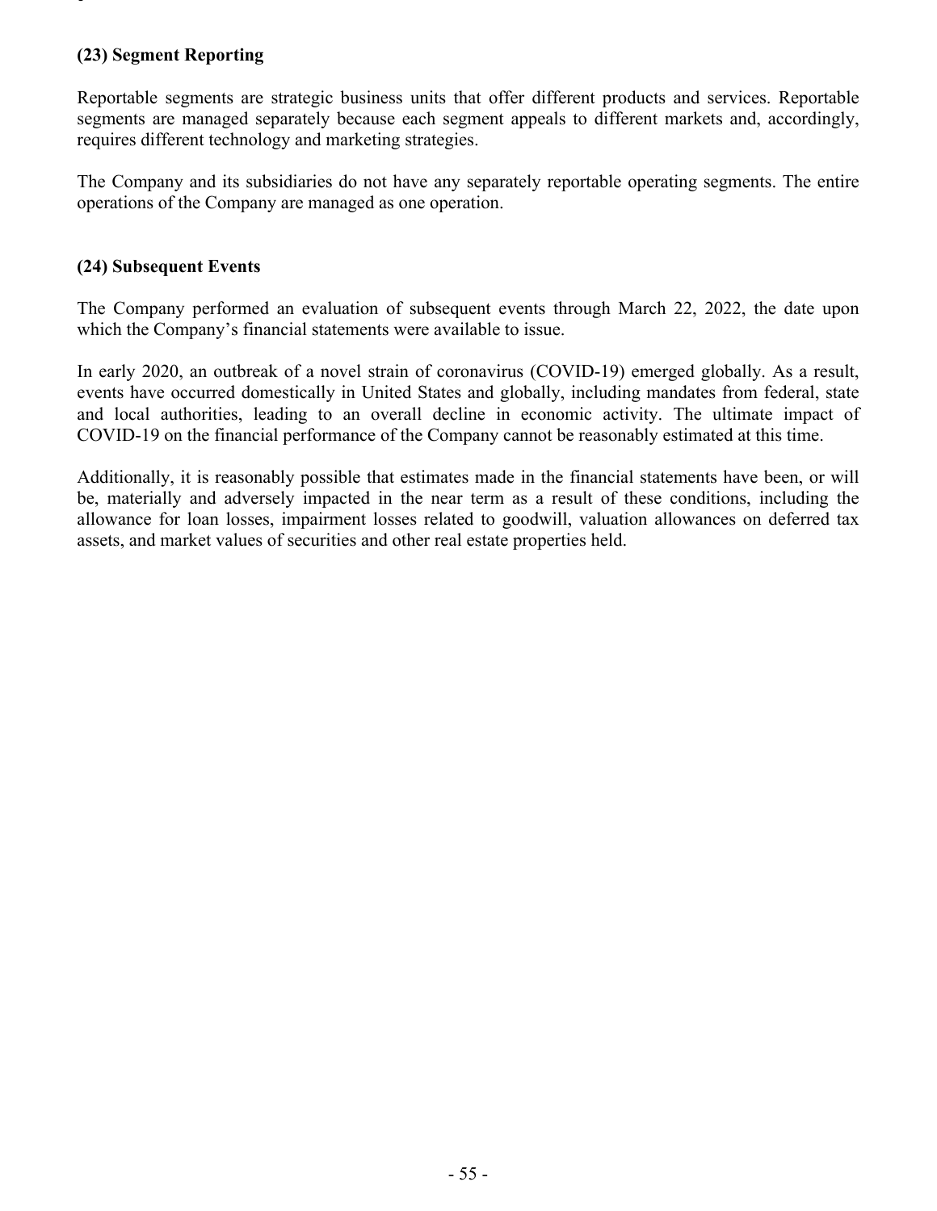### (23) Segment Reporting

Reportable segments are strategic business units that offer different products and services. Reportable segments are managed separately because each segment appeals to different markets and, accordingly, requires different technology and marketing strategies.

The Company and its subsidiaries do not have any separately reportable operating segments. The entire operations of the Company are managed as one operation.

### (24) Subsequent Events

The Company performed an evaluation of subsequent events through March 22, 2022, the date upon which the Company's financial statements were available to issue.

In early 2020, an outbreak of a novel strain of coronavirus (COVID-19) emerged globally. As a result, events have occurred domestically in United States and globally, including mandates from federal, state and local authorities, leading to an overall decline in economic activity. The ultimate impact of COVID-19 on the financial performance of the Company cannot be reasonably estimated at this time.

Additionally, it is reasonably possible that estimates made in the financial statements have been, or will be, materially and adversely impacted in the near term as a result of these conditions, including the allowance for loan losses, impairment losses related to goodwill, valuation allowances on deferred tax assets, and market values of securities and other real estate properties held.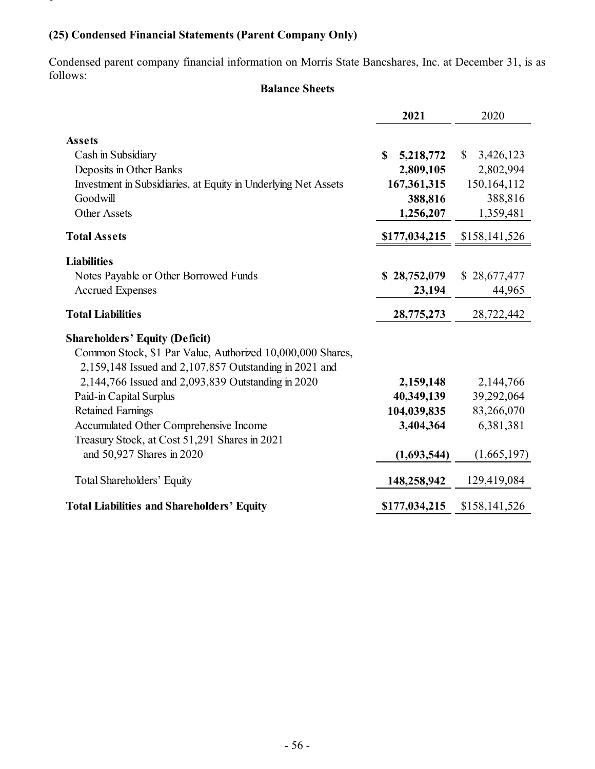### (25) Condensed Financial Statements (Parent Company Only)

Condensed parent company financial information on Morris State Bancshares, Inc. at December 31, is as follows:

**Balance Sheets**

| | 2021 | 2020 |
|---|---|---|
| **Assets** | | |
| Cash in Subsidiary | **$ 5,218,772** | $ 3,426,123 |
| Deposits in Other Banks | **2,809,105** | 2,802,994 |
| Investment in Subsidiaries, at Equity in Underlying Net Assets | **167,361,315** | 150,164,112 |
| Goodwill | **388,816** | 388,816 |
| Other Assets | **1,256,207** | 1,359,481 |
| **Total Assets** | **$177,034,215** | $158,141,526 |
| **Liabilities** | | |
| Notes Payable or Other Borrowed Funds | **$ 28,752,079** | $ 28,677,477 |
| Accrued Expenses | **23,194** | 44,965 |
| **Total Liabilities** | **28,775,273** | 28,722,442 |
| **Shareholders' Equity (Deficit)** | | |
| Common Stock, $1 Par Value, Authorized 10,000,000 Shares, 2,159,148 Issued and 2,107,857 Outstanding in 2021 and 2,144,766 Issued and 2,093,839 Outstanding in 2020 | **2,159,148** | 2,144,766 |
| Paid-in Capital Surplus | **40,349,139** | 39,292,064 |
| Retained Earnings | **104,039,835** | 83,266,070 |
| Accumulated Other Comprehensive Income | **3,404,364** | 6,381,381 |
| Treasury Stock, at Cost 51,291 Shares in 2021 and 50,927 Shares in 2020 | **(1,693,544)** | (1,665,197) |
| Total Shareholders' Equity | **148,258,942** | 129,419,084 |
| **Total Liabilities and Shareholders' Equity** | **$177,034,215** | $158,141,526 |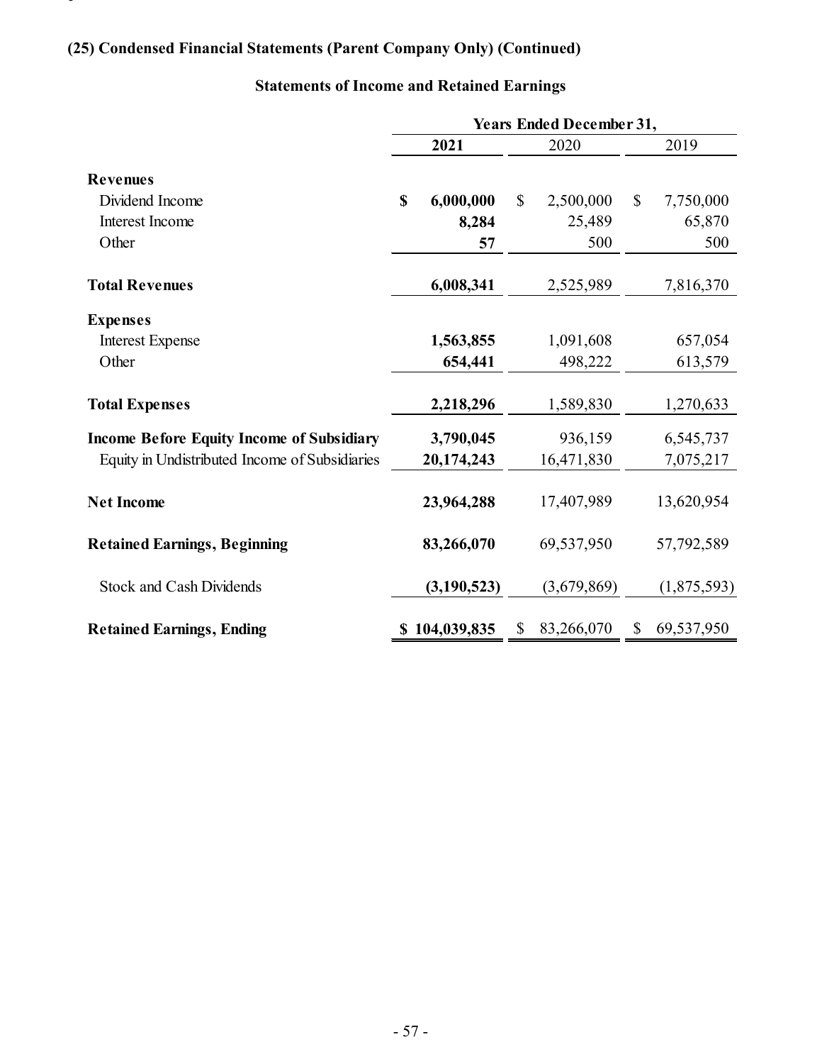### (25) Condensed Financial Statements (Parent Company Only) (Continued)

#### Statements of Income and Retained Earnings

| | Years Ended December 31, | | |
|---|---|---|---|
| | **2021** | 2020 | 2019 |
| **Revenues** | | | |
| Dividend Income | **$ 6,000,000** | $ 2,500,000 | $ 7,750,000 |
| Interest Income | **8,284** | 25,489 | 65,870 |
| Other | **57** | 500 | 500 |
| **Total Revenues** | **6,008,341** | 2,525,989 | 7,816,370 |
| **Expenses** | | | |
| Interest Expense | **1,563,855** | 1,091,608 | 657,054 |
| Other | **654,441** | 498,222 | 613,579 |
| **Total Expenses** | **2,218,296** | 1,589,830 | 1,270,633 |
| **Income Before Equity Income of Subsidiary** | **3,790,045** | 936,159 | 6,545,737 |
| Equity in Undistributed Income of Subsidiaries | **20,174,243** | 16,471,830 | 7,075,217 |
| **Net Income** | **23,964,288** | 17,407,989 | 13,620,954 |
| **Retained Earnings, Beginning** | **83,266,070** | 69,537,950 | 57,792,589 |
| Stock and Cash Dividends | **(3,190,523)** | (3,679,869) | (1,875,593) |
| **Retained Earnings, Ending** | **$ 104,039,835** | $ 83,266,070 | $ 69,537,950 |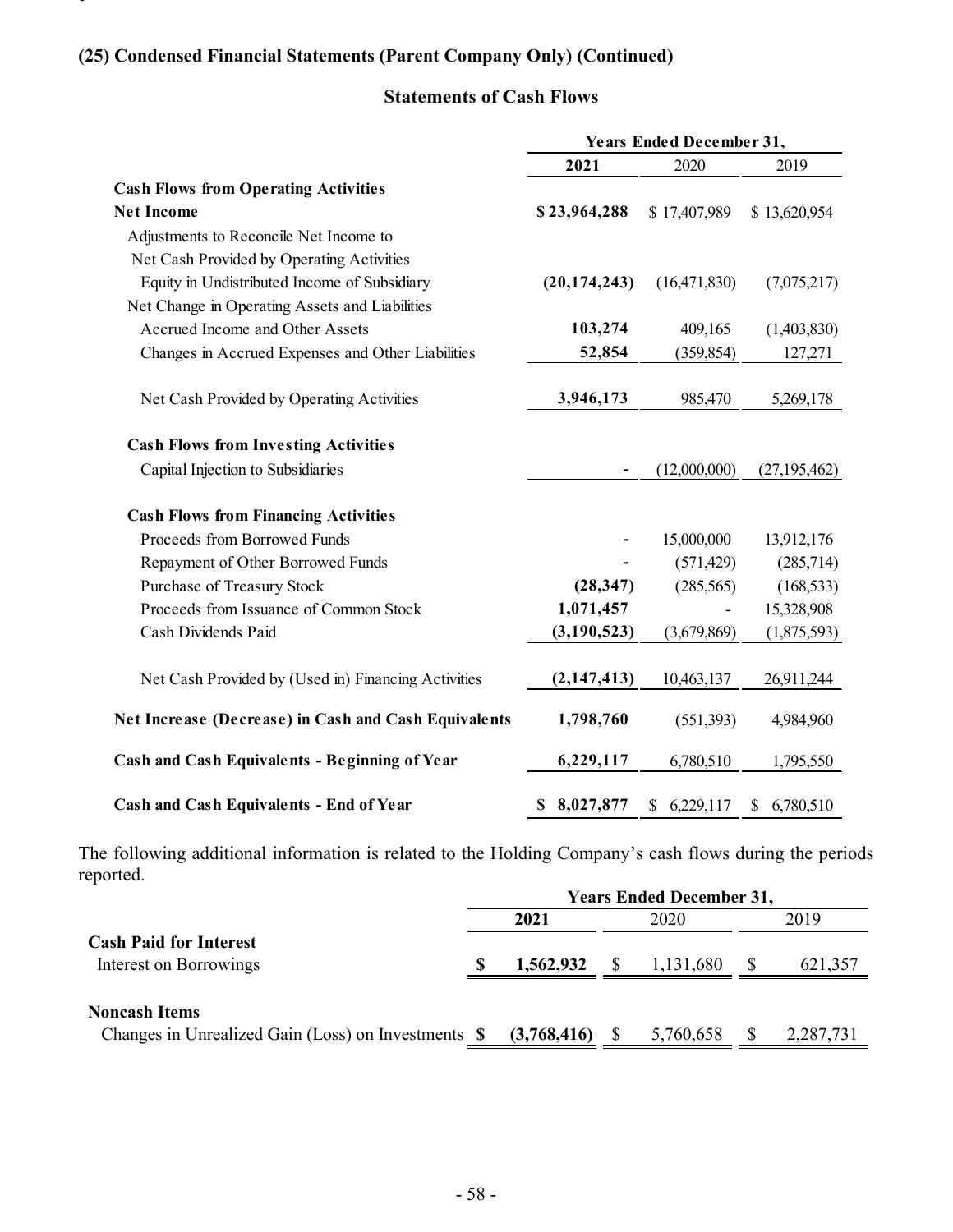**(25) Condensed Financial Statements (Parent Company Only) (Continued)**

**Statements of Cash Flows**

| | Years Ended December 31, | | |
|---|---|---|---|
| | **2021** | 2020 | 2019 |
| **Cash Flows from Operating Activities** | | | |
| **Net Income** | **$ 23,964,288** | $ 17,407,989 | $ 13,620,954 |
| Adjustments to Reconcile Net Income to Net Cash Provided by Operating Activities | | | |
| Equity in Undistributed Income of Subsidiary | **(20,174,243)** | (16,471,830) | (7,075,217) |
| Net Change in Operating Assets and Liabilities | | | |
| Accrued Income and Other Assets | **103,274** | 409,165 | (1,403,830) |
| Changes in Accrued Expenses and Other Liabilities | **52,854** | (359,854) | 127,271 |
| Net Cash Provided by Operating Activities | **3,946,173** | 985,470 | 5,269,178 |
| **Cash Flows from Investing Activities** | | | |
| Capital Injection to Subsidiaries | **-** | (12,000,000) | (27,195,462) |
| **Cash Flows from Financing Activities** | | | |
| Proceeds from Borrowed Funds | **-** | 15,000,000 | 13,912,176 |
| Repayment of Other Borrowed Funds | **-** | (571,429) | (285,714) |
| Purchase of Treasury Stock | **(28,347)** | (285,565) | (168,533) |
| Proceeds from Issuance of Common Stock | **1,071,457** | - | 15,328,908 |
| Cash Dividends Paid | **(3,190,523)** | (3,679,869) | (1,875,593) |
| Net Cash Provided by (Used in) Financing Activities | **(2,147,413)** | 10,463,137 | 26,911,244 |
| **Net Increase (Decrease) in Cash and Cash Equivalents** | **1,798,760** | (551,393) | 4,984,960 |
| **Cash and Cash Equivalents - Beginning of Year** | **6,229,117** | 6,780,510 | 1,795,550 |
| **Cash and Cash Equivalents - End of Year** | **$ 8,027,877** | $ 6,229,117 | $ 6,780,510 |

The following additional information is related to the Holding Company's cash flows during the periods reported.

| | Years Ended December 31, | | |
|---|---|---|---|
| | **2021** | 2020 | 2019 |
| **Cash Paid for Interest** | | | |
| Interest on Borrowings | **$ 1,562,932** | $ 1,131,680 | $ 621,357 |
| **Noncash Items** | | | |
| Changes in Unrealized Gain (Loss) on Investments | **$ (3,768,416)** | $ 5,760,658 | $ 2,287,731 |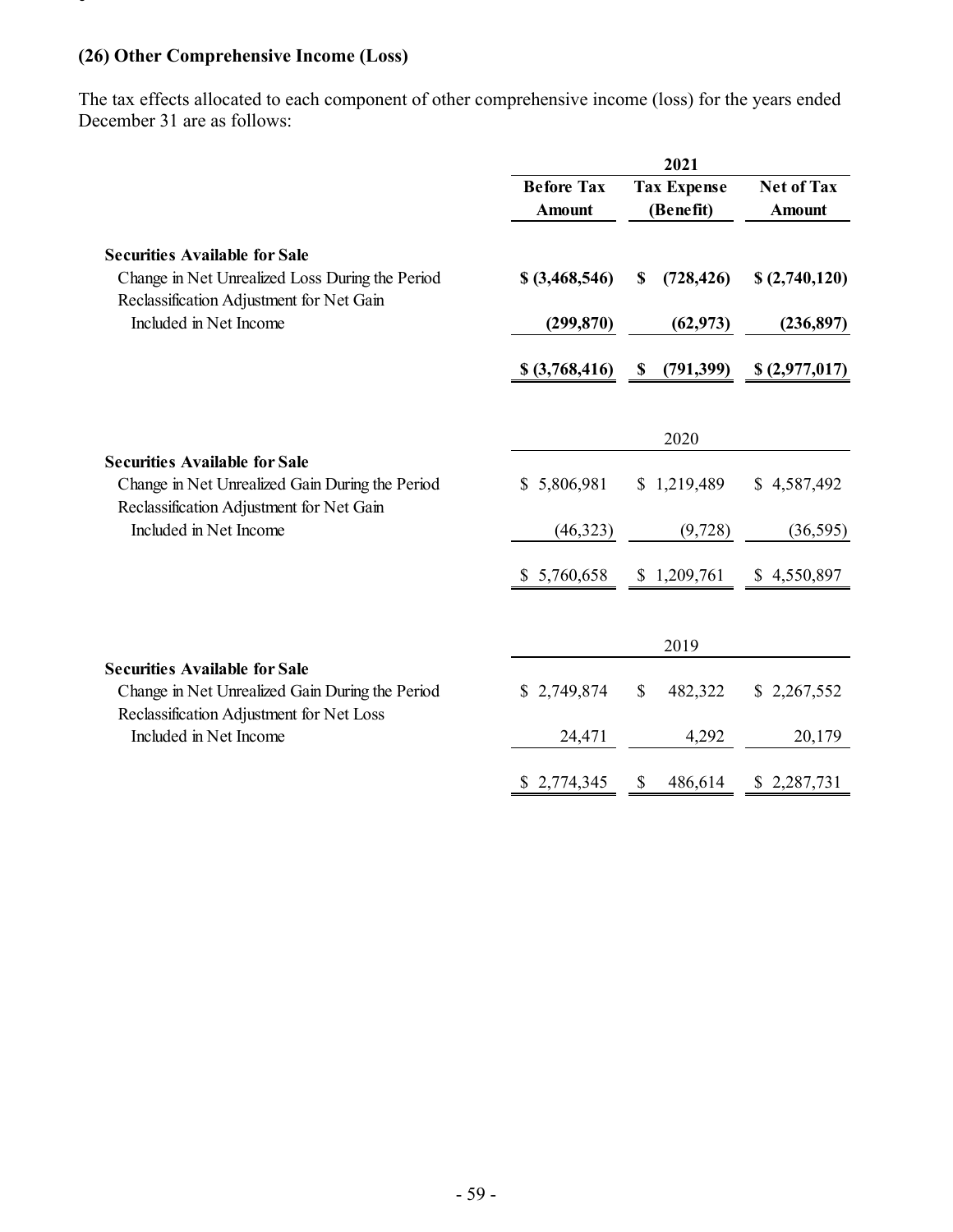### (26) Other Comprehensive Income (Loss)

The tax effects allocated to each component of other comprehensive income (loss) for the years ended December 31 are as follows:

| | 2021 | | |
|---|---|---|---|
| | **Before Tax Amount** | **Tax Expense (Benefit)** | **Net of Tax Amount** |
| **Securities Available for Sale** | | | |
| Change in Net Unrealized Loss During the Period | **$ (3,468,546)** | **$ (728,426)** | **$ (2,740,120)** |
| Reclassification Adjustment for Net Gain Included in Net Income | **(299,870)** | **(62,973)** | **(236,897)** |
| | **$ (3,768,416)** | **$ (791,399)** | **$ (2,977,017)** |

| | 2020 | | |
|---|---|---|---|
| **Securities Available for Sale** | | | |
| Change in Net Unrealized Gain During the Period | $ 5,806,981 | $ 1,219,489 | $ 4,587,492 |
| Reclassification Adjustment for Net Gain Included in Net Income | (46,323) | (9,728) | (36,595) |
| | $ 5,760,658 | $ 1,209,761 | $ 4,550,897 |

| | 2019 | | |
|---|---|---|---|
| **Securities Available for Sale** | | | |
| Change in Net Unrealized Gain During the Period | $ 2,749,874 | $ 482,322 | $ 2,267,552 |
| Reclassification Adjustment for Net Loss Included in Net Income | 24,471 | 4,292 | 20,179 |
| | $ 2,774,345 | $ 486,614 | $ 2,287,731 |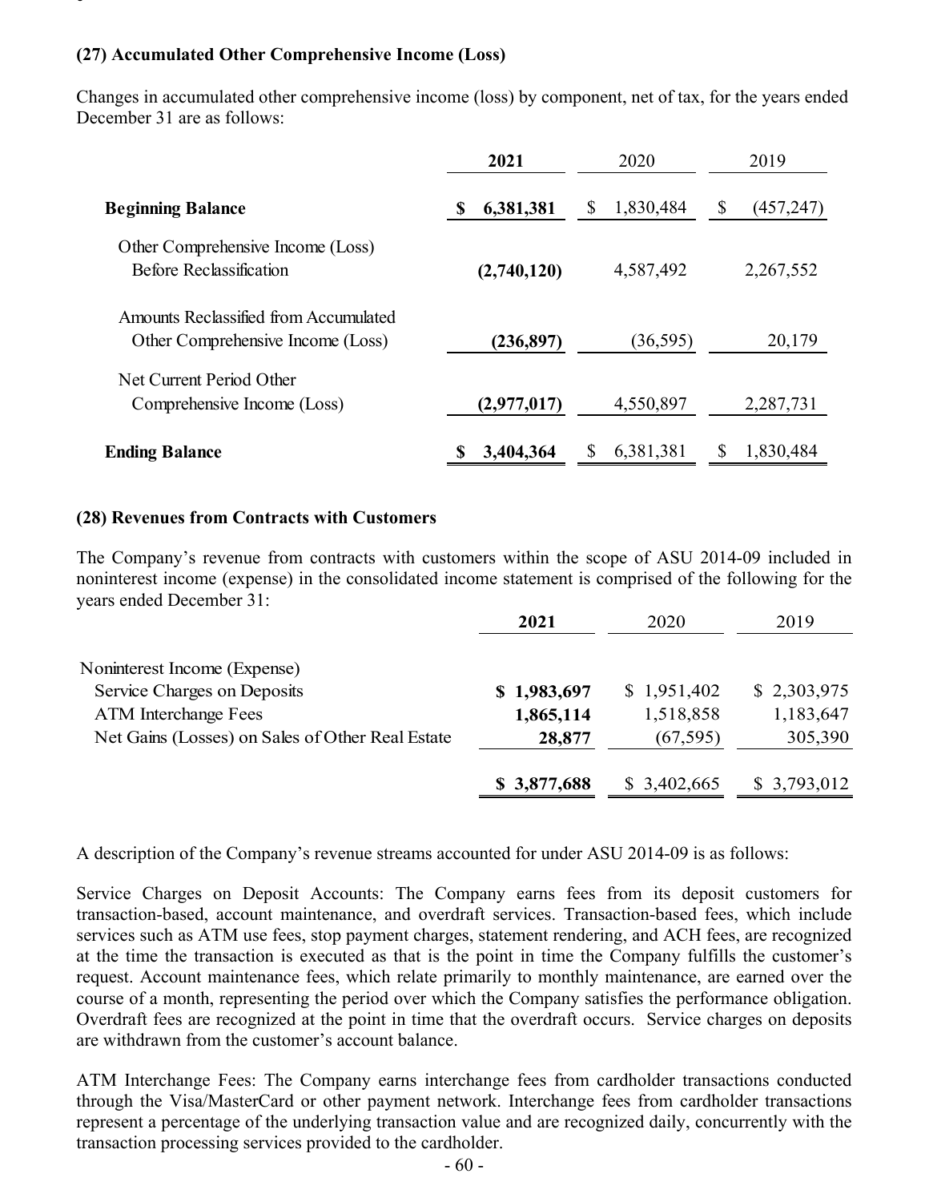### (27) Accumulated Other Comprehensive Income (Loss)

Changes in accumulated other comprehensive income (loss) by component, net of tax, for the years ended December 31 are as follows:

| | **2021** | 2020 | 2019 |
|---|---|---|---|
| **Beginning Balance** | **$ 6,381,381** | $ 1,830,484 | $ (457,247) |
| Other Comprehensive Income (Loss) Before Reclassification | **(2,740,120)** | 4,587,492 | 2,267,552 |
| Amounts Reclassified from Accumulated Other Comprehensive Income (Loss) | **(236,897)** | (36,595) | 20,179 |
| Net Current Period Other Comprehensive Income (Loss) | **(2,977,017)** | 4,550,897 | 2,287,731 |
| **Ending Balance** | **$ 3,404,364** | $ 6,381,381 | $ 1,830,484 |

### (28) Revenues from Contracts with Customers

The Company's revenue from contracts with customers within the scope of ASU 2014-09 included in noninterest income (expense) in the consolidated income statement is comprised of the following for the years ended December 31:

| | **2021** | 2020 | 2019 |
|---|---|---|---|
| Noninterest Income (Expense) | | | |
| Service Charges on Deposits | **$ 1,983,697** | $ 1,951,402 | $ 2,303,975 |
| ATM Interchange Fees | **1,865,114** | 1,518,858 | 1,183,647 |
| Net Gains (Losses) on Sales of Other Real Estate | **28,877** | (67,595) | 305,390 |
| | **$ 3,877,688** | $ 3,402,665 | $ 3,793,012 |

A description of the Company's revenue streams accounted for under ASU 2014-09 is as follows:

Service Charges on Deposit Accounts: The Company earns fees from its deposit customers for transaction-based, account maintenance, and overdraft services. Transaction-based fees, which include services such as ATM use fees, stop payment charges, statement rendering, and ACH fees, are recognized at the time the transaction is executed as that is the point in time the Company fulfills the customer's request. Account maintenance fees, which relate primarily to monthly maintenance, are earned over the course of a month, representing the period over which the Company satisfies the performance obligation. Overdraft fees are recognized at the point in time that the overdraft occurs. Service charges on deposits are withdrawn from the customer's account balance.

ATM Interchange Fees: The Company earns interchange fees from cardholder transactions conducted through the Visa/MasterCard or other payment network. Interchange fees from cardholder transactions represent a percentage of the underlying transaction value and are recognized daily, concurrently with the transaction processing services provided to the cardholder.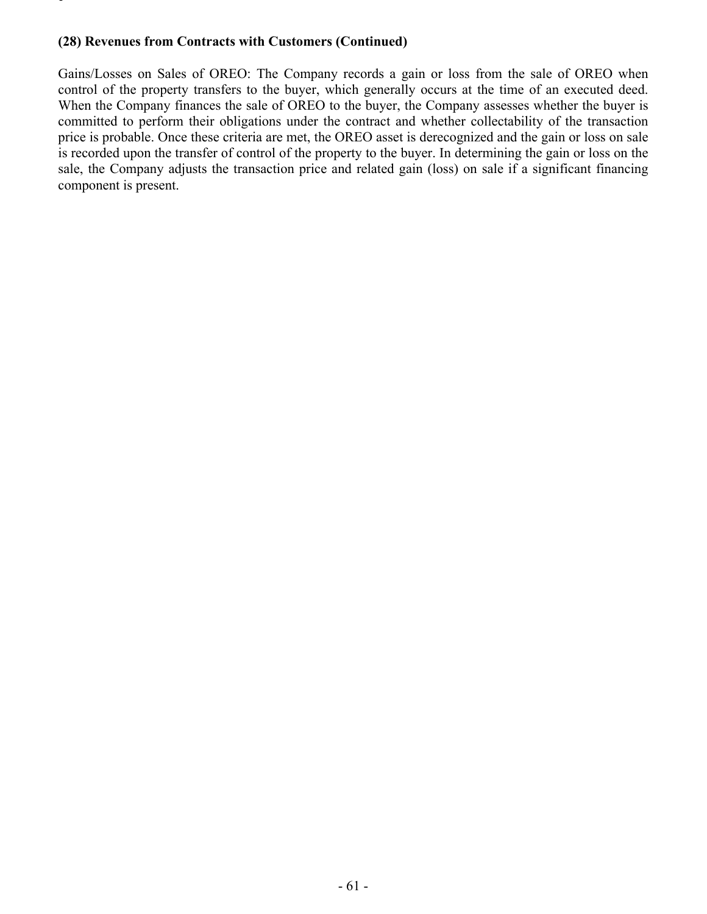**(28) Revenues from Contracts with Customers (Continued)**

Gains/Losses on Sales of OREO: The Company records a gain or loss from the sale of OREO when control of the property transfers to the buyer, which generally occurs at the time of an executed deed. When the Company finances the sale of OREO to the buyer, the Company assesses whether the buyer is committed to perform their obligations under the contract and whether collectability of the transaction price is probable. Once these criteria are met, the OREO asset is derecognized and the gain or loss on sale is recorded upon the transfer of control of the property to the buyer. In determining the gain or loss on the sale, the Company adjusts the transaction price and related gain (loss) on sale if a significant financing component is present.